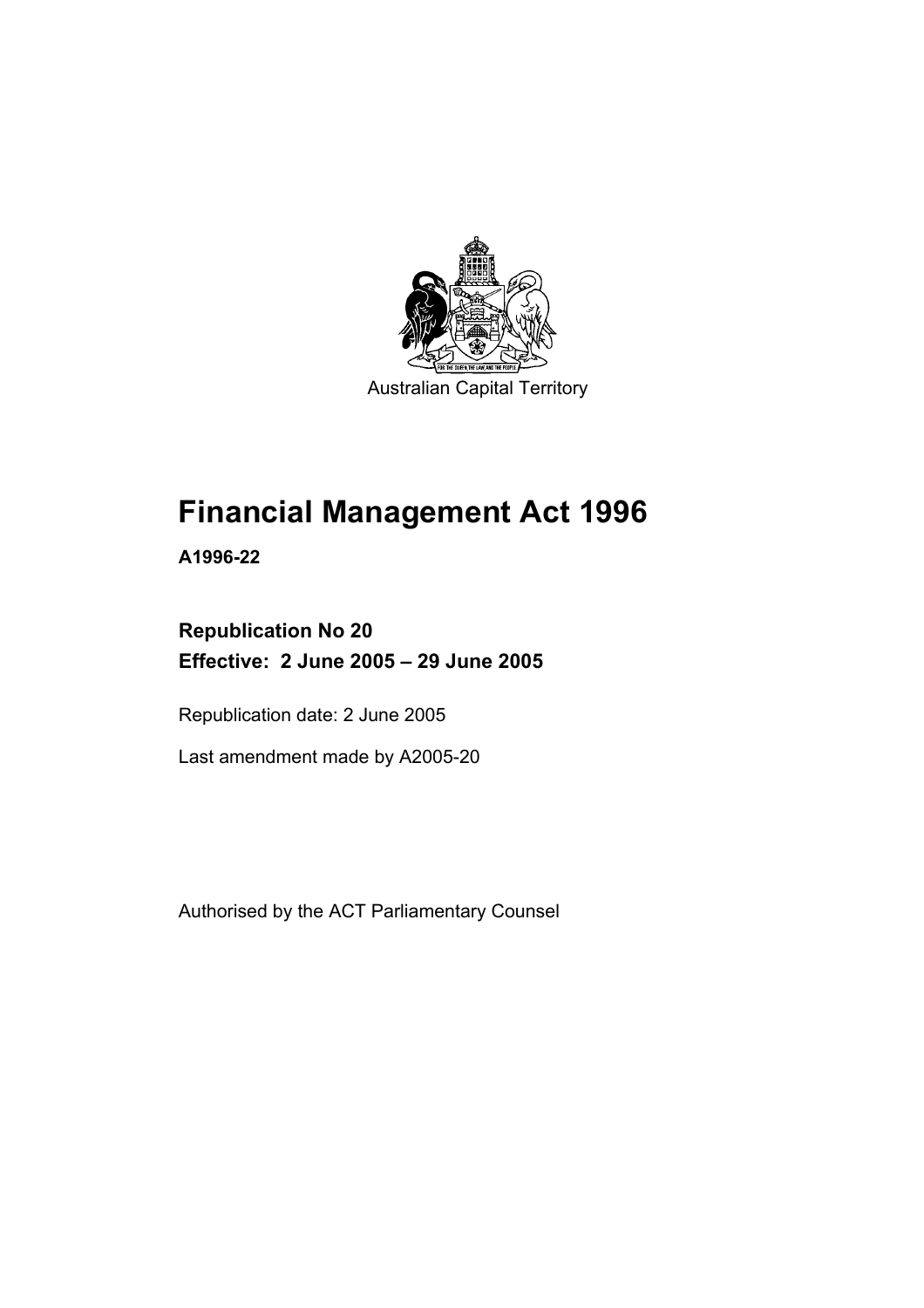Australian Capital Territory

# Financial Management Act 1996

**A1996-22**

**Republication No 20**
**Effective: 2 June 2005 – 29 June 2005**

Republication date: 2 June 2005

Last amendment made by A2005-20

Authorised by the ACT Parliamentary Counsel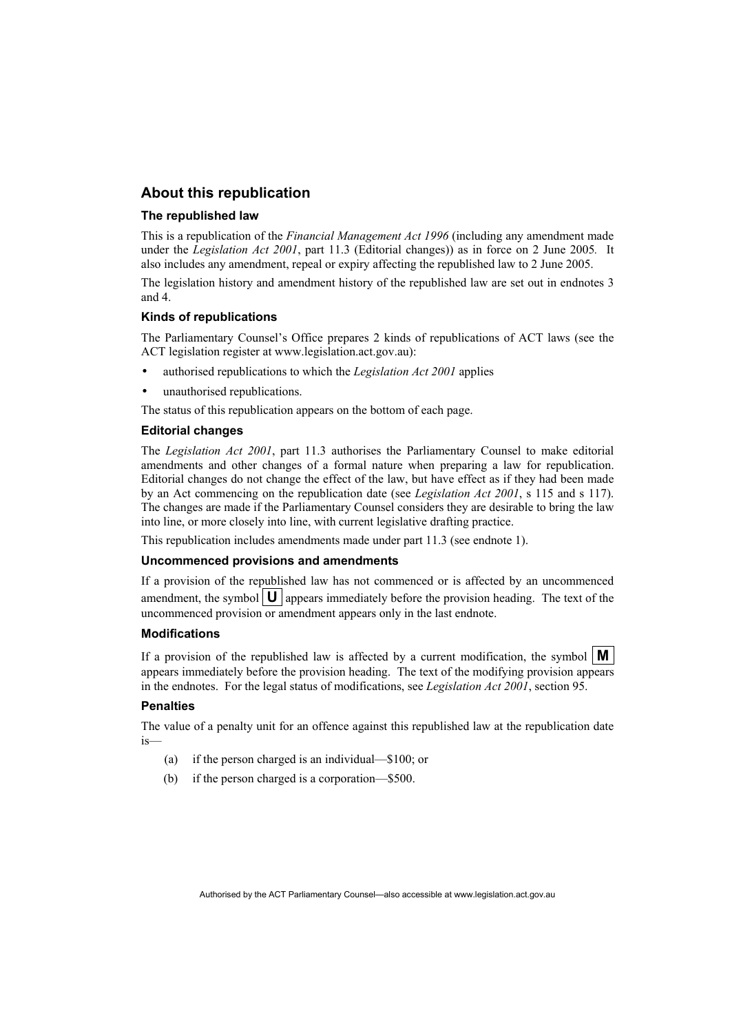## About this republication

### The republished law

This is a republication of the *Financial Management Act 1996* (including any amendment made under the *Legislation Act 2001*, part 11.3 (Editorial changes)) as in force on 2 June 2005*.* It also includes any amendment, repeal or expiry affecting the republished law to 2 June 2005.

The legislation history and amendment history of the republished law are set out in endnotes 3 and 4.

### Kinds of republications

The Parliamentary Counsel's Office prepares 2 kinds of republications of ACT laws (see the ACT legislation register at www.legislation.act.gov.au):

- authorised republications to which the *Legislation Act 2001* applies
- unauthorised republications.

The status of this republication appears on the bottom of each page.

### Editorial changes

The *Legislation Act 2001*, part 11.3 authorises the Parliamentary Counsel to make editorial amendments and other changes of a formal nature when preparing a law for republication. Editorial changes do not change the effect of the law, but have effect as if they had been made by an Act commencing on the republication date (see *Legislation Act 2001*, s 115 and s 117). The changes are made if the Parliamentary Counsel considers they are desirable to bring the law into line, or more closely into line, with current legislative drafting practice.

This republication includes amendments made under part 11.3 (see endnote 1).

### Uncommenced provisions and amendments

If a provision of the republished law has not commenced or is affected by an uncommenced amendment, the symbol **U** appears immediately before the provision heading. The text of the uncommenced provision or amendment appears only in the last endnote.

### Modifications

If a provision of the republished law is affected by a current modification, the symbol **M** appears immediately before the provision heading. The text of the modifying provision appears in the endnotes. For the legal status of modifications, see *Legislation Act 2001*, section 95.

### Penalties

The value of a penalty unit for an offence against this republished law at the republication date is—

(a) if the person charged is an individual—\$100; or

(b) if the person charged is a corporation—\$500.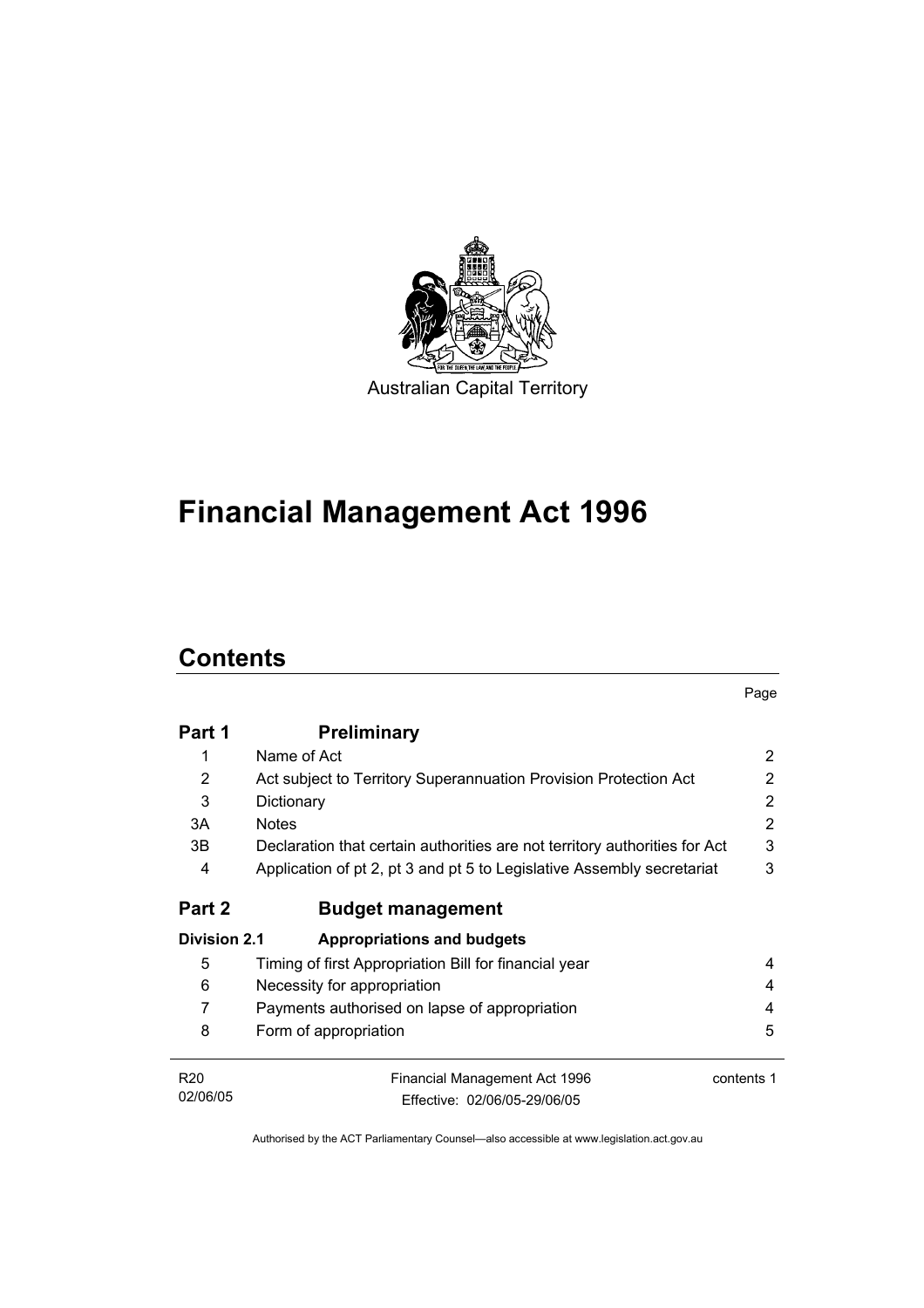Australian Capital Territory

# Financial Management Act 1996

## Contents

| | | Page |
|---|---|---|
| **Part 1** | **Preliminary** | |
| 1 | Name of Act | 2 |
| 2 | Act subject to Territory Superannuation Provision Protection Act | 2 |
| 3 | Dictionary | 2 |
| 3A | Notes | 2 |
| 3B | Declaration that certain authorities are not territory authorities for Act | 3 |
| 4 | Application of pt 2, pt 3 and pt 5 to Legislative Assembly secretariat | 3 |
| **Part 2** | **Budget management** | |
| **Division 2.1** | **Appropriations and budgets** | |
| 5 | Timing of first Appropriation Bill for financial year | 4 |
| 6 | Necessity for appropriation | 4 |
| 7 | Payments authorised on lapse of appropriation | 4 |
| 8 | Form of appropriation | 5 |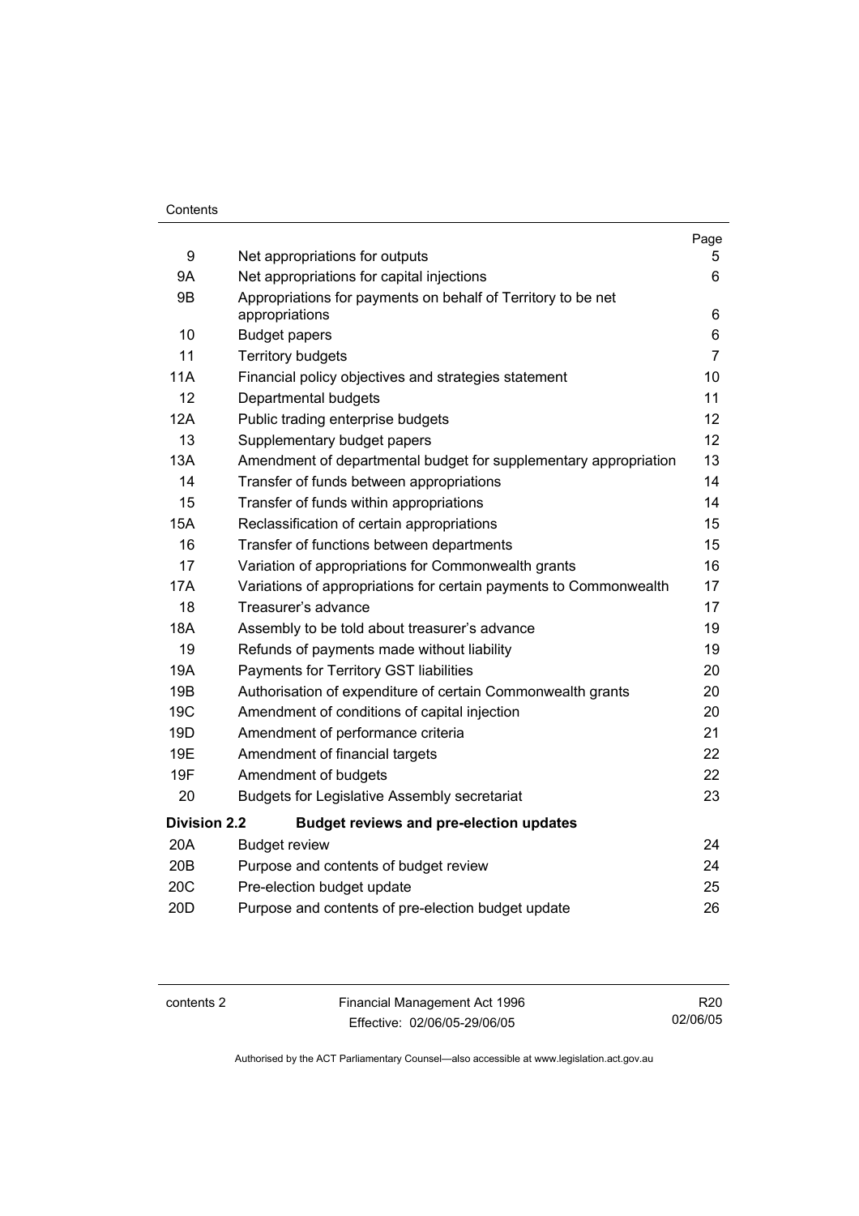| | | Page |
|---|---|---|
| 9 | Net appropriations for outputs | 5 |
| 9A | Net appropriations for capital injections | 6 |
| 9B | Appropriations for payments on behalf of Territory to be net appropriations | 6 |
| 10 | Budget papers | 6 |
| 11 | Territory budgets | 7 |
| 11A | Financial policy objectives and strategies statement | 10 |
| 12 | Departmental budgets | 11 |
| 12A | Public trading enterprise budgets | 12 |
| 13 | Supplementary budget papers | 12 |
| 13A | Amendment of departmental budget for supplementary appropriation | 13 |
| 14 | Transfer of funds between appropriations | 14 |
| 15 | Transfer of funds within appropriations | 14 |
| 15A | Reclassification of certain appropriations | 15 |
| 16 | Transfer of functions between departments | 15 |
| 17 | Variation of appropriations for Commonwealth grants | 16 |
| 17A | Variations of appropriations for certain payments to Commonwealth | 17 |
| 18 | Treasurer's advance | 17 |
| 18A | Assembly to be told about treasurer's advance | 19 |
| 19 | Refunds of payments made without liability | 19 |
| 19A | Payments for Territory GST liabilities | 20 |
| 19B | Authorisation of expenditure of certain Commonwealth grants | 20 |
| 19C | Amendment of conditions of capital injection | 20 |
| 19D | Amendment of performance criteria | 21 |
| 19E | Amendment of financial targets | 22 |
| 19F | Amendment of budgets | 22 |
| 20 | Budgets for Legislative Assembly secretariat | 23 |
| **Division 2.2** | **Budget reviews and pre-election updates** | |
| 20A | Budget review | 24 |
| 20B | Purpose and contents of budget review | 24 |
| 20C | Pre-election budget update | 25 |
| 20D | Purpose and contents of pre-election budget update | 26 |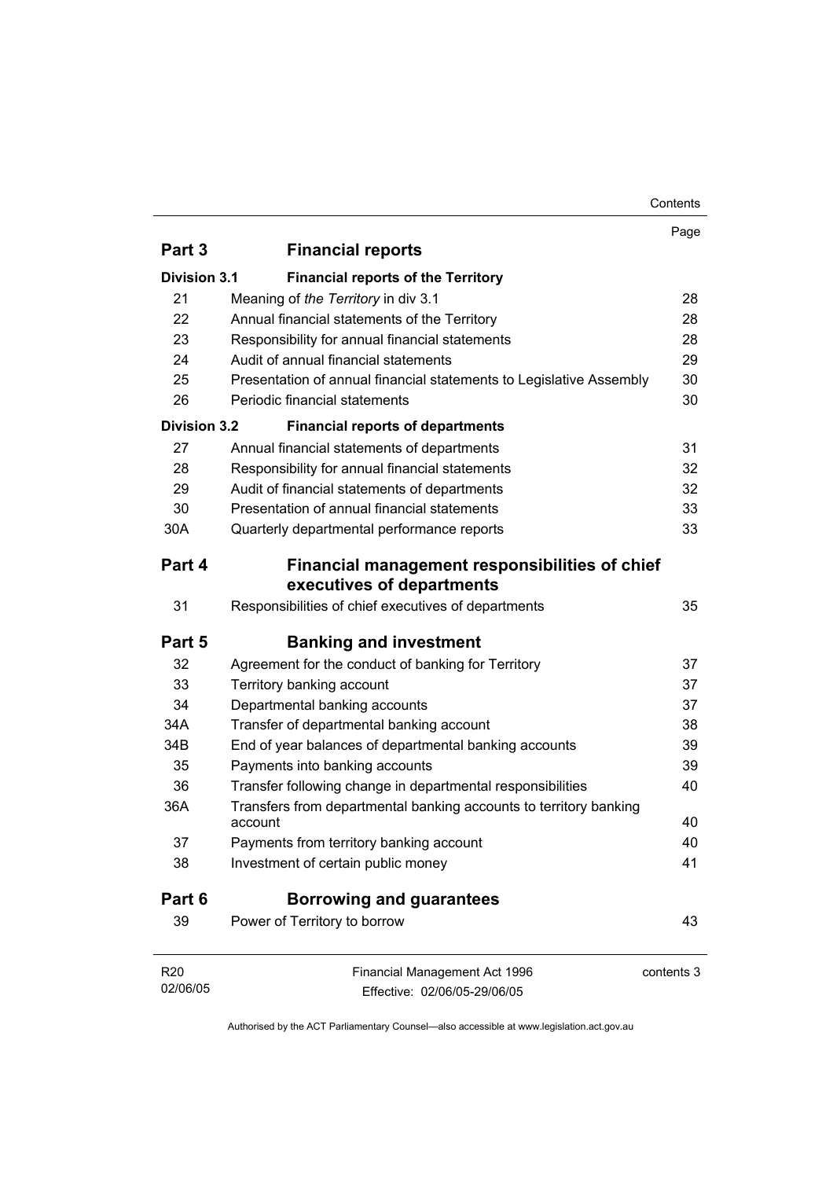| | | Page |
|---|---|---|
| **Part 3** | **Financial reports** | |
| **Division 3.1** | **Financial reports of the Territory** | |
| 21 | Meaning of *the Territory* in div 3.1 | 28 |
| 22 | Annual financial statements of the Territory | 28 |
| 23 | Responsibility for annual financial statements | 28 |
| 24 | Audit of annual financial statements | 29 |
| 25 | Presentation of annual financial statements to Legislative Assembly | 30 |
| 26 | Periodic financial statements | 30 |
| **Division 3.2** | **Financial reports of departments** | |
| 27 | Annual financial statements of departments | 31 |
| 28 | Responsibility for annual financial statements | 32 |
| 29 | Audit of financial statements of departments | 32 |
| 30 | Presentation of annual financial statements | 33 |
| 30A | Quarterly departmental performance reports | 33 |
| **Part 4** | **Financial management responsibilities of chief executives of departments** | |
| 31 | Responsibilities of chief executives of departments | 35 |
| **Part 5** | **Banking and investment** | |
| 32 | Agreement for the conduct of banking for Territory | 37 |
| 33 | Territory banking account | 37 |
| 34 | Departmental banking accounts | 37 |
| 34A | Transfer of departmental banking account | 38 |
| 34B | End of year balances of departmental banking accounts | 39 |
| 35 | Payments into banking accounts | 39 |
| 36 | Transfer following change in departmental responsibilities | 40 |
| 36A | Transfers from departmental banking accounts to territory banking account | 40 |
| 37 | Payments from territory banking account | 40 |
| 38 | Investment of certain public money | 41 |
| **Part 6** | **Borrowing and guarantees** | |
| 39 | Power of Territory to borrow | 43 |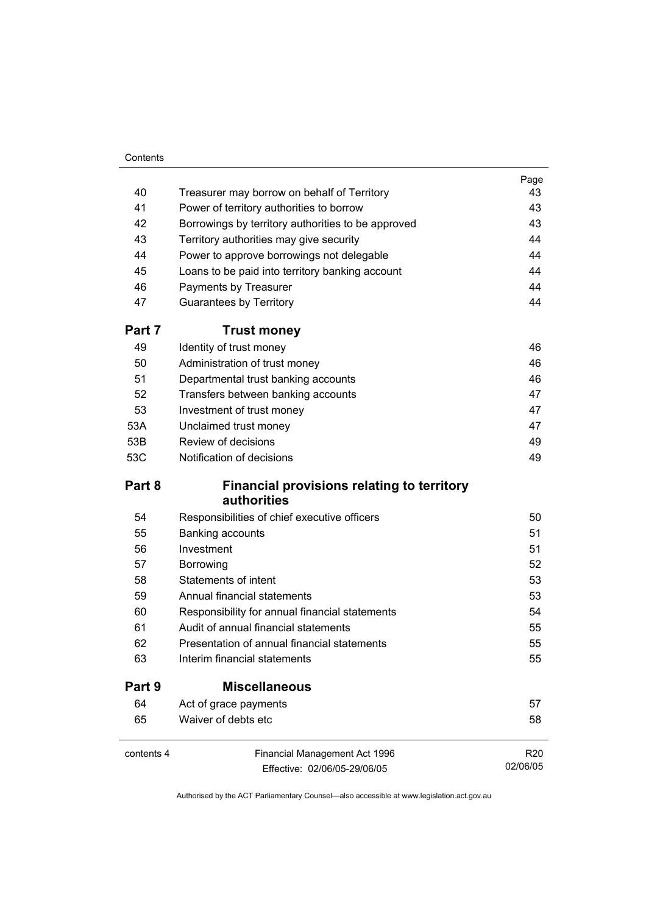| | | Page |
|---|---|---|
| 40 | Treasurer may borrow on behalf of Territory | 43 |
| 41 | Power of territory authorities to borrow | 43 |
| 42 | Borrowings by territory authorities to be approved | 43 |
| 43 | Territory authorities may give security | 44 |
| 44 | Power to approve borrowings not delegable | 44 |
| 45 | Loans to be paid into territory banking account | 44 |
| 46 | Payments by Treasurer | 44 |
| 47 | Guarantees by Territory | 44 |

## Part 7 Trust money

| | | |
|---|---|---|
| 49 | Identity of trust money | 46 |
| 50 | Administration of trust money | 46 |
| 51 | Departmental trust banking accounts | 46 |
| 52 | Transfers between banking accounts | 47 |
| 53 | Investment of trust money | 47 |
| 53A | Unclaimed trust money | 47 |
| 53B | Review of decisions | 49 |
| 53C | Notification of decisions | 49 |

## Part 8 Financial provisions relating to territory authorities

| | | |
|---|---|---|
| 54 | Responsibilities of chief executive officers | 50 |
| 55 | Banking accounts | 51 |
| 56 | Investment | 51 |
| 57 | Borrowing | 52 |
| 58 | Statements of intent | 53 |
| 59 | Annual financial statements | 53 |
| 60 | Responsibility for annual financial statements | 54 |
| 61 | Audit of annual financial statements | 55 |
| 62 | Presentation of annual financial statements | 55 |
| 63 | Interim financial statements | 55 |

## Part 9 Miscellaneous

| | | |
|---|---|---|
| 64 | Act of grace payments | 57 |
| 65 | Waiver of debts etc | 58 |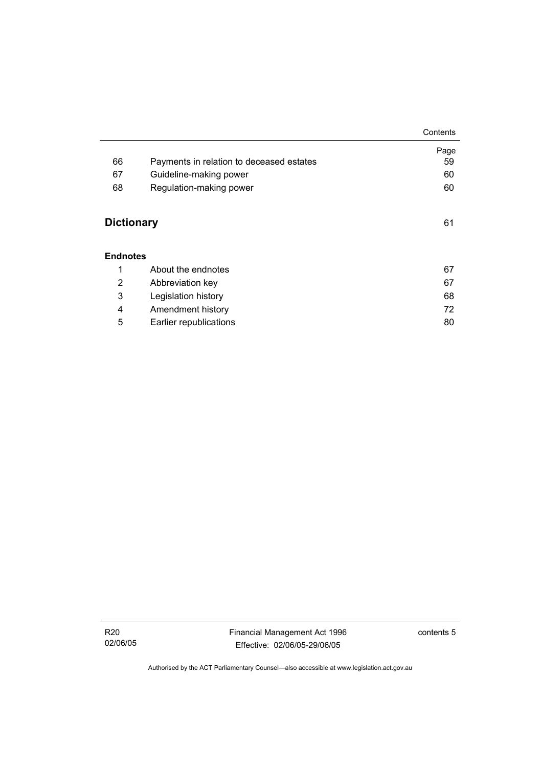| | | Page |
|---|---|---|
| 66 | Payments in relation to deceased estates | 59 |
| 67 | Guideline-making power | 60 |
| 68 | Regulation-making power | 60 |

## Dictionary 61

### Endnotes

| | | |
|---|---|---|
| 1 | About the endnotes | 67 |
| 2 | Abbreviation key | 67 |
| 3 | Legislation history | 68 |
| 4 | Amendment history | 72 |
| 5 | Earlier republications | 80 |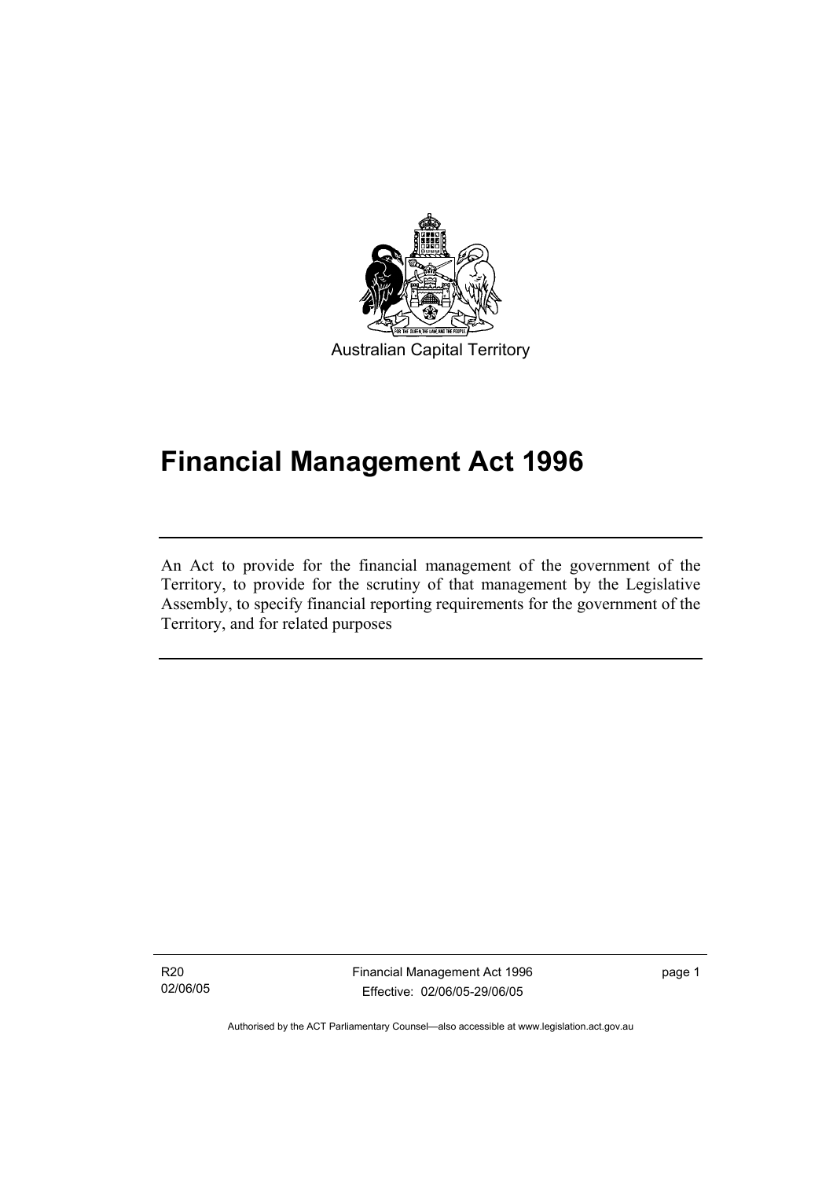Australian Capital Territory

# Financial Management Act 1996

An Act to provide for the financial management of the government of the Territory, to provide for the scrutiny of that management by the Legislative Assembly, to specify financial reporting requirements for the government of the Territory, and for related purposes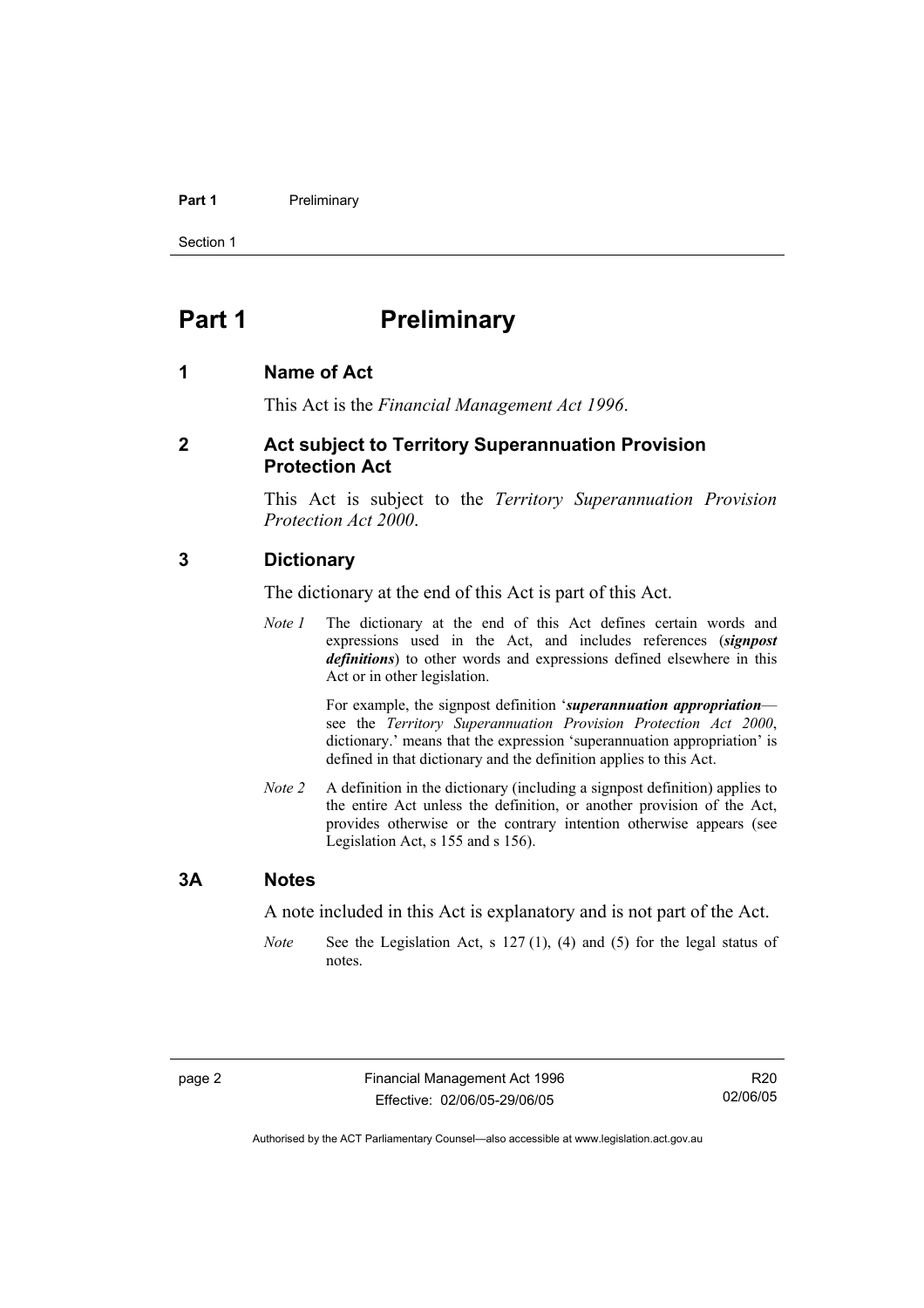# Part 1 Preliminary

## 1 Name of Act

This Act is the *Financial Management Act 1996*.

## 2 Act subject to Territory Superannuation Provision Protection Act

This Act is subject to the *Territory Superannuation Provision Protection Act 2000*.

## 3 Dictionary

The dictionary at the end of this Act is part of this Act.

*Note 1* The dictionary at the end of this Act defines certain words and expressions used in the Act, and includes references (***signpost definitions***) to other words and expressions defined elsewhere in this Act or in other legislation.

For example, the signpost definition '***superannuation appropriation***—see the *Territory Superannuation Provision Protection Act 2000*, dictionary.' means that the expression 'superannuation appropriation' is defined in that dictionary and the definition applies to this Act.

*Note 2* A definition in the dictionary (including a signpost definition) applies to the entire Act unless the definition, or another provision of the Act, provides otherwise or the contrary intention otherwise appears (see Legislation Act, s 155 and s 156).

## 3A Notes

A note included in this Act is explanatory and is not part of the Act.

*Note* See the Legislation Act, s 127 (1), (4) and (5) for the legal status of notes.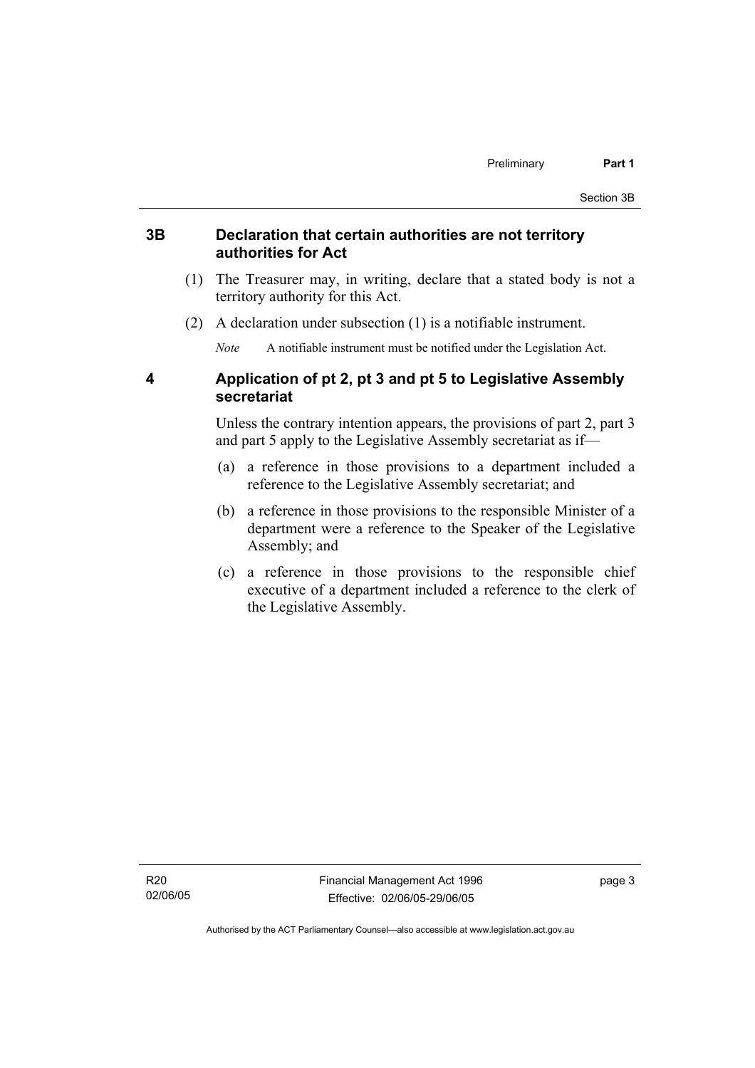### 3B Declaration that certain authorities are not territory authorities for Act

(1) The Treasurer may, in writing, declare that a stated body is not a territory authority for this Act.

(2) A declaration under subsection (1) is a notifiable instrument.

*Note* A notifiable instrument must be notified under the Legislation Act.

### 4 Application of pt 2, pt 3 and pt 5 to Legislative Assembly secretariat

Unless the contrary intention appears, the provisions of part 2, part 3 and part 5 apply to the Legislative Assembly secretariat as if—

(a) a reference in those provisions to a department included a reference to the Legislative Assembly secretariat; and

(b) a reference in those provisions to the responsible Minister of a department were a reference to the Speaker of the Legislative Assembly; and

(c) a reference in those provisions to the responsible chief executive of a department included a reference to the clerk of the Legislative Assembly.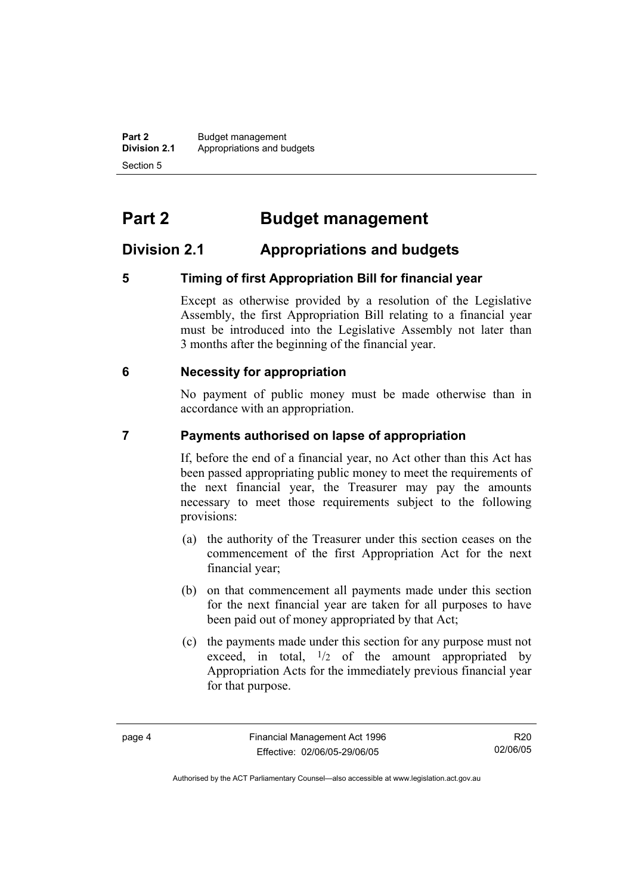# Part 2 Budget management

## Division 2.1 Appropriations and budgets

### 5 Timing of first Appropriation Bill for financial year

Except as otherwise provided by a resolution of the Legislative Assembly, the first Appropriation Bill relating to a financial year must be introduced into the Legislative Assembly not later than 3 months after the beginning of the financial year.

### 6 Necessity for appropriation

No payment of public money must be made otherwise than in accordance with an appropriation.

### 7 Payments authorised on lapse of appropriation

If, before the end of a financial year, no Act other than this Act has been passed appropriating public money to meet the requirements of the next financial year, the Treasurer may pay the amounts necessary to meet those requirements subject to the following provisions:

(a) the authority of the Treasurer under this section ceases on the commencement of the first Appropriation Act for the next financial year;

(b) on that commencement all payments made under this section for the next financial year are taken for all purposes to have been paid out of money appropriated by that Act;

(c) the payments made under this section for any purpose must not exceed, in total, $^{1}/_{2}$ of the amount appropriated by Appropriation Acts for the immediately previous financial year for that purpose.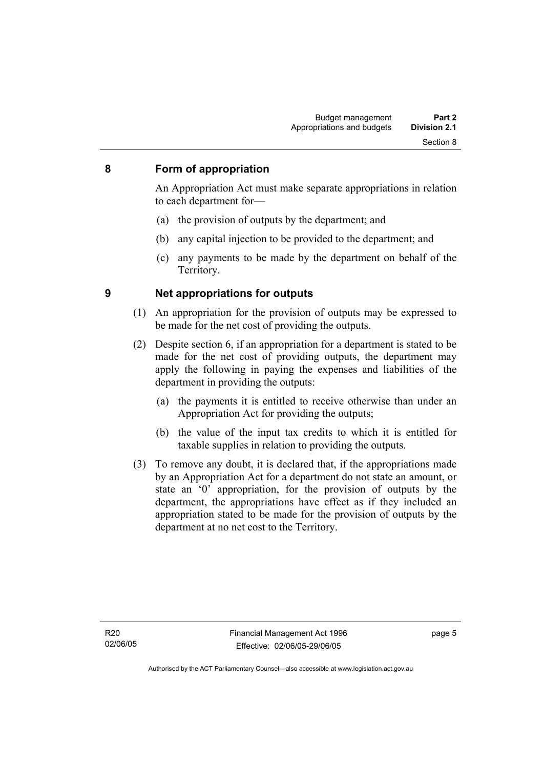## 8 Form of appropriation

An Appropriation Act must make separate appropriations in relation to each department for—

(a) the provision of outputs by the department; and

(b) any capital injection to be provided to the department; and

(c) any payments to be made by the department on behalf of the Territory.

## 9 Net appropriations for outputs

(1) An appropriation for the provision of outputs may be expressed to be made for the net cost of providing the outputs.

(2) Despite section 6, if an appropriation for a department is stated to be made for the net cost of providing outputs, the department may apply the following in paying the expenses and liabilities of the department in providing the outputs:

(a) the payments it is entitled to receive otherwise than under an Appropriation Act for providing the outputs;

(b) the value of the input tax credits to which it is entitled for taxable supplies in relation to providing the outputs.

(3) To remove any doubt, it is declared that, if the appropriations made by an Appropriation Act for a department do not state an amount, or state an '0' appropriation, for the provision of outputs by the department, the appropriations have effect as if they included an appropriation stated to be made for the provision of outputs by the department at no net cost to the Territory.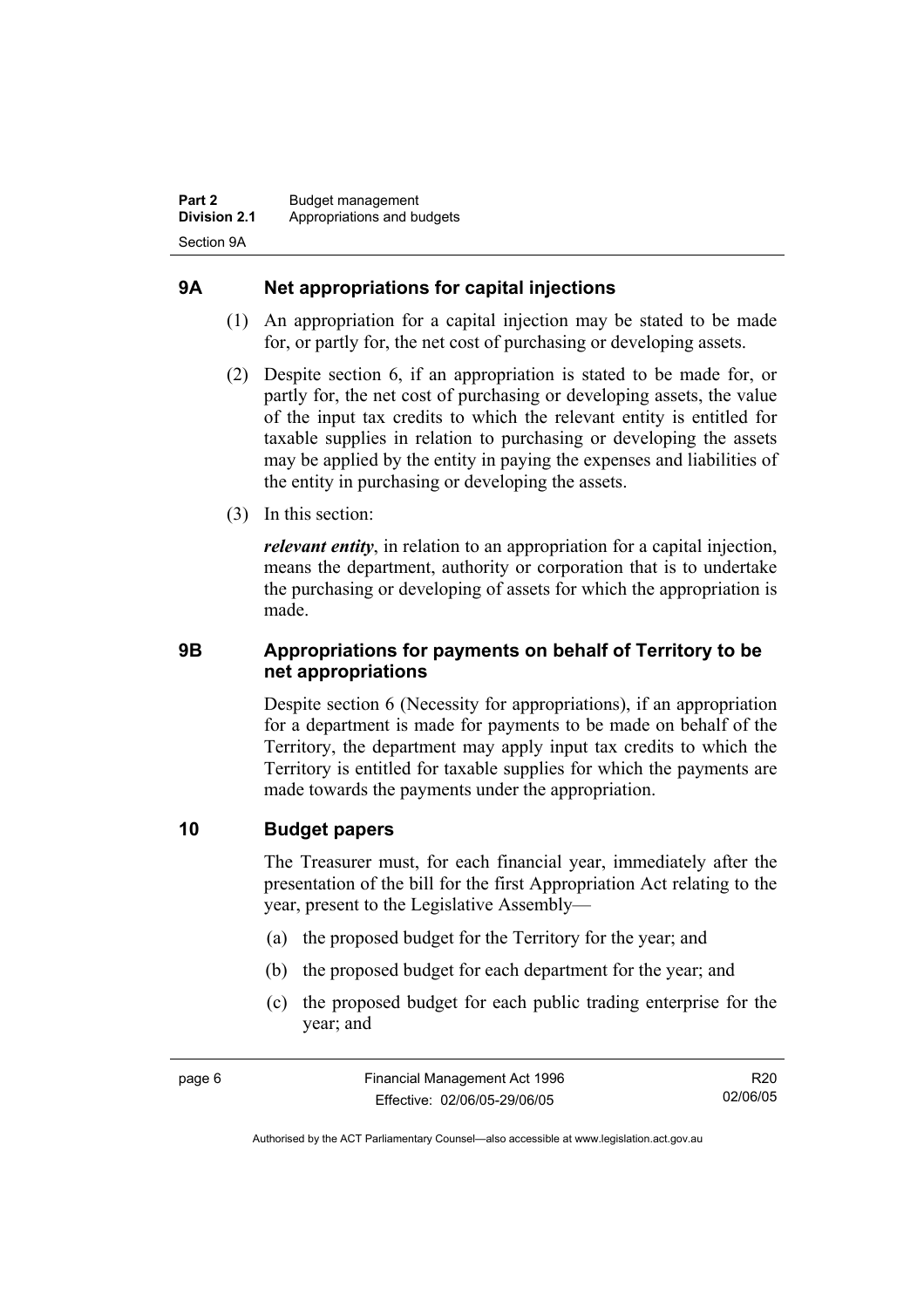## 9A Net appropriations for capital injections

(1) An appropriation for a capital injection may be stated to be made for, or partly for, the net cost of purchasing or developing assets.

(2) Despite section 6, if an appropriation is stated to be made for, or partly for, the net cost of purchasing or developing assets, the value of the input tax credits to which the relevant entity is entitled for taxable supplies in relation to purchasing or developing the assets may be applied by the entity in paying the expenses and liabilities of the entity in purchasing or developing the assets.

(3) In this section:

***relevant entity***, in relation to an appropriation for a capital injection, means the department, authority or corporation that is to undertake the purchasing or developing of assets for which the appropriation is made.

## 9B Appropriations for payments on behalf of Territory to be net appropriations

Despite section 6 (Necessity for appropriations), if an appropriation for a department is made for payments to be made on behalf of the Territory, the department may apply input tax credits to which the Territory is entitled for taxable supplies for which the payments are made towards the payments under the appropriation.

## 10 Budget papers

The Treasurer must, for each financial year, immediately after the presentation of the bill for the first Appropriation Act relating to the year, present to the Legislative Assembly—

(a) the proposed budget for the Territory for the year; and

(b) the proposed budget for each department for the year; and

(c) the proposed budget for each public trading enterprise for the year; and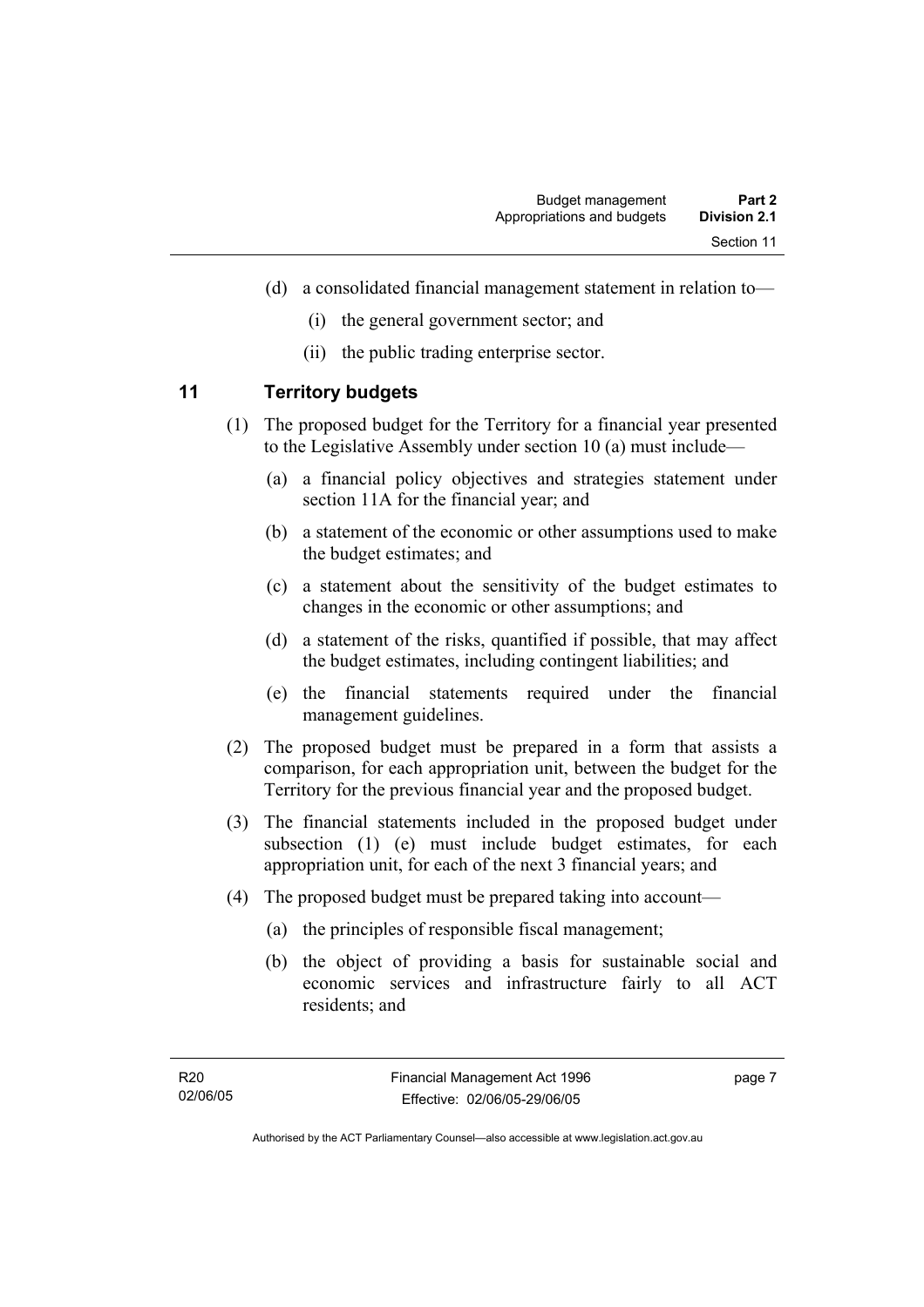(d) a consolidated financial management statement in relation to—

(i) the general government sector; and

(ii) the public trading enterprise sector.

## 11 Territory budgets

(1) The proposed budget for the Territory for a financial year presented to the Legislative Assembly under section 10 (a) must include—

(a) a financial policy objectives and strategies statement under section 11A for the financial year; and

(b) a statement of the economic or other assumptions used to make the budget estimates; and

(c) a statement about the sensitivity of the budget estimates to changes in the economic or other assumptions; and

(d) a statement of the risks, quantified if possible, that may affect the budget estimates, including contingent liabilities; and

(e) the financial statements required under the financial management guidelines.

(2) The proposed budget must be prepared in a form that assists a comparison, for each appropriation unit, between the budget for the Territory for the previous financial year and the proposed budget.

(3) The financial statements included in the proposed budget under subsection (1) (e) must include budget estimates, for each appropriation unit, for each of the next 3 financial years; and

(4) The proposed budget must be prepared taking into account—

(a) the principles of responsible fiscal management;

(b) the object of providing a basis for sustainable social and economic services and infrastructure fairly to all ACT residents; and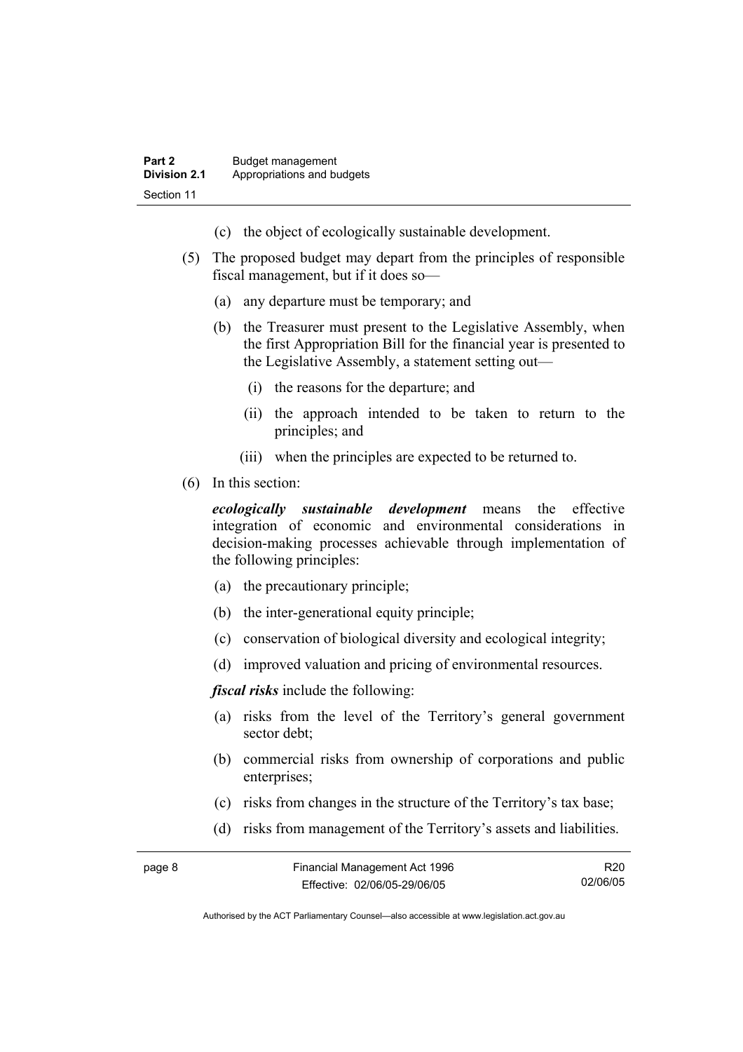(c) the object of ecologically sustainable development.

(5) The proposed budget may depart from the principles of responsible fiscal management, but if it does so—

(a) any departure must be temporary; and

(b) the Treasurer must present to the Legislative Assembly, when the first Appropriation Bill for the financial year is presented to the Legislative Assembly, a statement setting out—

(i) the reasons for the departure; and

(ii) the approach intended to be taken to return to the principles; and

(iii) when the principles are expected to be returned to.

(6) In this section:

***ecologically sustainable development*** means the effective integration of economic and environmental considerations in decision-making processes achievable through implementation of the following principles:

(a) the precautionary principle;

(b) the inter-generational equity principle;

(c) conservation of biological diversity and ecological integrity;

(d) improved valuation and pricing of environmental resources.

***fiscal risks*** include the following:

(a) risks from the level of the Territory's general government sector debt;

(b) commercial risks from ownership of corporations and public enterprises;

(c) risks from changes in the structure of the Territory's tax base;

(d) risks from management of the Territory's assets and liabilities.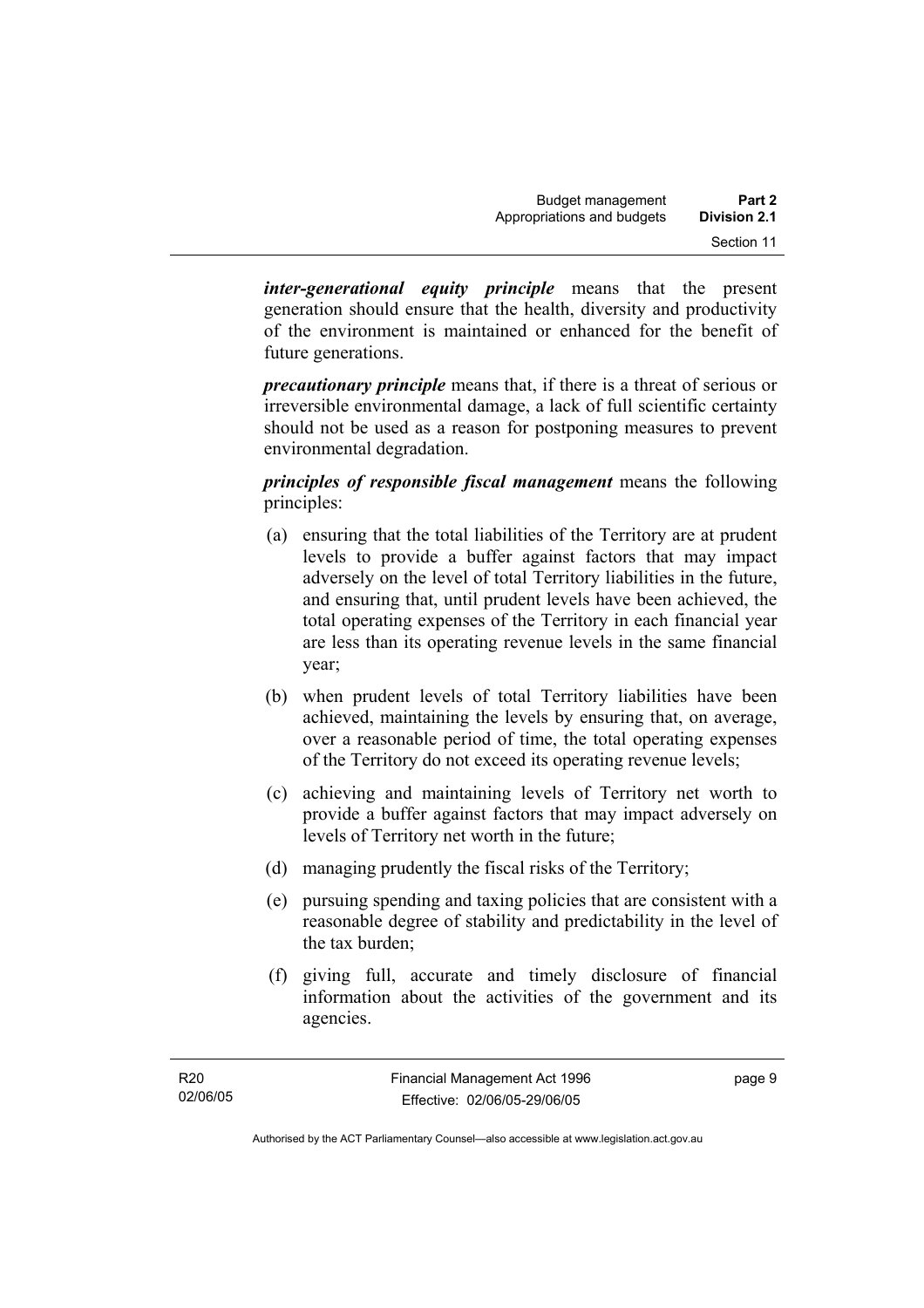***inter-generational equity principle*** means that the present generation should ensure that the health, diversity and productivity of the environment is maintained or enhanced for the benefit of future generations.

***precautionary principle*** means that, if there is a threat of serious or irreversible environmental damage, a lack of full scientific certainty should not be used as a reason for postponing measures to prevent environmental degradation.

***principles of responsible fiscal management*** means the following principles:

(a) ensuring that the total liabilities of the Territory are at prudent levels to provide a buffer against factors that may impact adversely on the level of total Territory liabilities in the future, and ensuring that, until prudent levels have been achieved, the total operating expenses of the Territory in each financial year are less than its operating revenue levels in the same financial year;

(b) when prudent levels of total Territory liabilities have been achieved, maintaining the levels by ensuring that, on average, over a reasonable period of time, the total operating expenses of the Territory do not exceed its operating revenue levels;

(c) achieving and maintaining levels of Territory net worth to provide a buffer against factors that may impact adversely on levels of Territory net worth in the future;

(d) managing prudently the fiscal risks of the Territory;

(e) pursuing spending and taxing policies that are consistent with a reasonable degree of stability and predictability in the level of the tax burden;

(f) giving full, accurate and timely disclosure of financial information about the activities of the government and its agencies.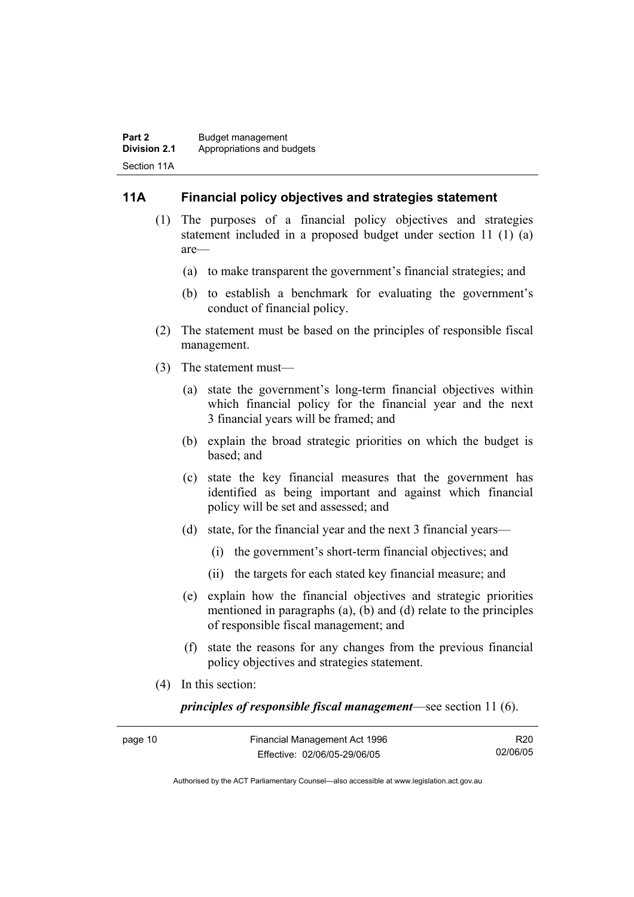## 11A Financial policy objectives and strategies statement

(1) The purposes of a financial policy objectives and strategies statement included in a proposed budget under section 11 (1) (a) are—

(a) to make transparent the government's financial strategies; and

(b) to establish a benchmark for evaluating the government's conduct of financial policy.

(2) The statement must be based on the principles of responsible fiscal management.

(3) The statement must—

(a) state the government's long-term financial objectives within which financial policy for the financial year and the next 3 financial years will be framed; and

(b) explain the broad strategic priorities on which the budget is based; and

(c) state the key financial measures that the government has identified as being important and against which financial policy will be set and assessed; and

(d) state, for the financial year and the next 3 financial years—

(i) the government's short-term financial objectives; and

(ii) the targets for each stated key financial measure; and

(e) explain how the financial objectives and strategic priorities mentioned in paragraphs (a), (b) and (d) relate to the principles of responsible fiscal management; and

(f) state the reasons for any changes from the previous financial policy objectives and strategies statement.

(4) In this section:

***principles of responsible fiscal management***—see section 11 (6).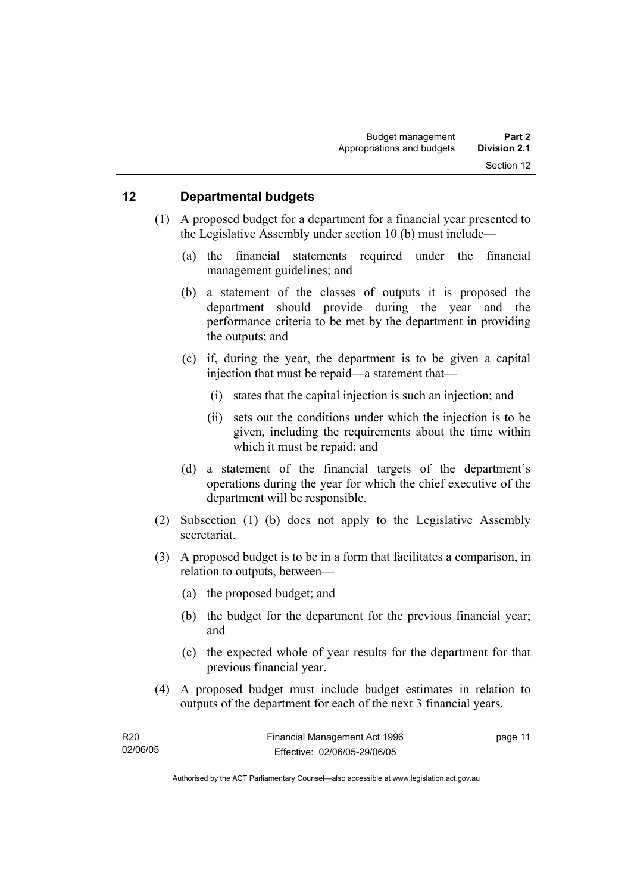## 12 Departmental budgets

(1) A proposed budget for a department for a financial year presented to the Legislative Assembly under section 10 (b) must include—

(a) the financial statements required under the financial management guidelines; and

(b) a statement of the classes of outputs it is proposed the department should provide during the year and the performance criteria to be met by the department in providing the outputs; and

(c) if, during the year, the department is to be given a capital injection that must be repaid—a statement that—

(i) states that the capital injection is such an injection; and

(ii) sets out the conditions under which the injection is to be given, including the requirements about the time within which it must be repaid; and

(d) a statement of the financial targets of the department's operations during the year for which the chief executive of the department will be responsible.

(2) Subsection (1) (b) does not apply to the Legislative Assembly secretariat.

(3) A proposed budget is to be in a form that facilitates a comparison, in relation to outputs, between—

(a) the proposed budget; and

(b) the budget for the department for the previous financial year; and

(c) the expected whole of year results for the department for that previous financial year.

(4) A proposed budget must include budget estimates in relation to outputs of the department for each of the next 3 financial years.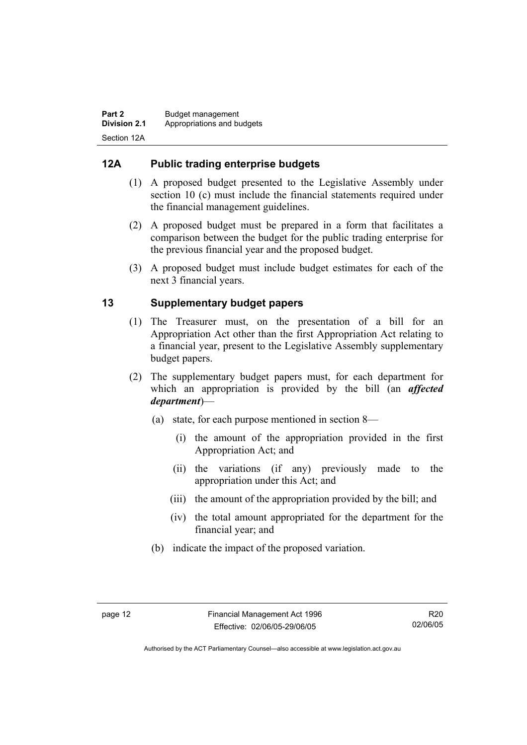## 12A Public trading enterprise budgets

(1) A proposed budget presented to the Legislative Assembly under section 10 (c) must include the financial statements required under the financial management guidelines.

(2) A proposed budget must be prepared in a form that facilitates a comparison between the budget for the public trading enterprise for the previous financial year and the proposed budget.

(3) A proposed budget must include budget estimates for each of the next 3 financial years.

## 13 Supplementary budget papers

(1) The Treasurer must, on the presentation of a bill for an Appropriation Act other than the first Appropriation Act relating to a financial year, present to the Legislative Assembly supplementary budget papers.

(2) The supplementary budget papers must, for each department for which an appropriation is provided by the bill (an ***affected department***)—

(a) state, for each purpose mentioned in section 8—

(i) the amount of the appropriation provided in the first Appropriation Act; and

(ii) the variations (if any) previously made to the appropriation under this Act; and

(iii) the amount of the appropriation provided by the bill; and

(iv) the total amount appropriated for the department for the financial year; and

(b) indicate the impact of the proposed variation.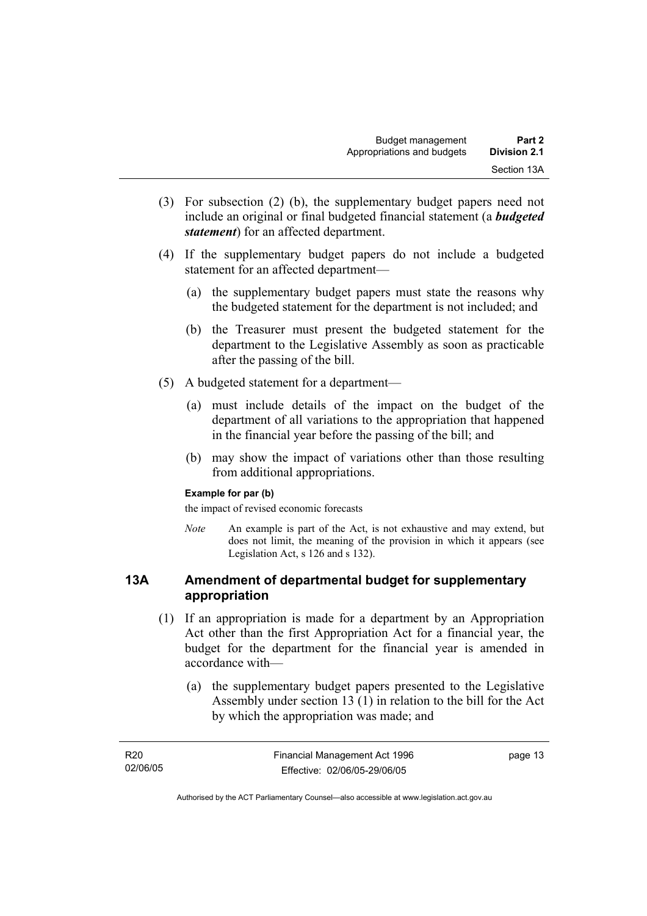(3) For subsection (2) (b), the supplementary budget papers need not include an original or final budgeted financial statement (a ***budgeted statement***) for an affected department.

(4) If the supplementary budget papers do not include a budgeted statement for an affected department—

(a) the supplementary budget papers must state the reasons why the budgeted statement for the department is not included; and

(b) the Treasurer must present the budgeted statement for the department to the Legislative Assembly as soon as practicable after the passing of the bill.

(5) A budgeted statement for a department—

(a) must include details of the impact on the budget of the department of all variations to the appropriation that happened in the financial year before the passing of the bill; and

(b) may show the impact of variations other than those resulting from additional appropriations.

**Example for par (b)**

the impact of revised economic forecasts

*Note* An example is part of the Act, is not exhaustive and may extend, but does not limit, the meaning of the provision in which it appears (see Legislation Act, s 126 and s 132).

## 13A Amendment of departmental budget for supplementary appropriation

(1) If an appropriation is made for a department by an Appropriation Act other than the first Appropriation Act for a financial year, the budget for the department for the financial year is amended in accordance with—

(a) the supplementary budget papers presented to the Legislative Assembly under section 13 (1) in relation to the bill for the Act by which the appropriation was made; and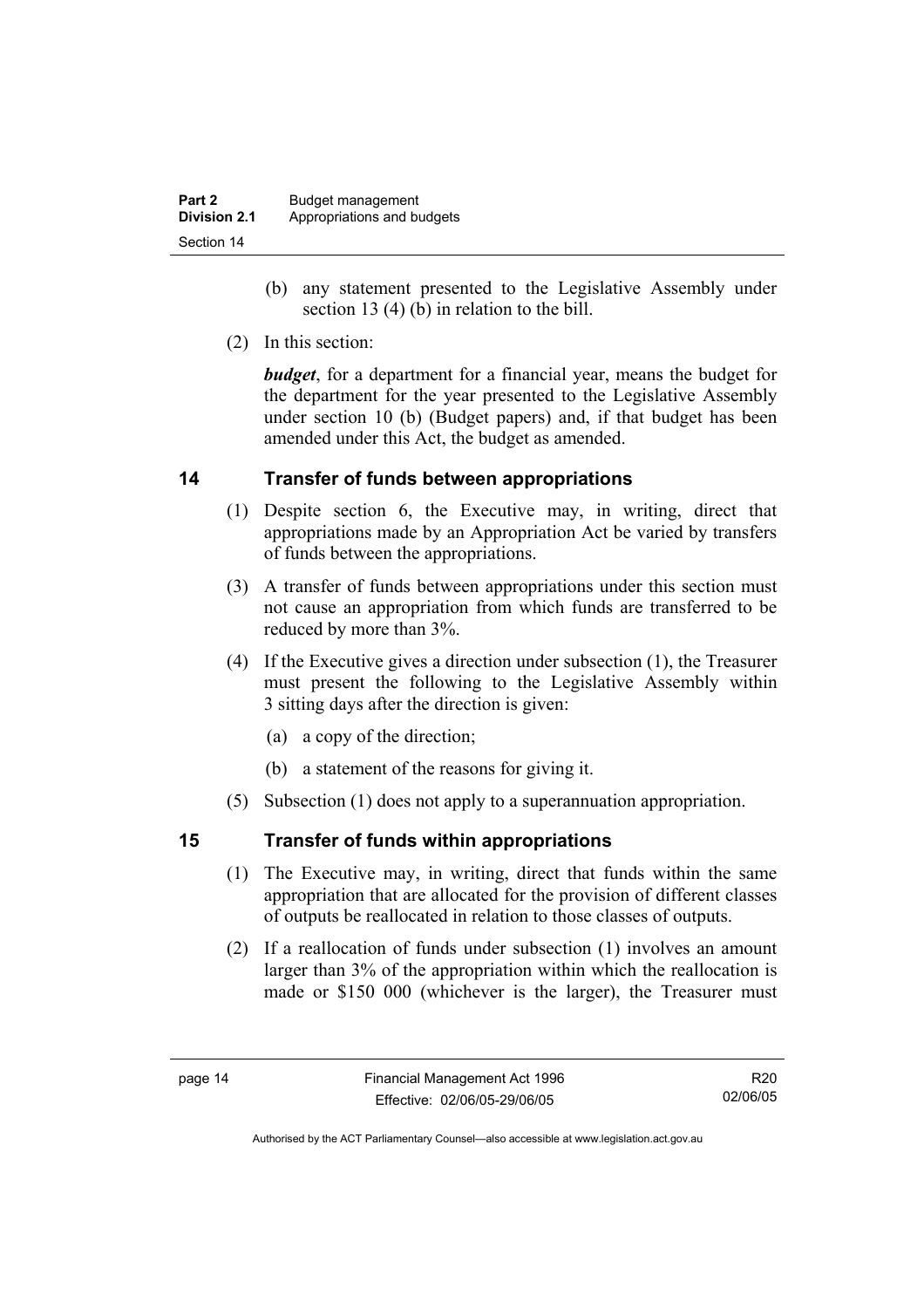(b) any statement presented to the Legislative Assembly under section 13 (4) (b) in relation to the bill.

(2) In this section:

***budget***, for a department for a financial year, means the budget for the department for the year presented to the Legislative Assembly under section 10 (b) (Budget papers) and, if that budget has been amended under this Act, the budget as amended.

## 14 Transfer of funds between appropriations

(1) Despite section 6, the Executive may, in writing, direct that appropriations made by an Appropriation Act be varied by transfers of funds between the appropriations.

(3) A transfer of funds between appropriations under this section must not cause an appropriation from which funds are transferred to be reduced by more than 3%.

(4) If the Executive gives a direction under subsection (1), the Treasurer must present the following to the Legislative Assembly within 3 sitting days after the direction is given:

(a) a copy of the direction;

(b) a statement of the reasons for giving it.

(5) Subsection (1) does not apply to a superannuation appropriation.

## 15 Transfer of funds within appropriations

(1) The Executive may, in writing, direct that funds within the same appropriation that are allocated for the provision of different classes of outputs be reallocated in relation to those classes of outputs.

(2) If a reallocation of funds under subsection (1) involves an amount larger than 3% of the appropriation within which the reallocation is made or $150 000 (whichever is the larger), the Treasurer must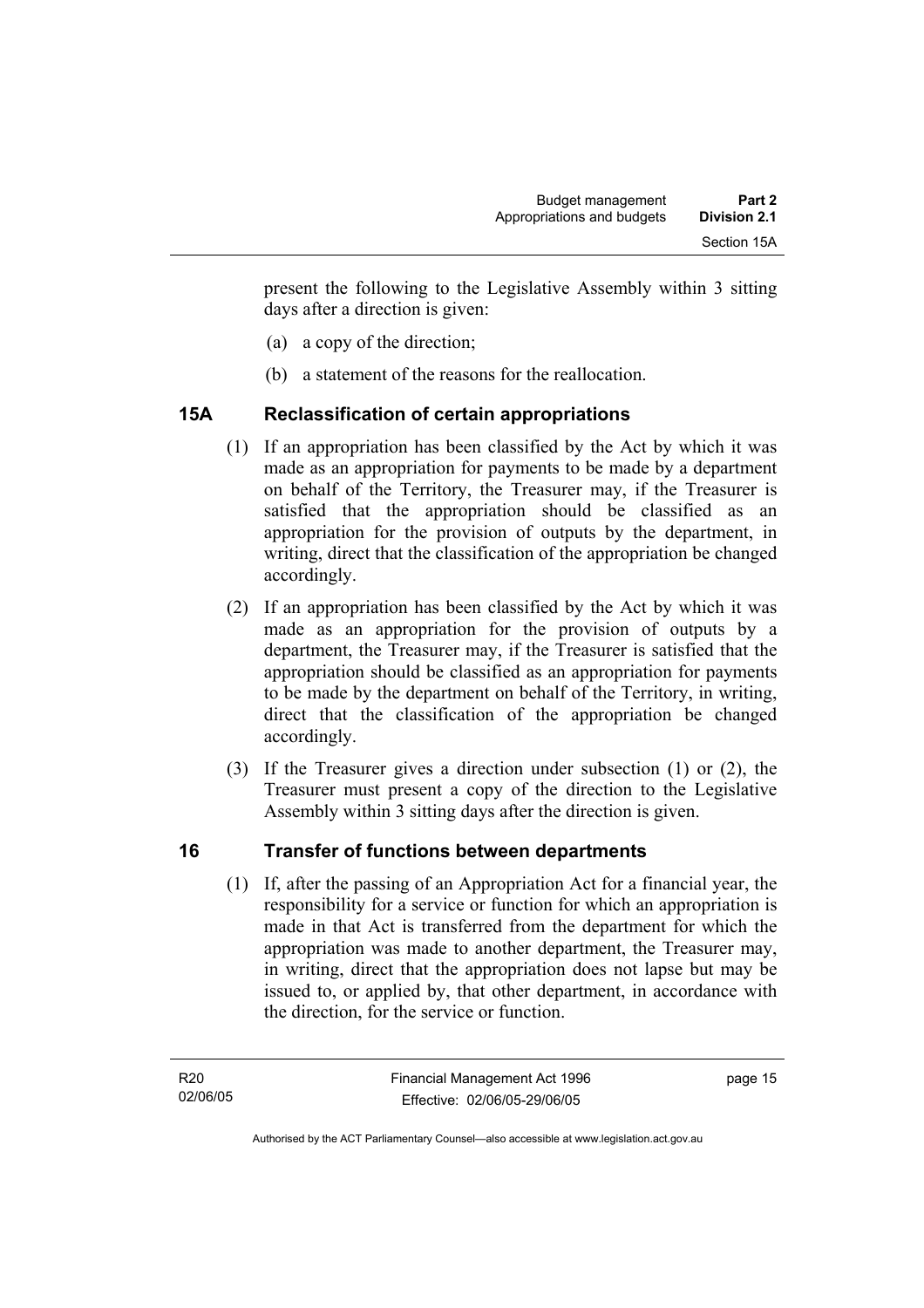present the following to the Legislative Assembly within 3 sitting days after a direction is given:

(a) a copy of the direction;

(b) a statement of the reasons for the reallocation.

## 15A Reclassification of certain appropriations

(1) If an appropriation has been classified by the Act by which it was made as an appropriation for payments to be made by a department on behalf of the Territory, the Treasurer may, if the Treasurer is satisfied that the appropriation should be classified as an appropriation for the provision of outputs by the department, in writing, direct that the classification of the appropriation be changed accordingly.

(2) If an appropriation has been classified by the Act by which it was made as an appropriation for the provision of outputs by a department, the Treasurer may, if the Treasurer is satisfied that the appropriation should be classified as an appropriation for payments to be made by the department on behalf of the Territory, in writing, direct that the classification of the appropriation be changed accordingly.

(3) If the Treasurer gives a direction under subsection (1) or (2), the Treasurer must present a copy of the direction to the Legislative Assembly within 3 sitting days after the direction is given.

## 16 Transfer of functions between departments

(1) If, after the passing of an Appropriation Act for a financial year, the responsibility for a service or function for which an appropriation is made in that Act is transferred from the department for which the appropriation was made to another department, the Treasurer may, in writing, direct that the appropriation does not lapse but may be issued to, or applied by, that other department, in accordance with the direction, for the service or function.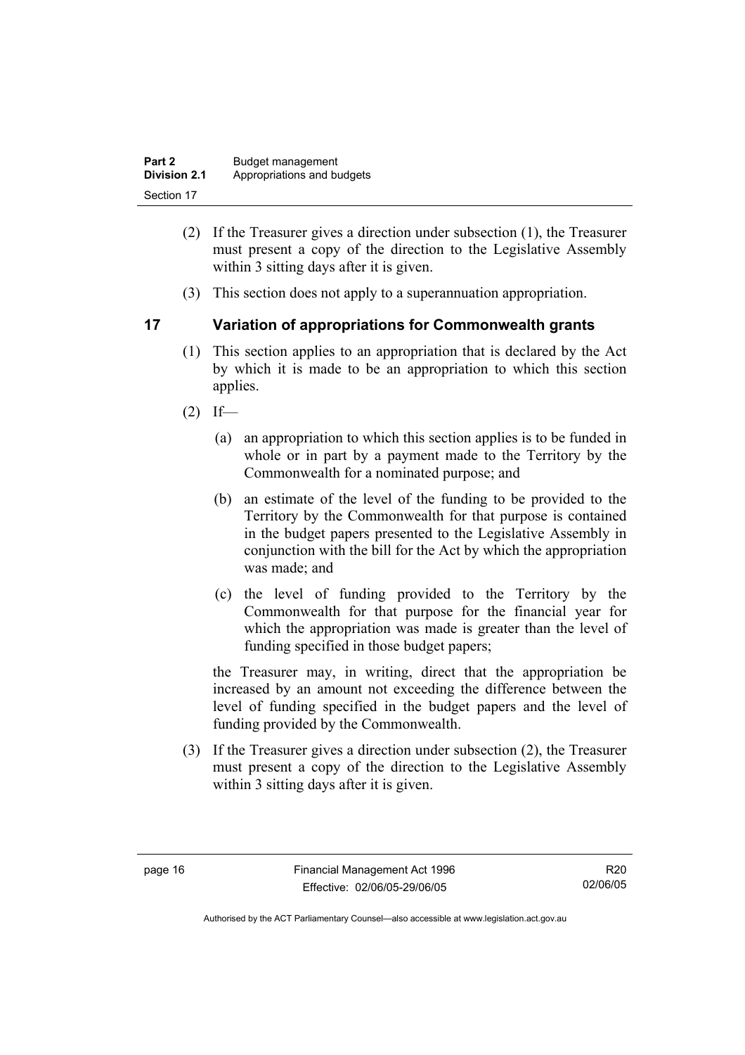(2) If the Treasurer gives a direction under subsection (1), the Treasurer must present a copy of the direction to the Legislative Assembly within 3 sitting days after it is given.

(3) This section does not apply to a superannuation appropriation.

## 17 Variation of appropriations for Commonwealth grants

(1) This section applies to an appropriation that is declared by the Act by which it is made to be an appropriation to which this section applies.

(2) If—

(a) an appropriation to which this section applies is to be funded in whole or in part by a payment made to the Territory by the Commonwealth for a nominated purpose; and

(b) an estimate of the level of the funding to be provided to the Territory by the Commonwealth for that purpose is contained in the budget papers presented to the Legislative Assembly in conjunction with the bill for the Act by which the appropriation was made; and

(c) the level of funding provided to the Territory by the Commonwealth for that purpose for the financial year for which the appropriation was made is greater than the level of funding specified in those budget papers;

the Treasurer may, in writing, direct that the appropriation be increased by an amount not exceeding the difference between the level of funding specified in the budget papers and the level of funding provided by the Commonwealth.

(3) If the Treasurer gives a direction under subsection (2), the Treasurer must present a copy of the direction to the Legislative Assembly within 3 sitting days after it is given.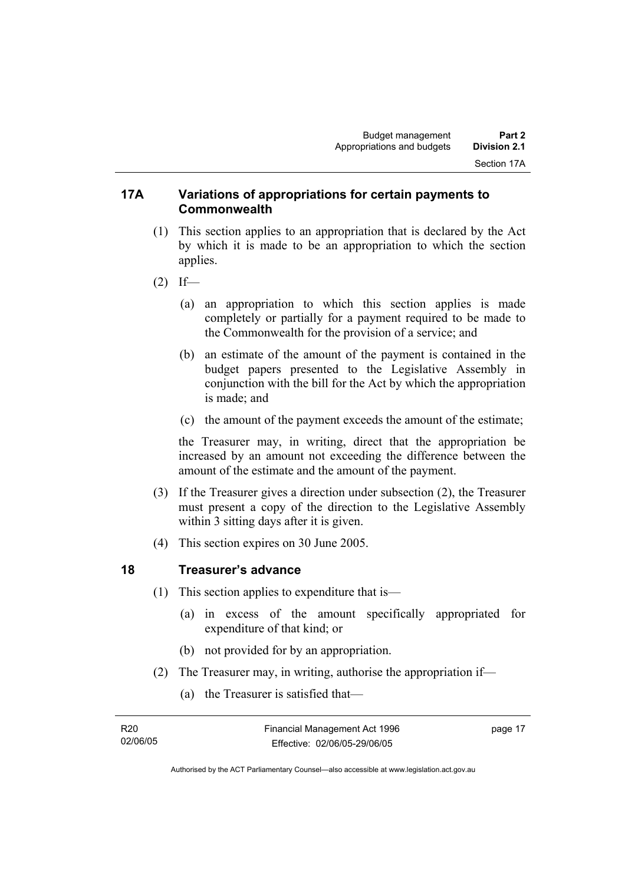## 17A Variations of appropriations for certain payments to Commonwealth

(1) This section applies to an appropriation that is declared by the Act by which it is made to be an appropriation to which the section applies.

(2) If—

(a) an appropriation to which this section applies is made completely or partially for a payment required to be made to the Commonwealth for the provision of a service; and

(b) an estimate of the amount of the payment is contained in the budget papers presented to the Legislative Assembly in conjunction with the bill for the Act by which the appropriation is made; and

(c) the amount of the payment exceeds the amount of the estimate;

the Treasurer may, in writing, direct that the appropriation be increased by an amount not exceeding the difference between the amount of the estimate and the amount of the payment.

(3) If the Treasurer gives a direction under subsection (2), the Treasurer must present a copy of the direction to the Legislative Assembly within 3 sitting days after it is given.

(4) This section expires on 30 June 2005.

## 18 Treasurer's advance

(1) This section applies to expenditure that is—

(a) in excess of the amount specifically appropriated for expenditure of that kind; or

(b) not provided for by an appropriation.

(2) The Treasurer may, in writing, authorise the appropriation if—

(a) the Treasurer is satisfied that—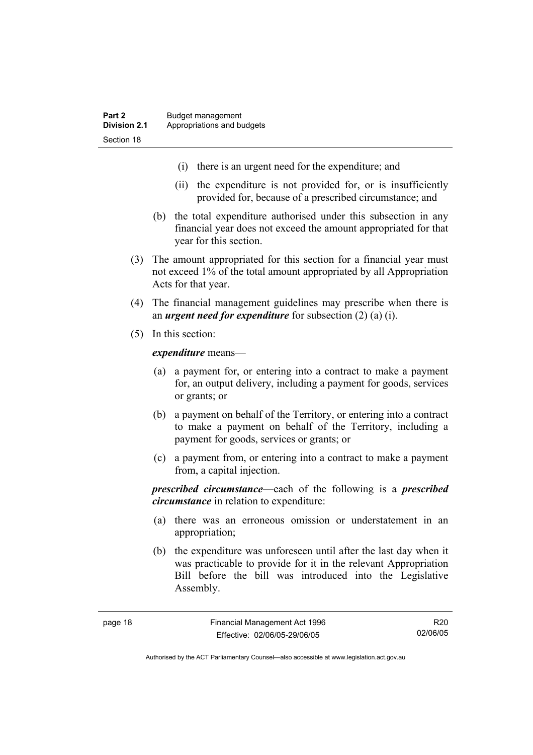(i) there is an urgent need for the expenditure; and

(ii) the expenditure is not provided for, or is insufficiently provided for, because of a prescribed circumstance; and

(b) the total expenditure authorised under this subsection in any financial year does not exceed the amount appropriated for that year for this section.

(3) The amount appropriated for this section for a financial year must not exceed 1% of the total amount appropriated by all Appropriation Acts for that year.

(4) The financial management guidelines may prescribe when there is an ***urgent need for expenditure*** for subsection (2) (a) (i).

(5) In this section:

***expenditure*** means—

(a) a payment for, or entering into a contract to make a payment for, an output delivery, including a payment for goods, services or grants; or

(b) a payment on behalf of the Territory, or entering into a contract to make a payment on behalf of the Territory, including a payment for goods, services or grants; or

(c) a payment from, or entering into a contract to make a payment from, a capital injection.

***prescribed circumstance***—each of the following is a ***prescribed circumstance*** in relation to expenditure:

(a) there was an erroneous omission or understatement in an appropriation;

(b) the expenditure was unforeseen until after the last day when it was practicable to provide for it in the relevant Appropriation Bill before the bill was introduced into the Legislative Assembly.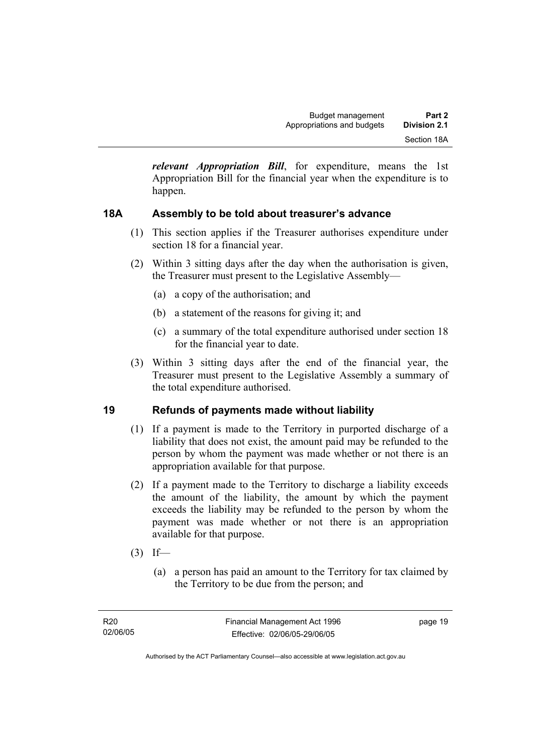***relevant Appropriation Bill***, for expenditure, means the 1st Appropriation Bill for the financial year when the expenditure is to happen.

## 18A Assembly to be told about treasurer's advance

(1) This section applies if the Treasurer authorises expenditure under section 18 for a financial year.

(2) Within 3 sitting days after the day when the authorisation is given, the Treasurer must present to the Legislative Assembly—

(a) a copy of the authorisation; and

(b) a statement of the reasons for giving it; and

(c) a summary of the total expenditure authorised under section 18 for the financial year to date.

(3) Within 3 sitting days after the end of the financial year, the Treasurer must present to the Legislative Assembly a summary of the total expenditure authorised.

## 19 Refunds of payments made without liability

(1) If a payment is made to the Territory in purported discharge of a liability that does not exist, the amount paid may be refunded to the person by whom the payment was made whether or not there is an appropriation available for that purpose.

(2) If a payment made to the Territory to discharge a liability exceeds the amount of the liability, the amount by which the payment exceeds the liability may be refunded to the person by whom the payment was made whether or not there is an appropriation available for that purpose.

(3) If—

(a) a person has paid an amount to the Territory for tax claimed by the Territory to be due from the person; and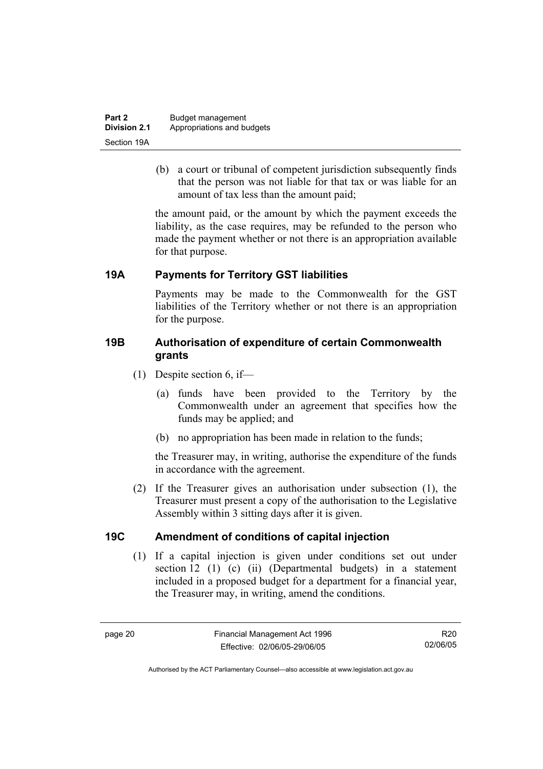(b) a court or tribunal of competent jurisdiction subsequently finds that the person was not liable for that tax or was liable for an amount of tax less than the amount paid;

the amount paid, or the amount by which the payment exceeds the liability, as the case requires, may be refunded to the person who made the payment whether or not there is an appropriation available for that purpose.

### 19A Payments for Territory GST liabilities

Payments may be made to the Commonwealth for the GST liabilities of the Territory whether or not there is an appropriation for the purpose.

### 19B Authorisation of expenditure of certain Commonwealth grants

(1) Despite section 6, if—

(a) funds have been provided to the Territory by the Commonwealth under an agreement that specifies how the funds may be applied; and

(b) no appropriation has been made in relation to the funds;

the Treasurer may, in writing, authorise the expenditure of the funds in accordance with the agreement.

(2) If the Treasurer gives an authorisation under subsection (1), the Treasurer must present a copy of the authorisation to the Legislative Assembly within 3 sitting days after it is given.

### 19C Amendment of conditions of capital injection

(1) If a capital injection is given under conditions set out under section 12 (1) (c) (ii) (Departmental budgets) in a statement included in a proposed budget for a department for a financial year, the Treasurer may, in writing, amend the conditions.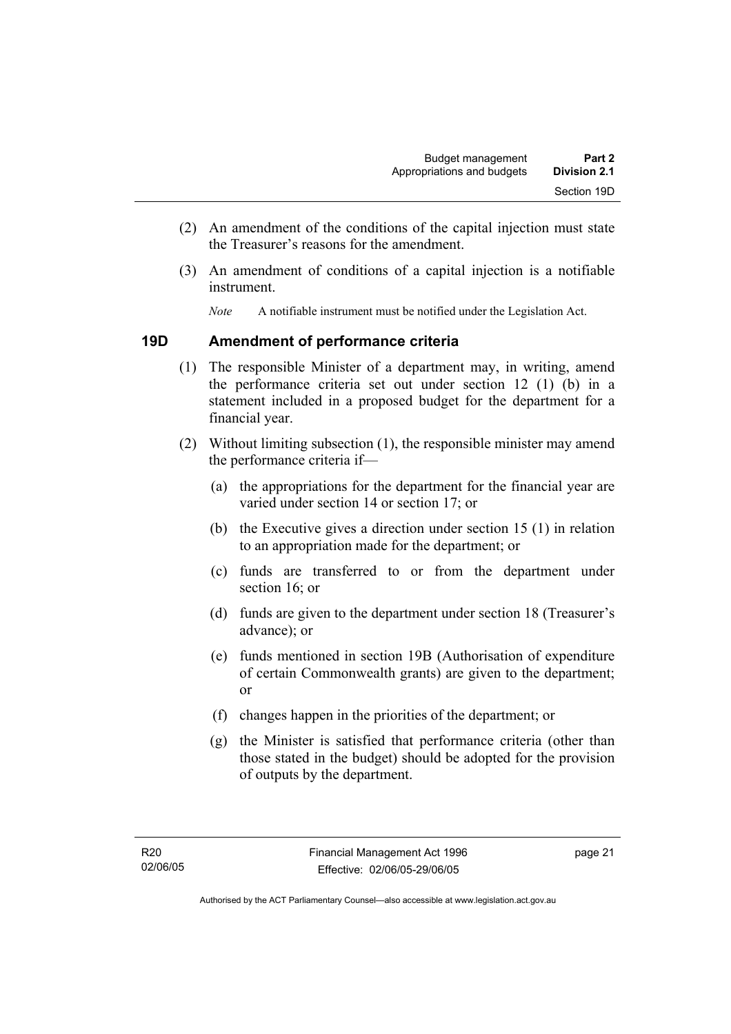(2) An amendment of the conditions of the capital injection must state the Treasurer's reasons for the amendment.

(3) An amendment of conditions of a capital injection is a notifiable instrument.

*Note* A notifiable instrument must be notified under the Legislation Act.

## 19D Amendment of performance criteria

(1) The responsible Minister of a department may, in writing, amend the performance criteria set out under section 12 (1) (b) in a statement included in a proposed budget for the department for a financial year.

(2) Without limiting subsection (1), the responsible minister may amend the performance criteria if—

(a) the appropriations for the department for the financial year are varied under section 14 or section 17; or

(b) the Executive gives a direction under section 15 (1) in relation to an appropriation made for the department; or

(c) funds are transferred to or from the department under section 16; or

(d) funds are given to the department under section 18 (Treasurer's advance); or

(e) funds mentioned in section 19B (Authorisation of expenditure of certain Commonwealth grants) are given to the department; or

(f) changes happen in the priorities of the department; or

(g) the Minister is satisfied that performance criteria (other than those stated in the budget) should be adopted for the provision of outputs by the department.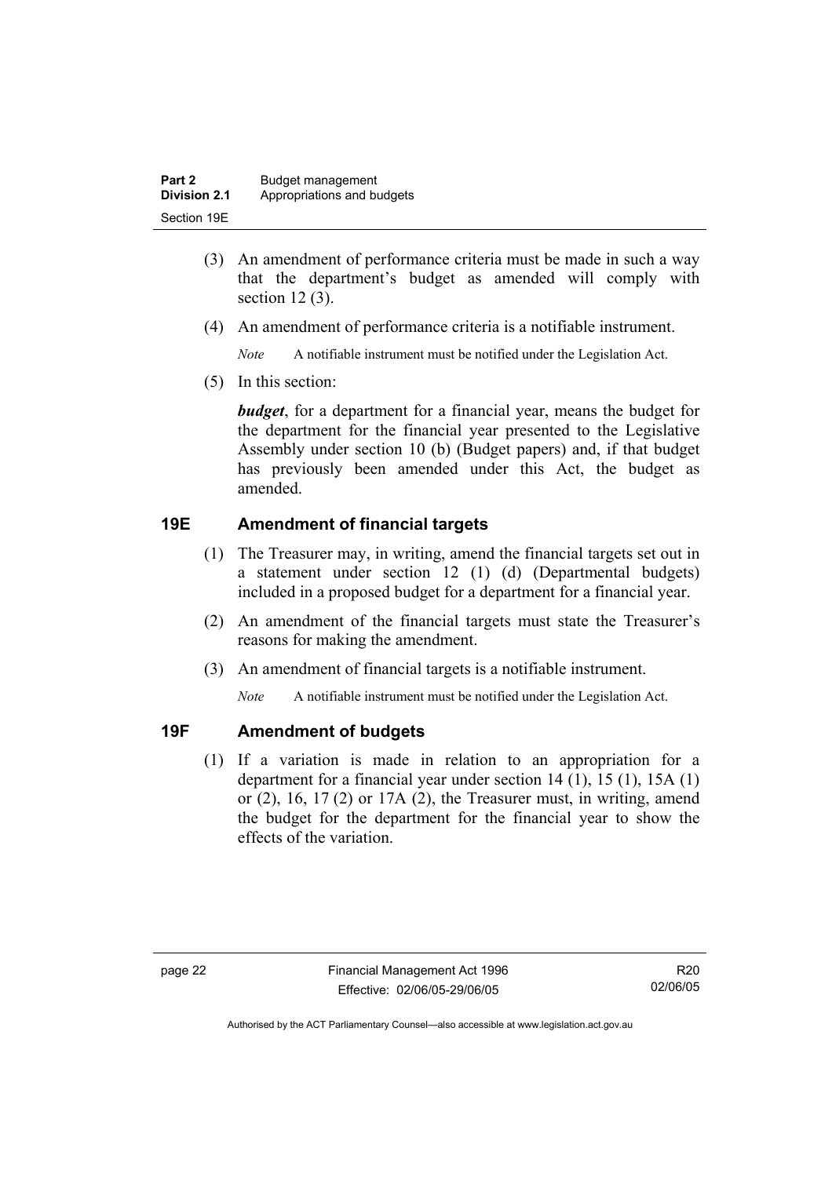(3) An amendment of performance criteria must be made in such a way that the department's budget as amended will comply with section 12 (3).

(4) An amendment of performance criteria is a notifiable instrument.

*Note* A notifiable instrument must be notified under the Legislation Act.

(5) In this section:

***budget***, for a department for a financial year, means the budget for the department for the financial year presented to the Legislative Assembly under section 10 (b) (Budget papers) and, if that budget has previously been amended under this Act, the budget as amended.

## 19E Amendment of financial targets

(1) The Treasurer may, in writing, amend the financial targets set out in a statement under section 12 (1) (d) (Departmental budgets) included in a proposed budget for a department for a financial year.

(2) An amendment of the financial targets must state the Treasurer's reasons for making the amendment.

(3) An amendment of financial targets is a notifiable instrument.

*Note* A notifiable instrument must be notified under the Legislation Act.

## 19F Amendment of budgets

(1) If a variation is made in relation to an appropriation for a department for a financial year under section 14 (1), 15 (1), 15A (1) or (2), 16, 17 (2) or 17A (2), the Treasurer must, in writing, amend the budget for the department for the financial year to show the effects of the variation.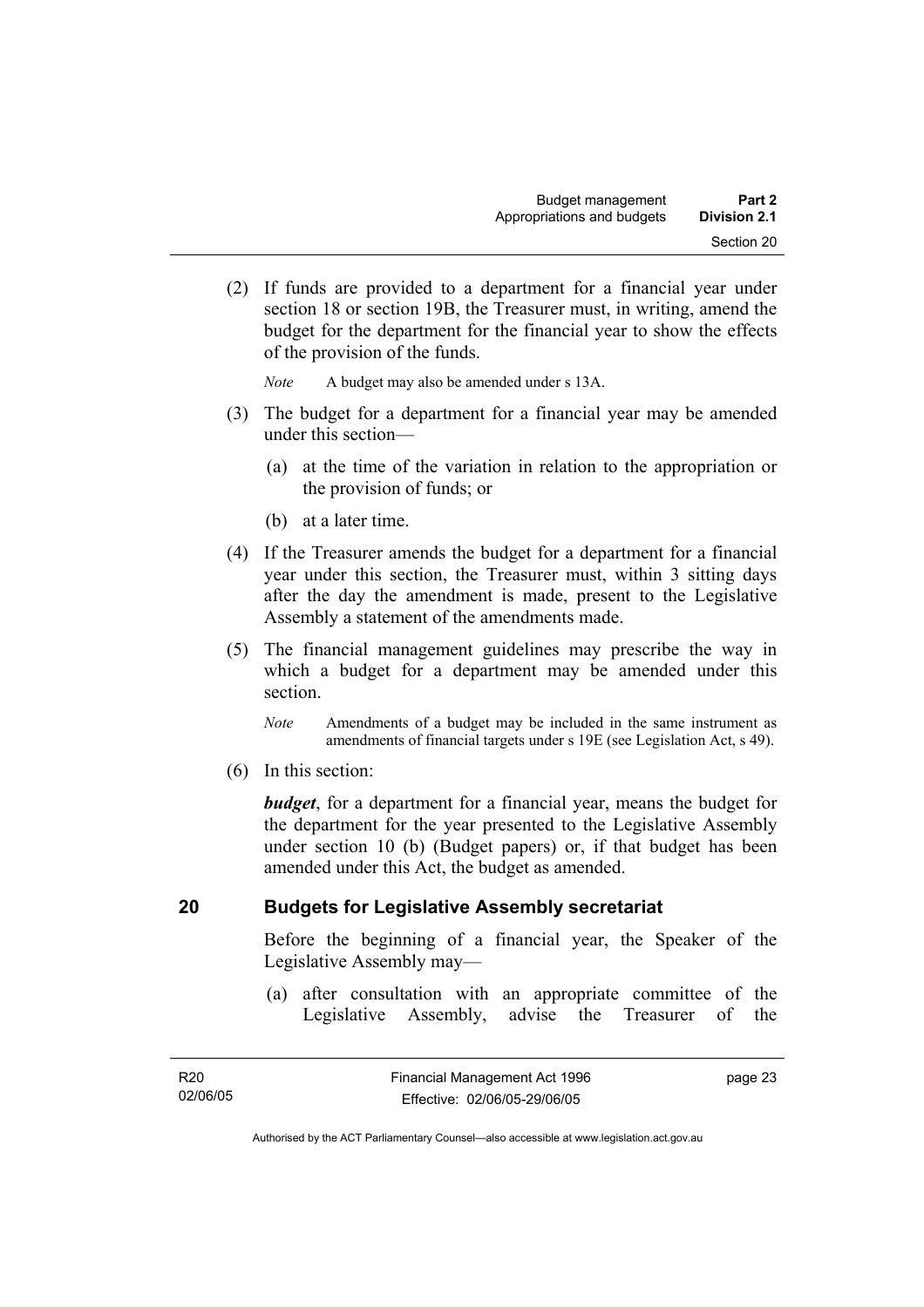(2) If funds are provided to a department for a financial year under section 18 or section 19B, the Treasurer must, in writing, amend the budget for the department for the financial year to show the effects of the provision of the funds.

*Note* A budget may also be amended under s 13A.

(3) The budget for a department for a financial year may be amended under this section—

(a) at the time of the variation in relation to the appropriation or the provision of funds; or

(b) at a later time.

(4) If the Treasurer amends the budget for a department for a financial year under this section, the Treasurer must, within 3 sitting days after the day the amendment is made, present to the Legislative Assembly a statement of the amendments made.

(5) The financial management guidelines may prescribe the way in which a budget for a department may be amended under this section.

*Note* Amendments of a budget may be included in the same instrument as amendments of financial targets under s 19E (see Legislation Act, s 49).

(6) In this section:

***budget***, for a department for a financial year, means the budget for the department for the year presented to the Legislative Assembly under section 10 (b) (Budget papers) or, if that budget has been amended under this Act, the budget as amended.

## 20 Budgets for Legislative Assembly secretariat

Before the beginning of a financial year, the Speaker of the Legislative Assembly may—

(a) after consultation with an appropriate committee of the Legislative Assembly, advise the Treasurer of the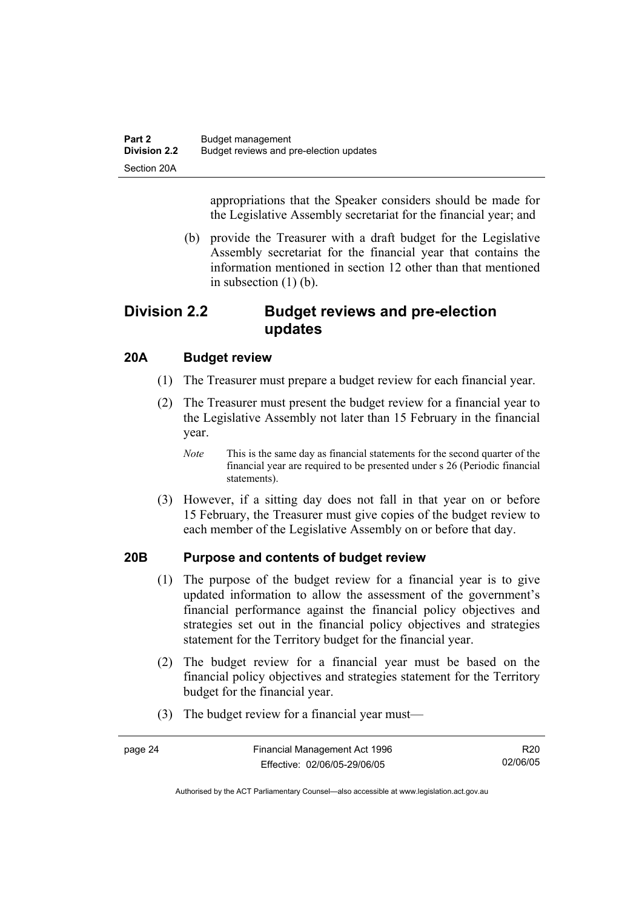appropriations that the Speaker considers should be made for the Legislative Assembly secretariat for the financial year; and

(b) provide the Treasurer with a draft budget for the Legislative Assembly secretariat for the financial year that contains the information mentioned in section 12 other than that mentioned in subsection (1) (b).

## Division 2.2 Budget reviews and pre-election updates

### 20A Budget review

(1) The Treasurer must prepare a budget review for each financial year.

(2) The Treasurer must present the budget review for a financial year to the Legislative Assembly not later than 15 February in the financial year.

*Note* This is the same day as financial statements for the second quarter of the financial year are required to be presented under s 26 (Periodic financial statements).

(3) However, if a sitting day does not fall in that year on or before 15 February, the Treasurer must give copies of the budget review to each member of the Legislative Assembly on or before that day.

### 20B Purpose and contents of budget review

(1) The purpose of the budget review for a financial year is to give updated information to allow the assessment of the government's financial performance against the financial policy objectives and strategies set out in the financial policy objectives and strategies statement for the Territory budget for the financial year.

(2) The budget review for a financial year must be based on the financial policy objectives and strategies statement for the Territory budget for the financial year.

(3) The budget review for a financial year must—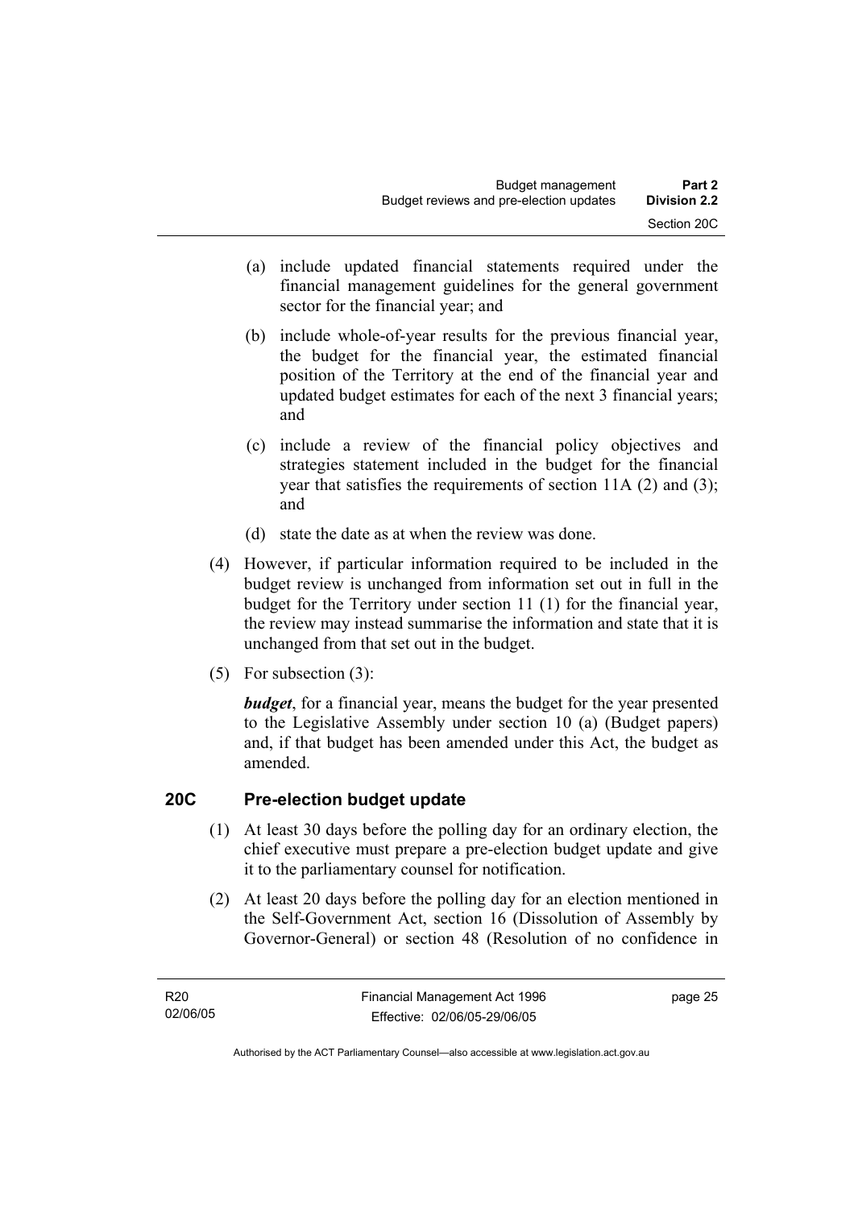(a) include updated financial statements required under the financial management guidelines for the general government sector for the financial year; and

(b) include whole-of-year results for the previous financial year, the budget for the financial year, the estimated financial position of the Territory at the end of the financial year and updated budget estimates for each of the next 3 financial years; and

(c) include a review of the financial policy objectives and strategies statement included in the budget for the financial year that satisfies the requirements of section 11A (2) and (3); and

(d) state the date as at when the review was done.

(4) However, if particular information required to be included in the budget review is unchanged from information set out in full in the budget for the Territory under section 11 (1) for the financial year, the review may instead summarise the information and state that it is unchanged from that set out in the budget.

(5) For subsection (3):

***budget***, for a financial year, means the budget for the year presented to the Legislative Assembly under section 10 (a) (Budget papers) and, if that budget has been amended under this Act, the budget as amended.

## 20C Pre-election budget update

(1) At least 30 days before the polling day for an ordinary election, the chief executive must prepare a pre-election budget update and give it to the parliamentary counsel for notification.

(2) At least 20 days before the polling day for an election mentioned in the Self-Government Act, section 16 (Dissolution of Assembly by Governor-General) or section 48 (Resolution of no confidence in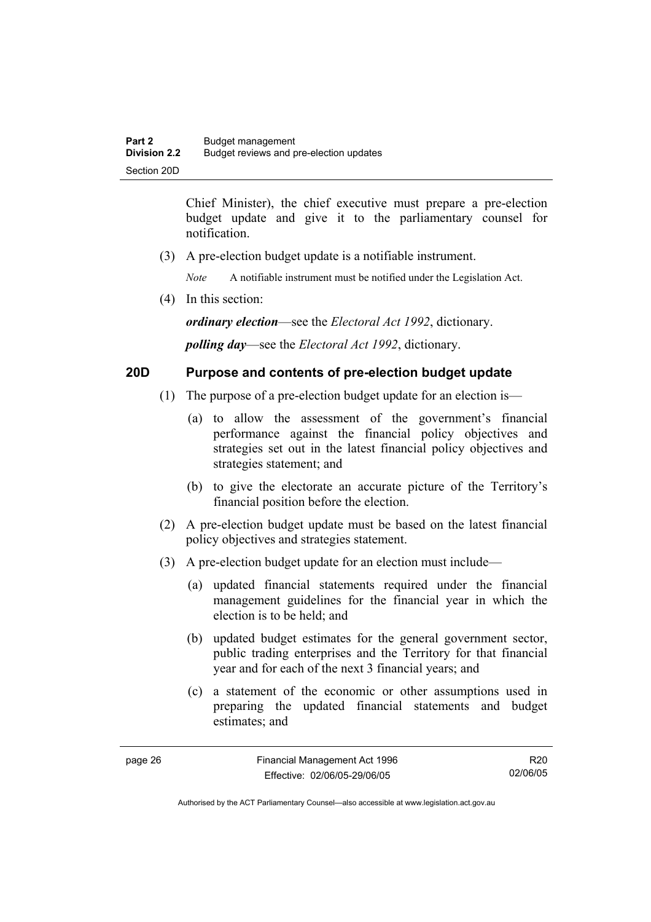Chief Minister), the chief executive must prepare a pre-election budget update and give it to the parliamentary counsel for notification.

(3) A pre-election budget update is a notifiable instrument.

*Note* A notifiable instrument must be notified under the Legislation Act.

(4) In this section:

***ordinary election***—see the *Electoral Act 1992*, dictionary.

***polling day***—see the *Electoral Act 1992*, dictionary.

## 20D Purpose and contents of pre-election budget update

(1) The purpose of a pre-election budget update for an election is—

(a) to allow the assessment of the government's financial performance against the financial policy objectives and strategies set out in the latest financial policy objectives and strategies statement; and

(b) to give the electorate an accurate picture of the Territory's financial position before the election.

(2) A pre-election budget update must be based on the latest financial policy objectives and strategies statement.

(3) A pre-election budget update for an election must include—

(a) updated financial statements required under the financial management guidelines for the financial year in which the election is to be held; and

(b) updated budget estimates for the general government sector, public trading enterprises and the Territory for that financial year and for each of the next 3 financial years; and

(c) a statement of the economic or other assumptions used in preparing the updated financial statements and budget estimates; and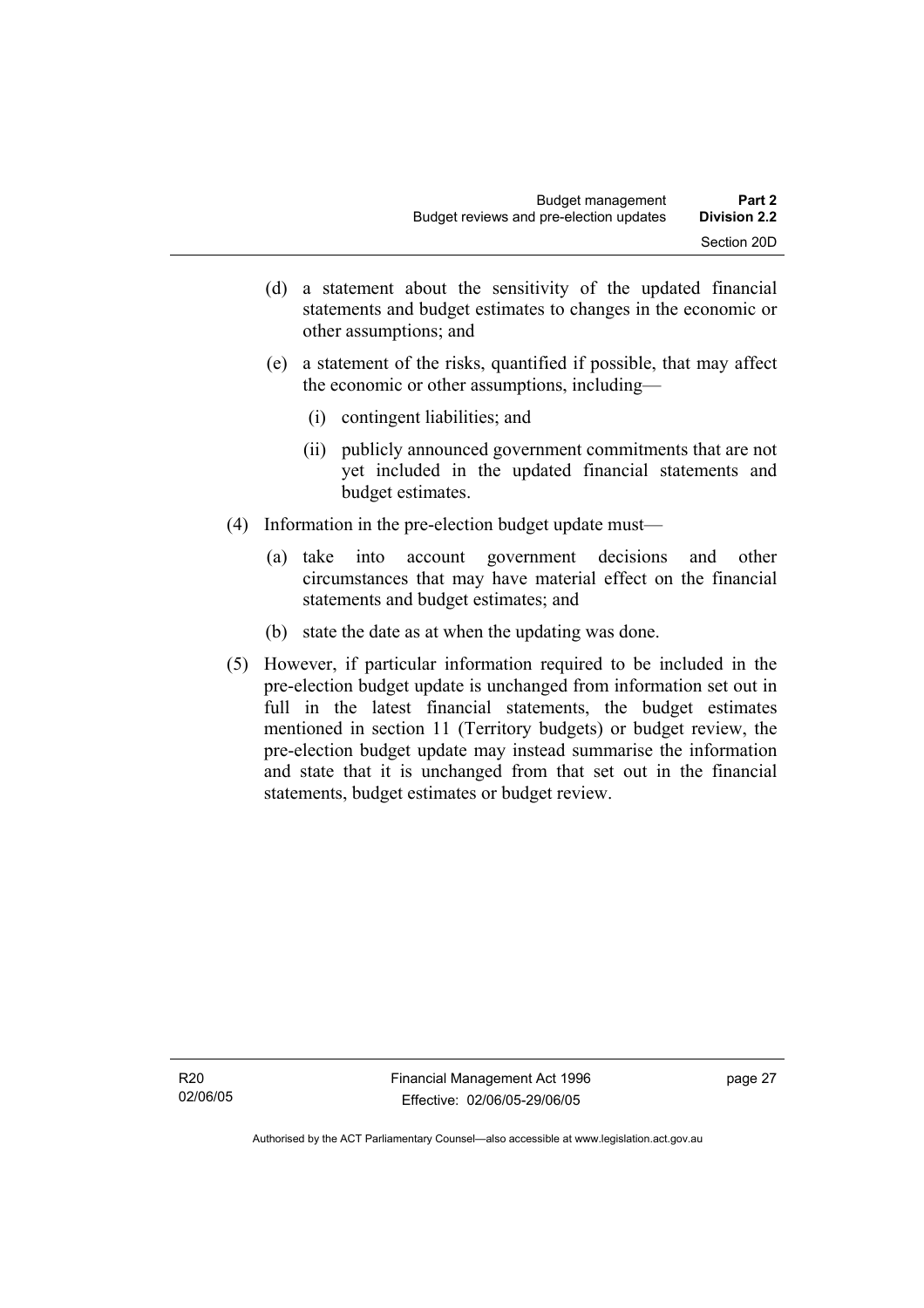(d) a statement about the sensitivity of the updated financial statements and budget estimates to changes in the economic or other assumptions; and

(e) a statement of the risks, quantified if possible, that may affect the economic or other assumptions, including—

(i) contingent liabilities; and

(ii) publicly announced government commitments that are not yet included in the updated financial statements and budget estimates.

(4) Information in the pre-election budget update must—

(a) take into account government decisions and other circumstances that may have material effect on the financial statements and budget estimates; and

(b) state the date as at when the updating was done.

(5) However, if particular information required to be included in the pre-election budget update is unchanged from information set out in full in the latest financial statements, the budget estimates mentioned in section 11 (Territory budgets) or budget review, the pre-election budget update may instead summarise the information and state that it is unchanged from that set out in the financial statements, budget estimates or budget review.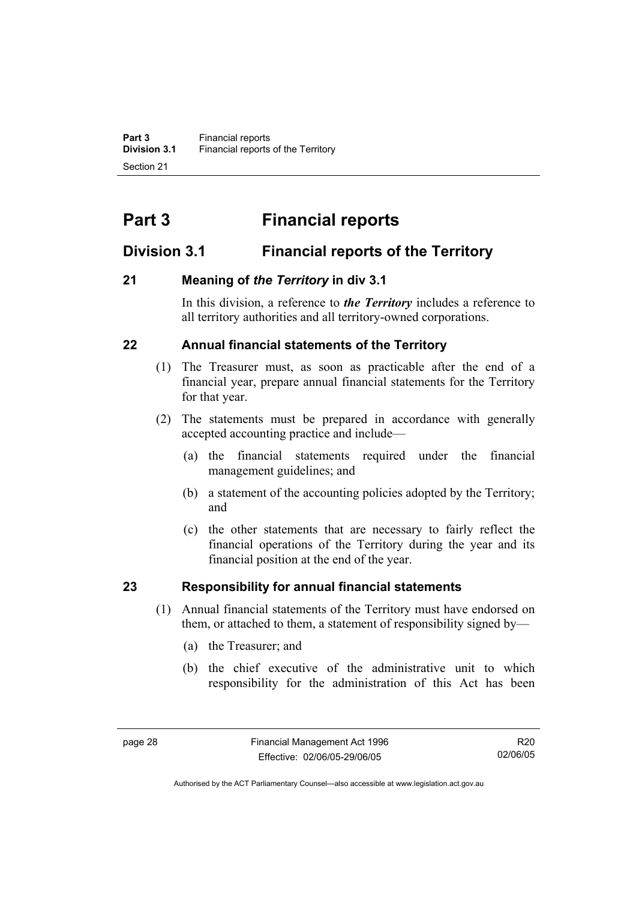# Part 3 Financial reports

## Division 3.1 Financial reports of the Territory

### 21 Meaning of *the Territory* in div 3.1

In this division, a reference to ***the Territory*** includes a reference to all territory authorities and all territory-owned corporations.

### 22 Annual financial statements of the Territory

(1) The Treasurer must, as soon as practicable after the end of a financial year, prepare annual financial statements for the Territory for that year.

(2) The statements must be prepared in accordance with generally accepted accounting practice and include—

(a) the financial statements required under the financial management guidelines; and

(b) a statement of the accounting policies adopted by the Territory; and

(c) the other statements that are necessary to fairly reflect the financial operations of the Territory during the year and its financial position at the end of the year.

### 23 Responsibility for annual financial statements

(1) Annual financial statements of the Territory must have endorsed on them, or attached to them, a statement of responsibility signed by—

(a) the Treasurer; and

(b) the chief executive of the administrative unit to which responsibility for the administration of this Act has been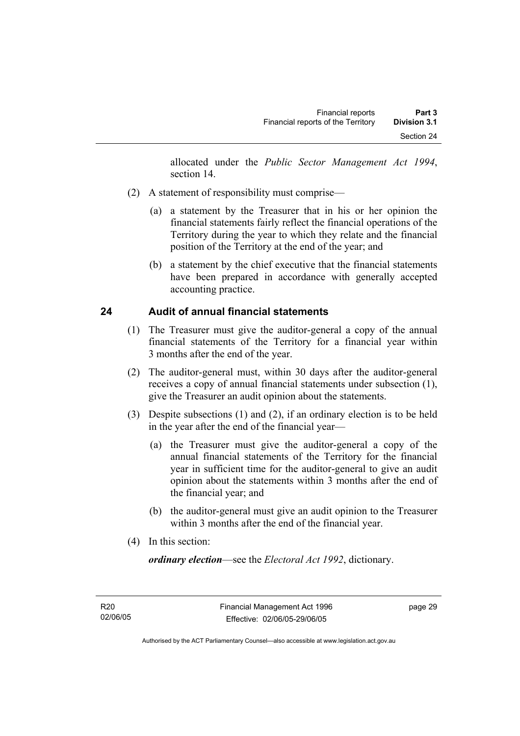allocated under the *Public Sector Management Act 1994*, section 14.

(2) A statement of responsibility must comprise—

(a) a statement by the Treasurer that in his or her opinion the financial statements fairly reflect the financial operations of the Territory during the year to which they relate and the financial position of the Territory at the end of the year; and

(b) a statement by the chief executive that the financial statements have been prepared in accordance with generally accepted accounting practice.

## 24 Audit of annual financial statements

(1) The Treasurer must give the auditor-general a copy of the annual financial statements of the Territory for a financial year within 3 months after the end of the year.

(2) The auditor-general must, within 30 days after the auditor-general receives a copy of annual financial statements under subsection (1), give the Treasurer an audit opinion about the statements.

(3) Despite subsections (1) and (2), if an ordinary election is to be held in the year after the end of the financial year—

(a) the Treasurer must give the auditor-general a copy of the annual financial statements of the Territory for the financial year in sufficient time for the auditor-general to give an audit opinion about the statements within 3 months after the end of the financial year; and

(b) the auditor-general must give an audit opinion to the Treasurer within 3 months after the end of the financial year.

(4) In this section:

***ordinary election***—see the *Electoral Act 1992*, dictionary.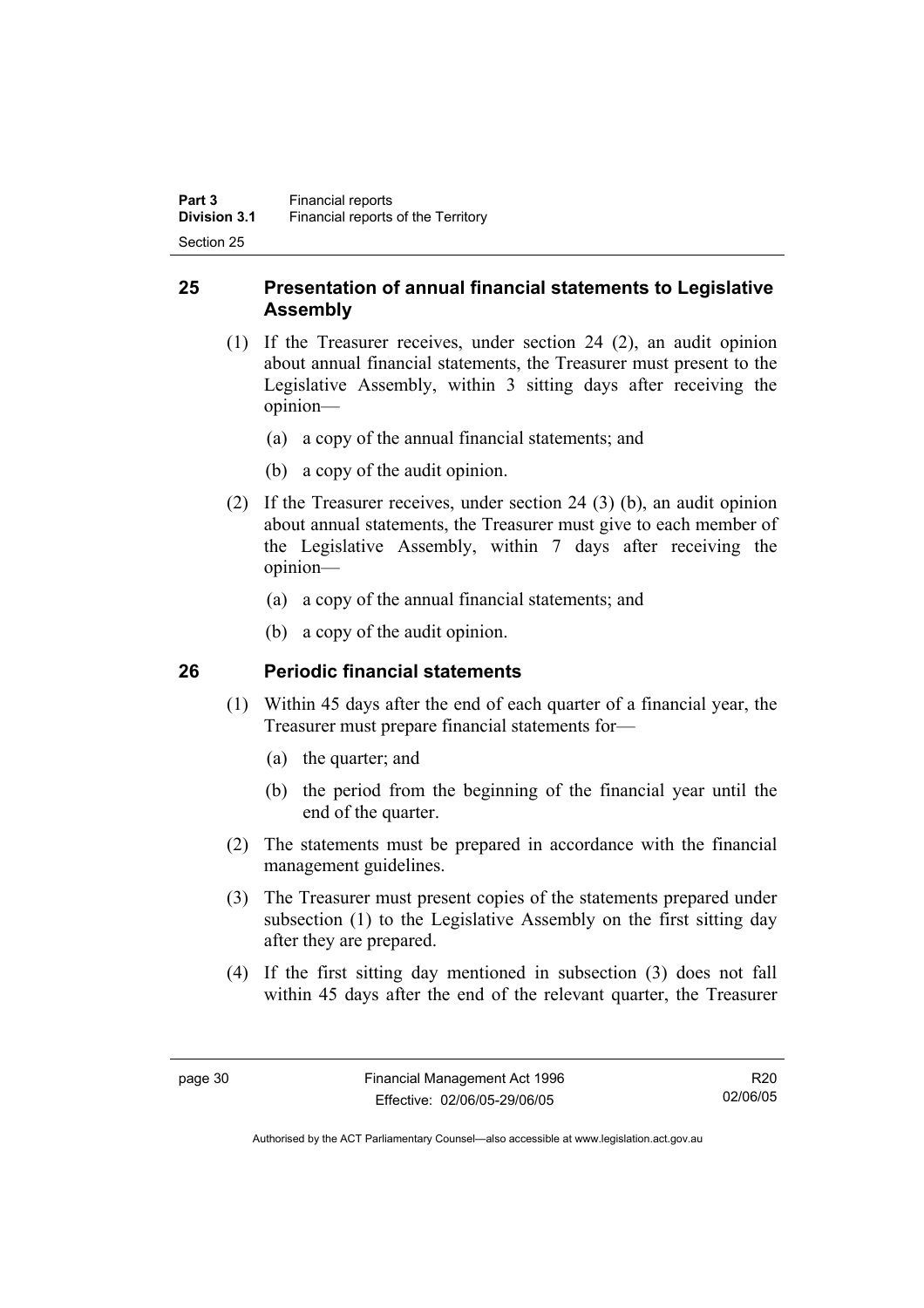## 25 Presentation of annual financial statements to Legislative Assembly

(1) If the Treasurer receives, under section 24 (2), an audit opinion about annual financial statements, the Treasurer must present to the Legislative Assembly, within 3 sitting days after receiving the opinion—

(a) a copy of the annual financial statements; and

(b) a copy of the audit opinion.

(2) If the Treasurer receives, under section 24 (3) (b), an audit opinion about annual statements, the Treasurer must give to each member of the Legislative Assembly, within 7 days after receiving the opinion—

(a) a copy of the annual financial statements; and

(b) a copy of the audit opinion.

## 26 Periodic financial statements

(1) Within 45 days after the end of each quarter of a financial year, the Treasurer must prepare financial statements for—

(a) the quarter; and

(b) the period from the beginning of the financial year until the end of the quarter.

(2) The statements must be prepared in accordance with the financial management guidelines.

(3) The Treasurer must present copies of the statements prepared under subsection (1) to the Legislative Assembly on the first sitting day after they are prepared.

(4) If the first sitting day mentioned in subsection (3) does not fall within 45 days after the end of the relevant quarter, the Treasurer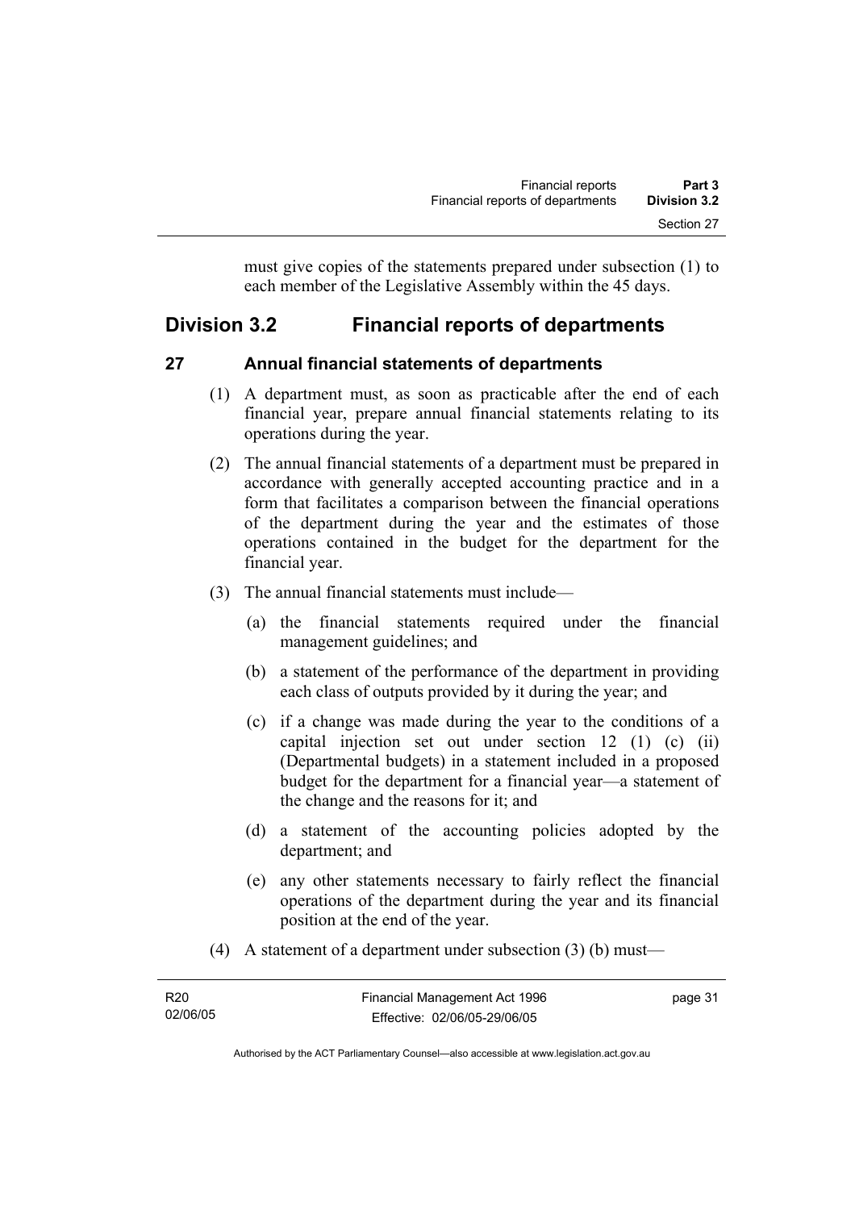must give copies of the statements prepared under subsection (1) to each member of the Legislative Assembly within the 45 days.

## Division 3.2 Financial reports of departments

### 27 Annual financial statements of departments

(1) A department must, as soon as practicable after the end of each financial year, prepare annual financial statements relating to its operations during the year.

(2) The annual financial statements of a department must be prepared in accordance with generally accepted accounting practice and in a form that facilitates a comparison between the financial operations of the department during the year and the estimates of those operations contained in the budget for the department for the financial year.

(3) The annual financial statements must include—

(a) the financial statements required under the financial management guidelines; and

(b) a statement of the performance of the department in providing each class of outputs provided by it during the year; and

(c) if a change was made during the year to the conditions of a capital injection set out under section 12 (1) (c) (ii) (Departmental budgets) in a statement included in a proposed budget for the department for a financial year—a statement of the change and the reasons for it; and

(d) a statement of the accounting policies adopted by the department; and

(e) any other statements necessary to fairly reflect the financial operations of the department during the year and its financial position at the end of the year.

(4) A statement of a department under subsection (3) (b) must—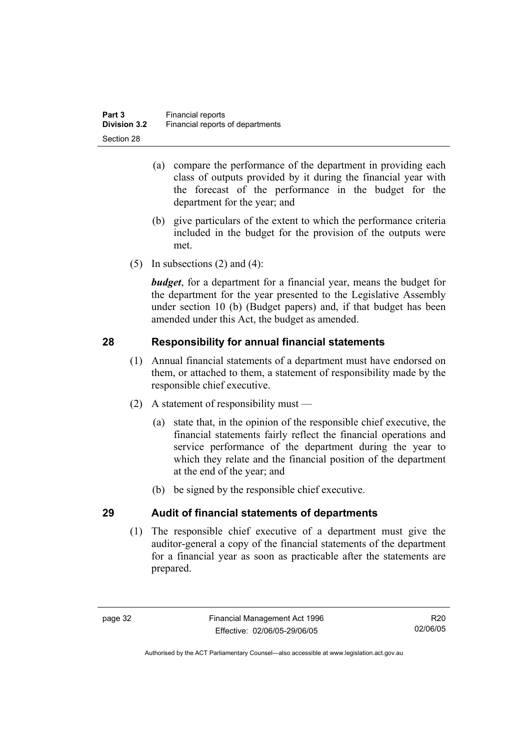(a) compare the performance of the department in providing each class of outputs provided by it during the financial year with the forecast of the performance in the budget for the department for the year; and

(b) give particulars of the extent to which the performance criteria included in the budget for the provision of the outputs were met.

(5) In subsections (2) and (4):

***budget***, for a department for a financial year, means the budget for the department for the year presented to the Legislative Assembly under section 10 (b) (Budget papers) and, if that budget has been amended under this Act, the budget as amended.

## 28 Responsibility for annual financial statements

(1) Annual financial statements of a department must have endorsed on them, or attached to them, a statement of responsibility made by the responsible chief executive.

(2) A statement of responsibility must —

(a) state that, in the opinion of the responsible chief executive, the financial statements fairly reflect the financial operations and service performance of the department during the year to which they relate and the financial position of the department at the end of the year; and

(b) be signed by the responsible chief executive.

## 29 Audit of financial statements of departments

(1) The responsible chief executive of a department must give the auditor-general a copy of the financial statements of the department for a financial year as soon as practicable after the statements are prepared.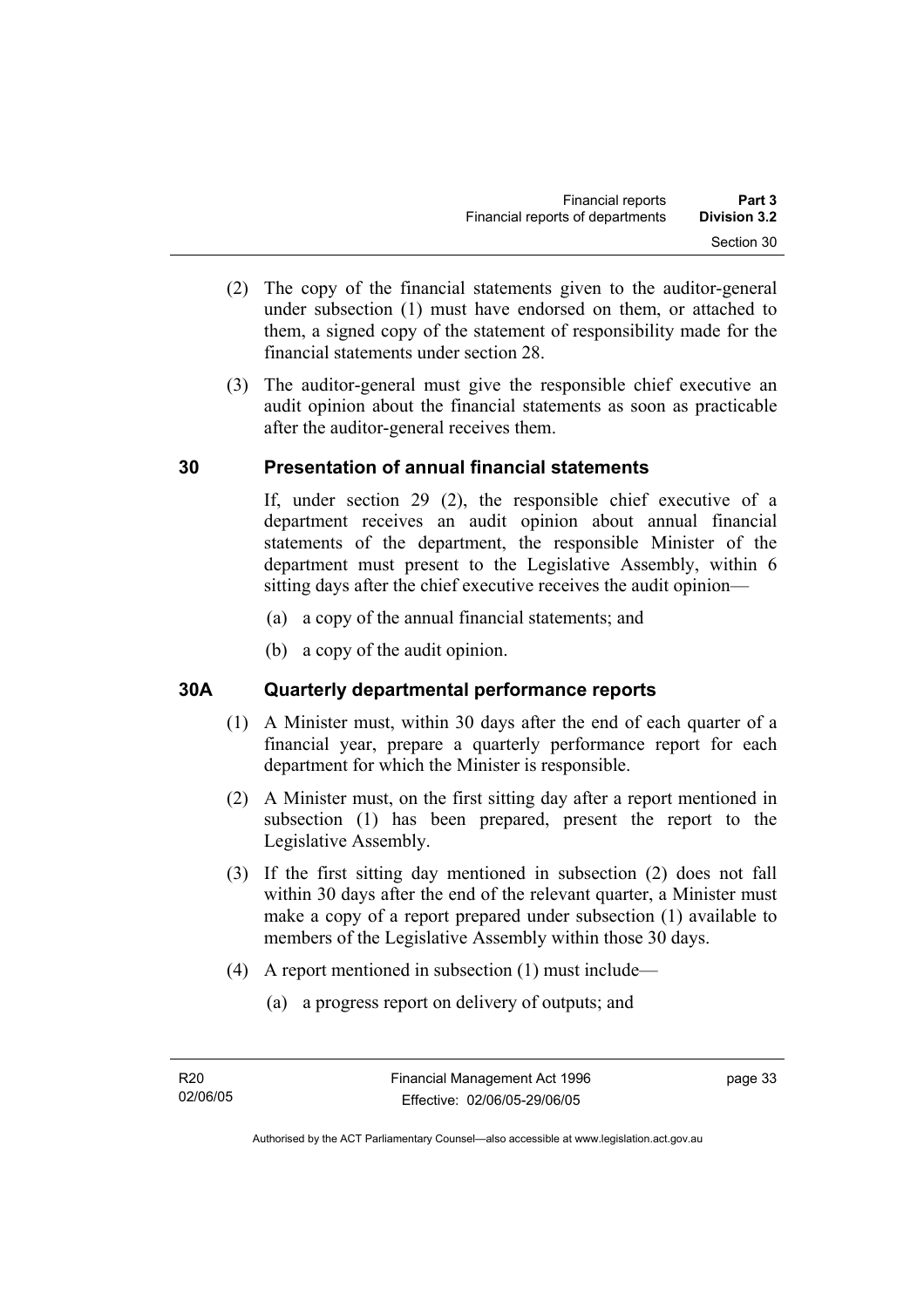(2) The copy of the financial statements given to the auditor-general under subsection (1) must have endorsed on them, or attached to them, a signed copy of the statement of responsibility made for the financial statements under section 28.

(3) The auditor-general must give the responsible chief executive an audit opinion about the financial statements as soon as practicable after the auditor-general receives them.

## 30 Presentation of annual financial statements

If, under section 29 (2), the responsible chief executive of a department receives an audit opinion about annual financial statements of the department, the responsible Minister of the department must present to the Legislative Assembly, within 6 sitting days after the chief executive receives the audit opinion—

(a) a copy of the annual financial statements; and

(b) a copy of the audit opinion.

## 30A Quarterly departmental performance reports

(1) A Minister must, within 30 days after the end of each quarter of a financial year, prepare a quarterly performance report for each department for which the Minister is responsible.

(2) A Minister must, on the first sitting day after a report mentioned in subsection (1) has been prepared, present the report to the Legislative Assembly.

(3) If the first sitting day mentioned in subsection (2) does not fall within 30 days after the end of the relevant quarter, a Minister must make a copy of a report prepared under subsection (1) available to members of the Legislative Assembly within those 30 days.

(4) A report mentioned in subsection (1) must include—

(a) a progress report on delivery of outputs; and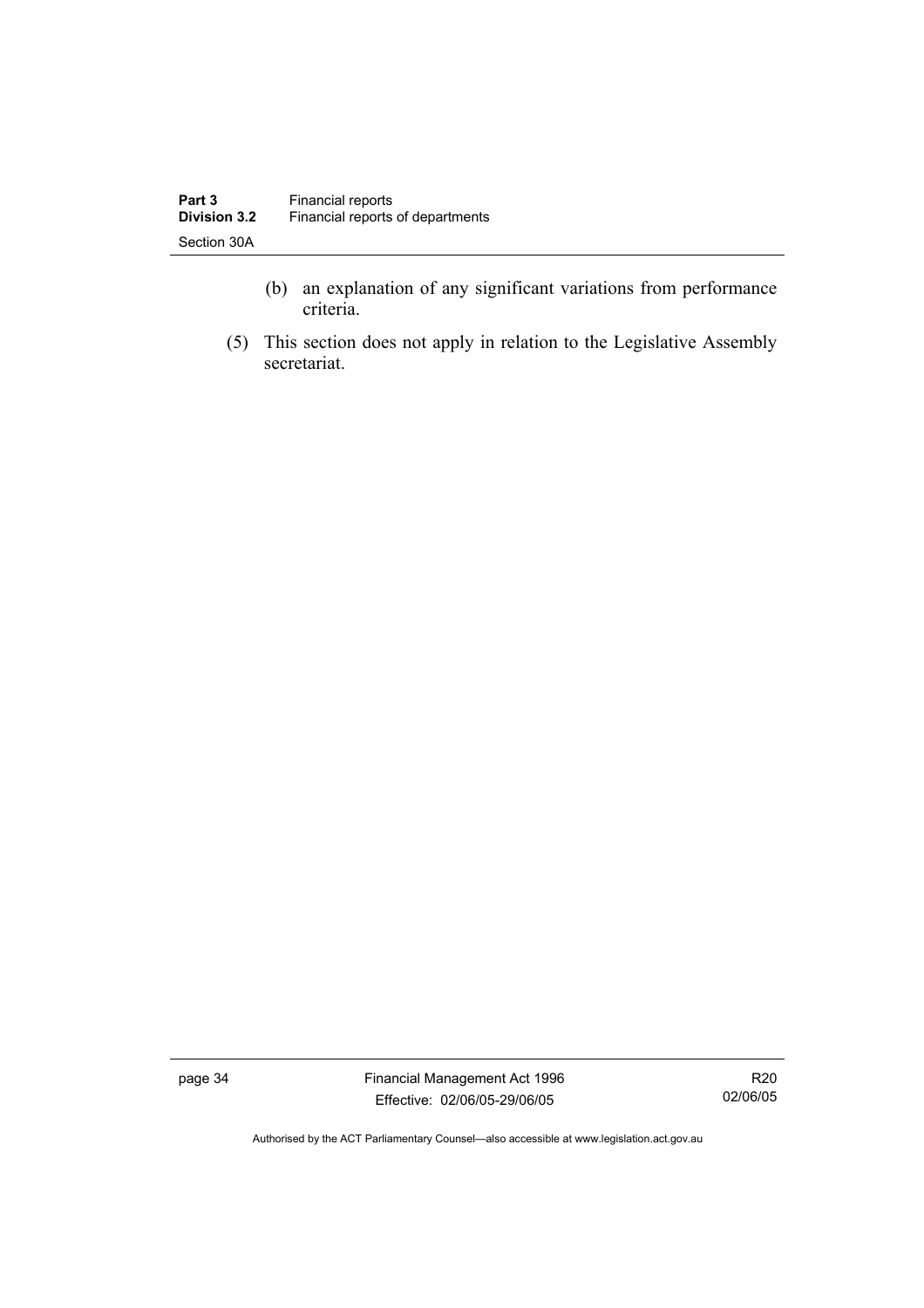(b) an explanation of any significant variations from performance criteria.

(5) This section does not apply in relation to the Legislative Assembly secretariat.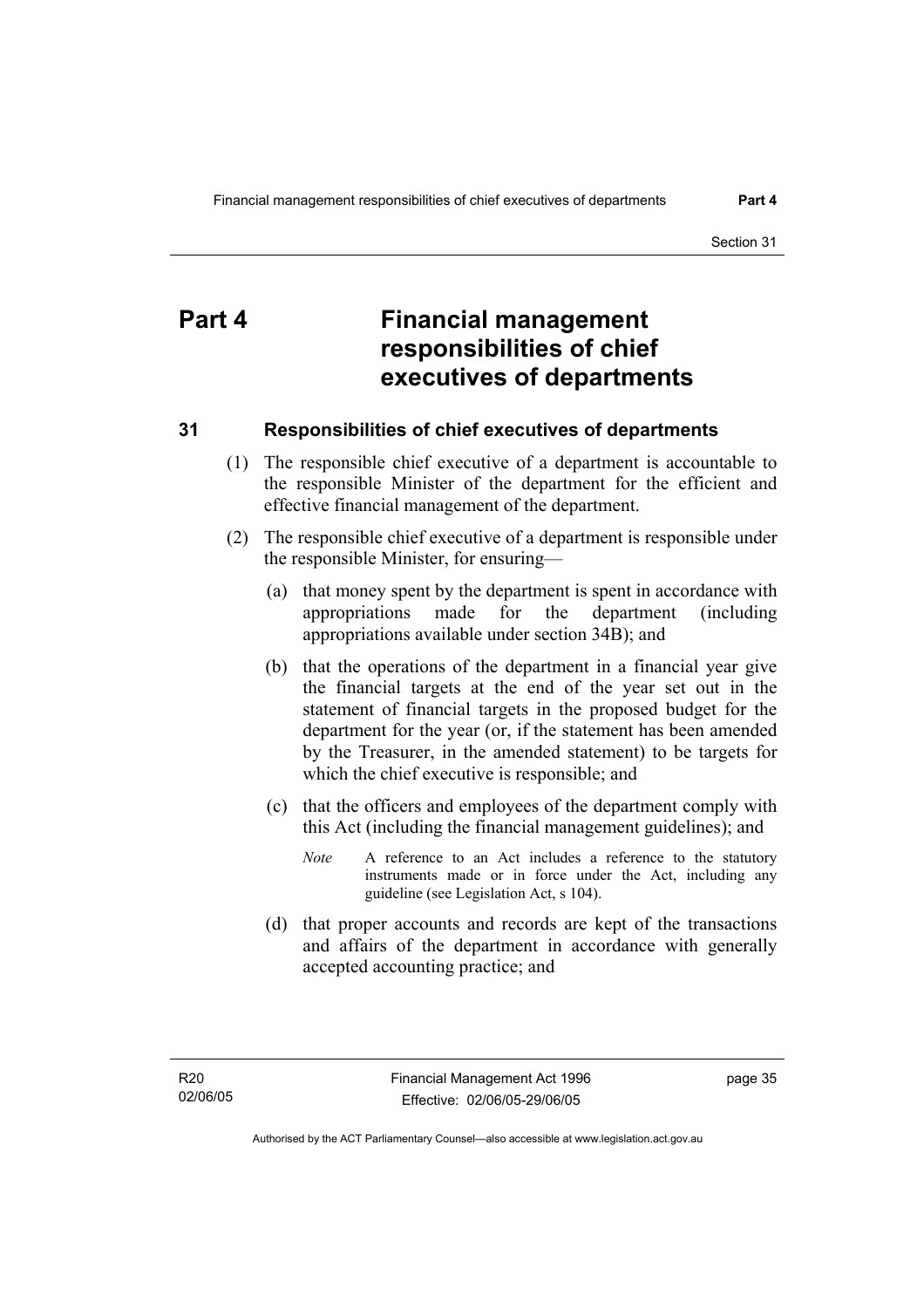# Part 4 Financial management responsibilities of chief executives of departments

## 31 Responsibilities of chief executives of departments

(1) The responsible chief executive of a department is accountable to the responsible Minister of the department for the efficient and effective financial management of the department.

(2) The responsible chief executive of a department is responsible under the responsible Minister, for ensuring—

(a) that money spent by the department is spent in accordance with appropriations made for the department (including appropriations available under section 34B); and

(b) that the operations of the department in a financial year give the financial targets at the end of the year set out in the statement of financial targets in the proposed budget for the department for the year (or, if the statement has been amended by the Treasurer, in the amended statement) to be targets for which the chief executive is responsible; and

(c) that the officers and employees of the department comply with this Act (including the financial management guidelines); and

*Note* A reference to an Act includes a reference to the statutory instruments made or in force under the Act, including any guideline (see Legislation Act, s 104).

(d) that proper accounts and records are kept of the transactions and affairs of the department in accordance with generally accepted accounting practice; and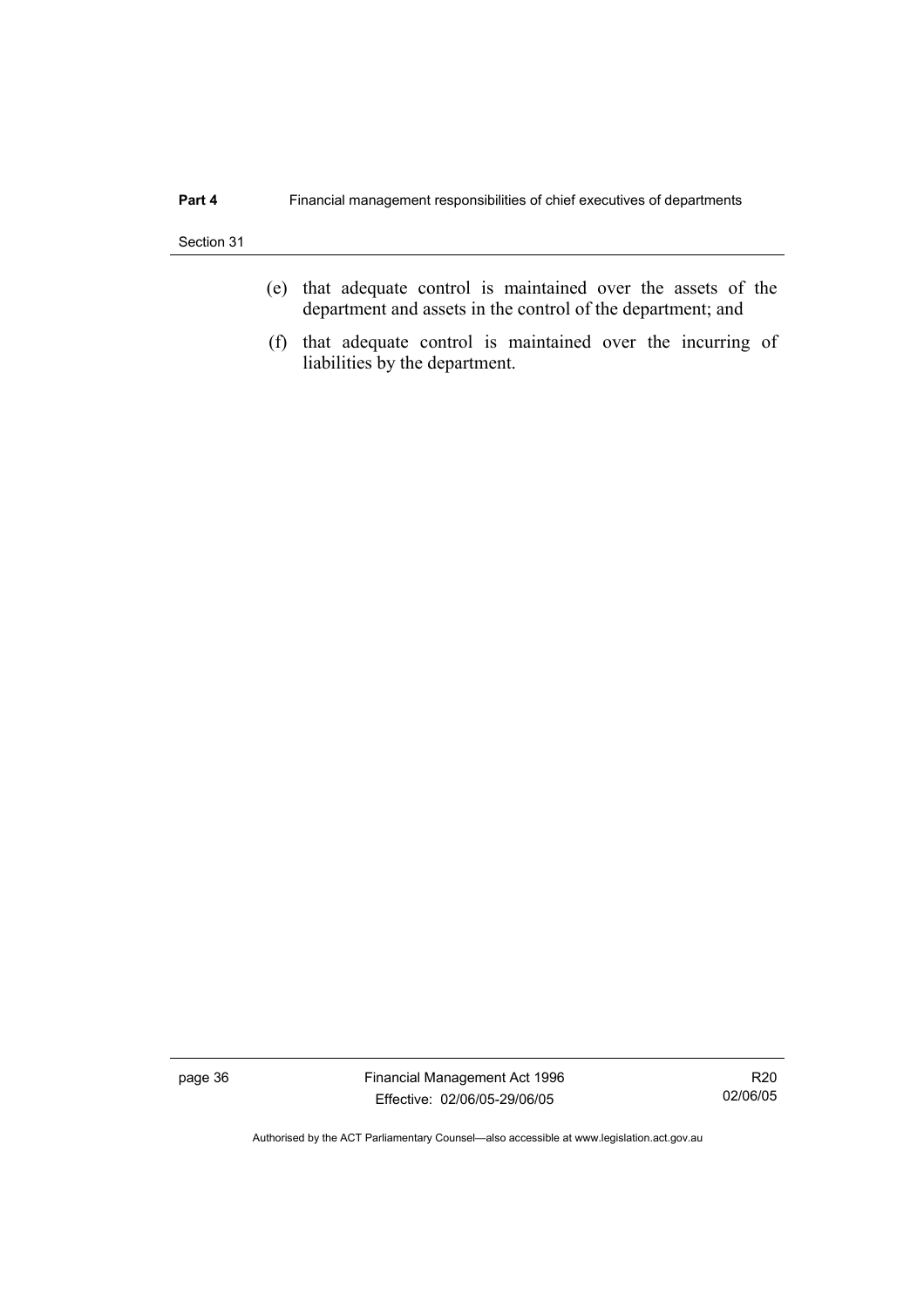(e) that adequate control is maintained over the assets of the department and assets in the control of the department; and

(f) that adequate control is maintained over the incurring of liabilities by the department.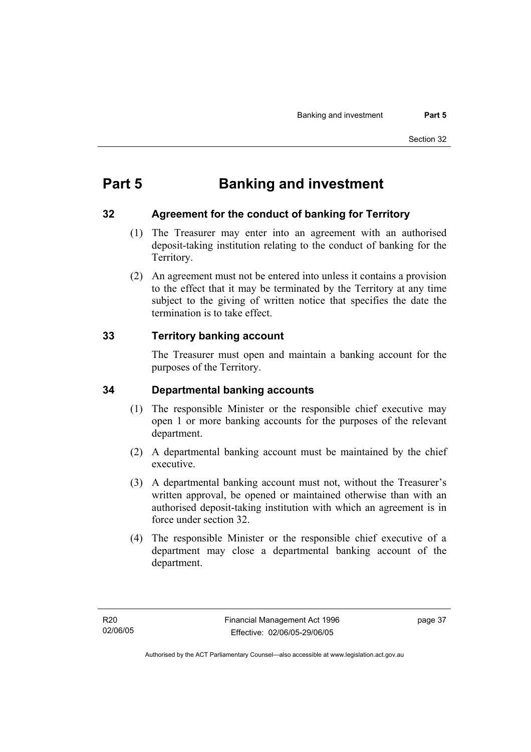# Part 5 Banking and investment

## 32 Agreement for the conduct of banking for Territory

(1) The Treasurer may enter into an agreement with an authorised deposit-taking institution relating to the conduct of banking for the Territory.

(2) An agreement must not be entered into unless it contains a provision to the effect that it may be terminated by the Territory at any time subject to the giving of written notice that specifies the date the termination is to take effect.

## 33 Territory banking account

The Treasurer must open and maintain a banking account for the purposes of the Territory.

## 34 Departmental banking accounts

(1) The responsible Minister or the responsible chief executive may open 1 or more banking accounts for the purposes of the relevant department.

(2) A departmental banking account must be maintained by the chief executive.

(3) A departmental banking account must not, without the Treasurer's written approval, be opened or maintained otherwise than with an authorised deposit-taking institution with which an agreement is in force under section 32.

(4) The responsible Minister or the responsible chief executive of a department may close a departmental banking account of the department.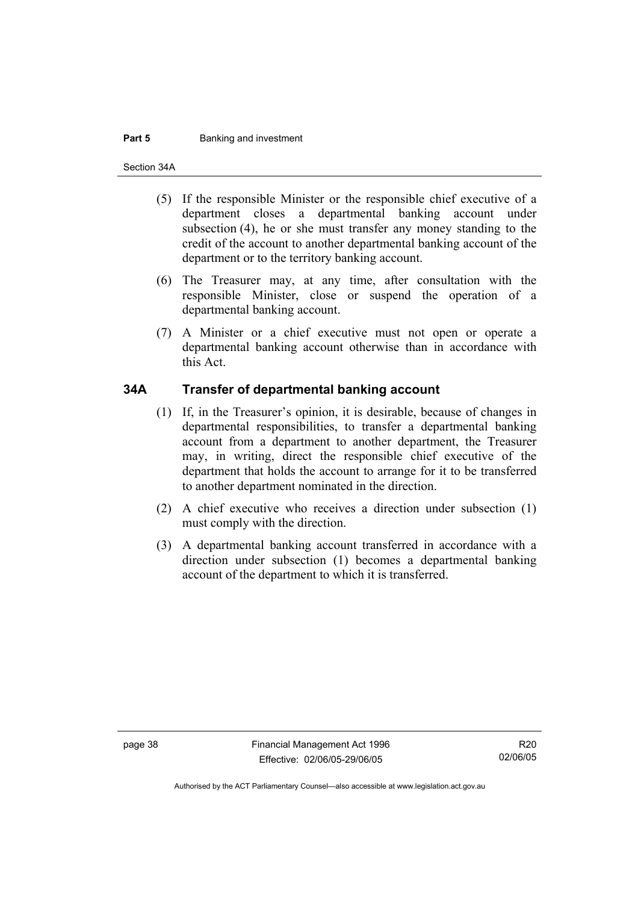(5) If the responsible Minister or the responsible chief executive of a department closes a departmental banking account under subsection (4), he or she must transfer any money standing to the credit of the account to another departmental banking account of the department or to the territory banking account.

(6) The Treasurer may, at any time, after consultation with the responsible Minister, close or suspend the operation of a departmental banking account.

(7) A Minister or a chief executive must not open or operate a departmental banking account otherwise than in accordance with this Act.

## 34A Transfer of departmental banking account

(1) If, in the Treasurer's opinion, it is desirable, because of changes in departmental responsibilities, to transfer a departmental banking account from a department to another department, the Treasurer may, in writing, direct the responsible chief executive of the department that holds the account to arrange for it to be transferred to another department nominated in the direction.

(2) A chief executive who receives a direction under subsection (1) must comply with the direction.

(3) A departmental banking account transferred in accordance with a direction under subsection (1) becomes a departmental banking account of the department to which it is transferred.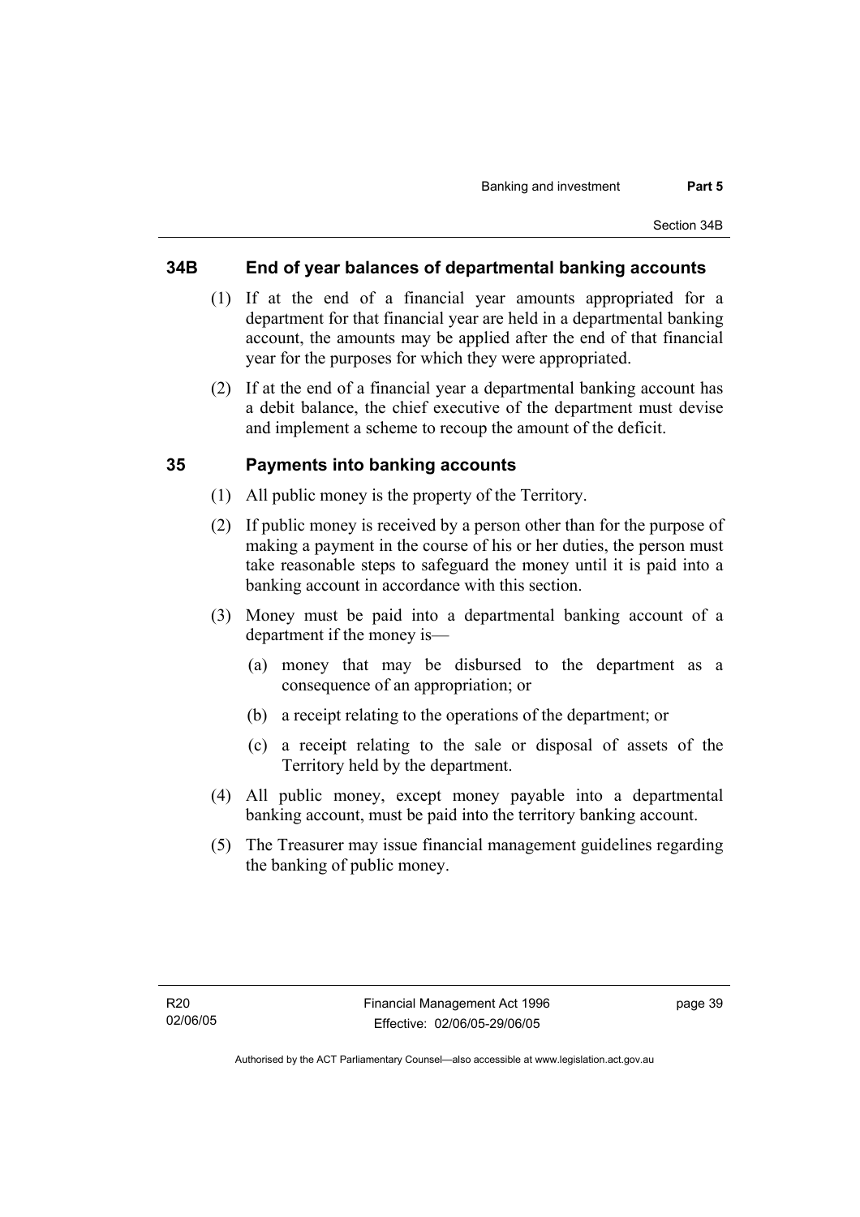## 34B End of year balances of departmental banking accounts

(1) If at the end of a financial year amounts appropriated for a department for that financial year are held in a departmental banking account, the amounts may be applied after the end of that financial year for the purposes for which they were appropriated.

(2) If at the end of a financial year a departmental banking account has a debit balance, the chief executive of the department must devise and implement a scheme to recoup the amount of the deficit.

## 35 Payments into banking accounts

(1) All public money is the property of the Territory.

(2) If public money is received by a person other than for the purpose of making a payment in the course of his or her duties, the person must take reasonable steps to safeguard the money until it is paid into a banking account in accordance with this section.

(3) Money must be paid into a departmental banking account of a department if the money is—

(a) money that may be disbursed to the department as a consequence of an appropriation; or

(b) a receipt relating to the operations of the department; or

(c) a receipt relating to the sale or disposal of assets of the Territory held by the department.

(4) All public money, except money payable into a departmental banking account, must be paid into the territory banking account.

(5) The Treasurer may issue financial management guidelines regarding the banking of public money.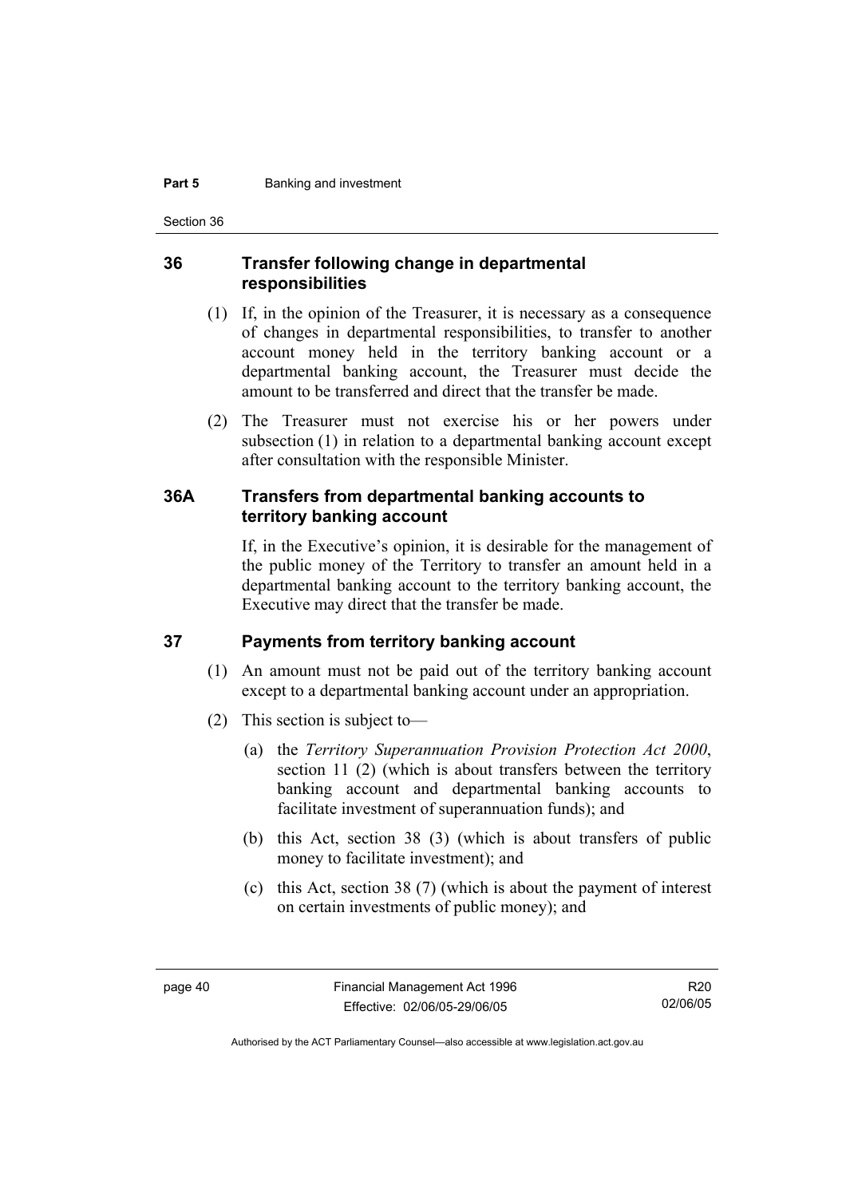## 36 Transfer following change in departmental responsibilities

(1) If, in the opinion of the Treasurer, it is necessary as a consequence of changes in departmental responsibilities, to transfer to another account money held in the territory banking account or a departmental banking account, the Treasurer must decide the amount to be transferred and direct that the transfer be made.

(2) The Treasurer must not exercise his or her powers under subsection (1) in relation to a departmental banking account except after consultation with the responsible Minister.

## 36A Transfers from departmental banking accounts to territory banking account

If, in the Executive's opinion, it is desirable for the management of the public money of the Territory to transfer an amount held in a departmental banking account to the territory banking account, the Executive may direct that the transfer be made.

## 37 Payments from territory banking account

(1) An amount must not be paid out of the territory banking account except to a departmental banking account under an appropriation.

(2) This section is subject to—

(a) the *Territory Superannuation Provision Protection Act 2000*, section 11 (2) (which is about transfers between the territory banking account and departmental banking accounts to facilitate investment of superannuation funds); and

(b) this Act, section 38 (3) (which is about transfers of public money to facilitate investment); and

(c) this Act, section 38 (7) (which is about the payment of interest on certain investments of public money); and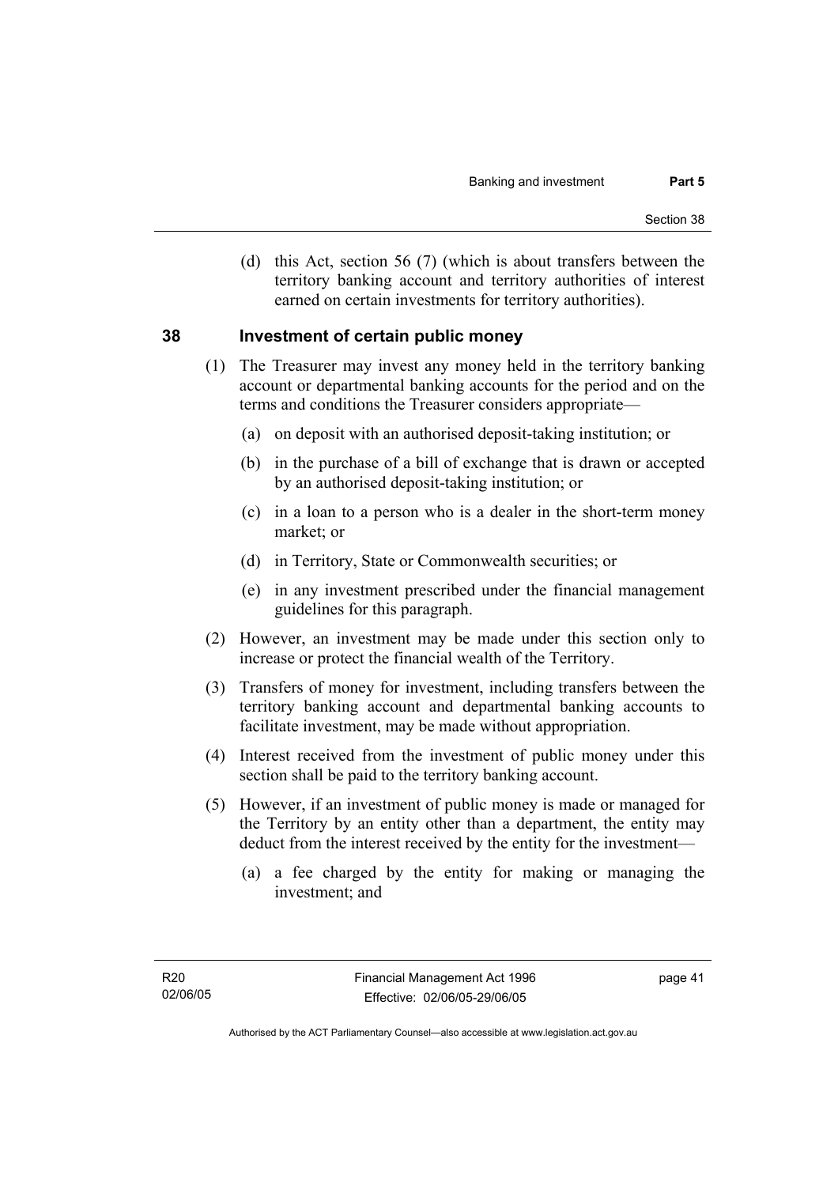(d) this Act, section 56 (7) (which is about transfers between the territory banking account and territory authorities of interest earned on certain investments for territory authorities).

## 38 Investment of certain public money

(1) The Treasurer may invest any money held in the territory banking account or departmental banking accounts for the period and on the terms and conditions the Treasurer considers appropriate—

(a) on deposit with an authorised deposit-taking institution; or

(b) in the purchase of a bill of exchange that is drawn or accepted by an authorised deposit-taking institution; or

(c) in a loan to a person who is a dealer in the short-term money market; or

(d) in Territory, State or Commonwealth securities; or

(e) in any investment prescribed under the financial management guidelines for this paragraph.

(2) However, an investment may be made under this section only to increase or protect the financial wealth of the Territory.

(3) Transfers of money for investment, including transfers between the territory banking account and departmental banking accounts to facilitate investment, may be made without appropriation.

(4) Interest received from the investment of public money under this section shall be paid to the territory banking account.

(5) However, if an investment of public money is made or managed for the Territory by an entity other than a department, the entity may deduct from the interest received by the entity for the investment—

(a) a fee charged by the entity for making or managing the investment; and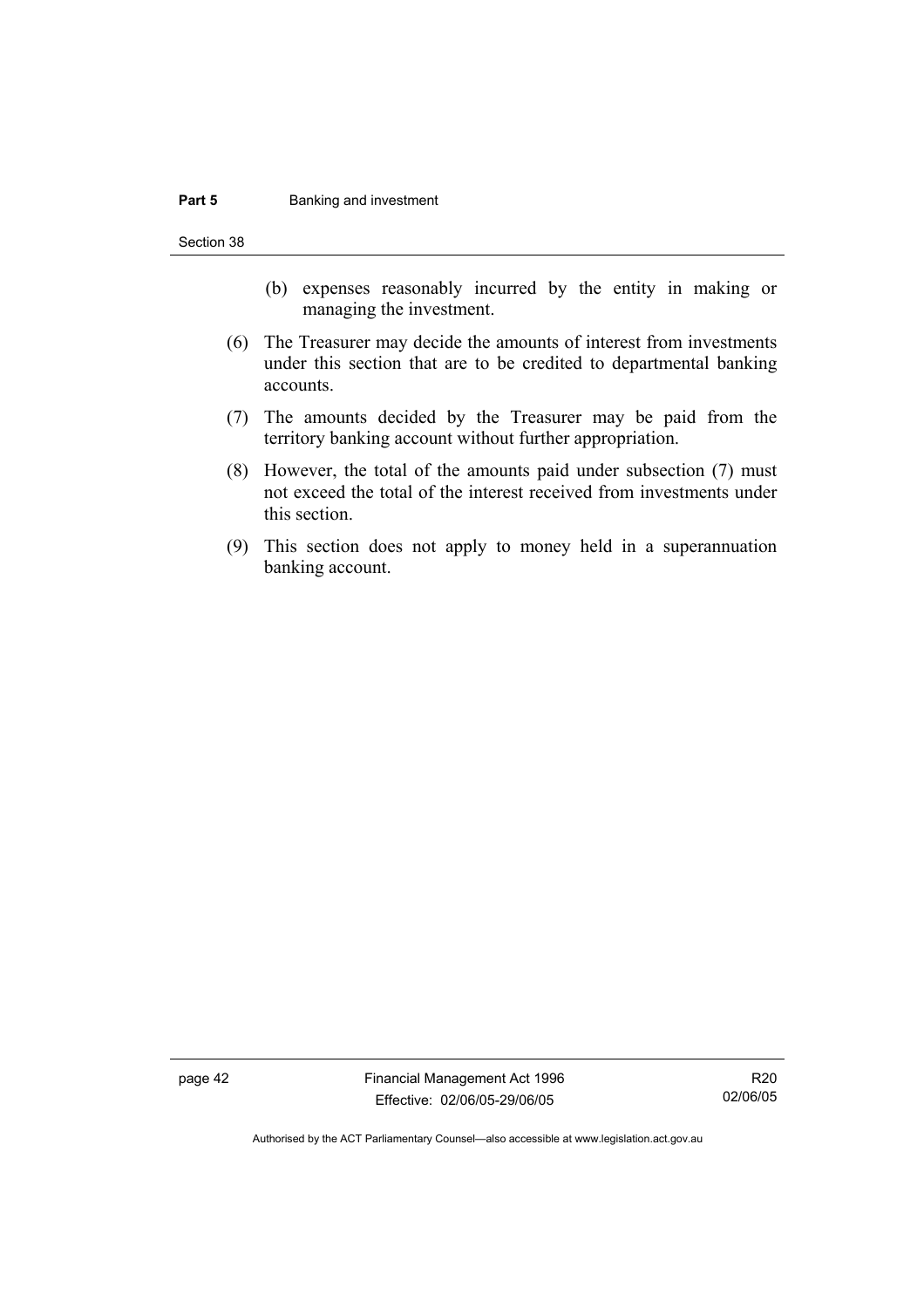(b) expenses reasonably incurred by the entity in making or managing the investment.

(6) The Treasurer may decide the amounts of interest from investments under this section that are to be credited to departmental banking accounts.

(7) The amounts decided by the Treasurer may be paid from the territory banking account without further appropriation.

(8) However, the total of the amounts paid under subsection (7) must not exceed the total of the interest received from investments under this section.

(9) This section does not apply to money held in a superannuation banking account.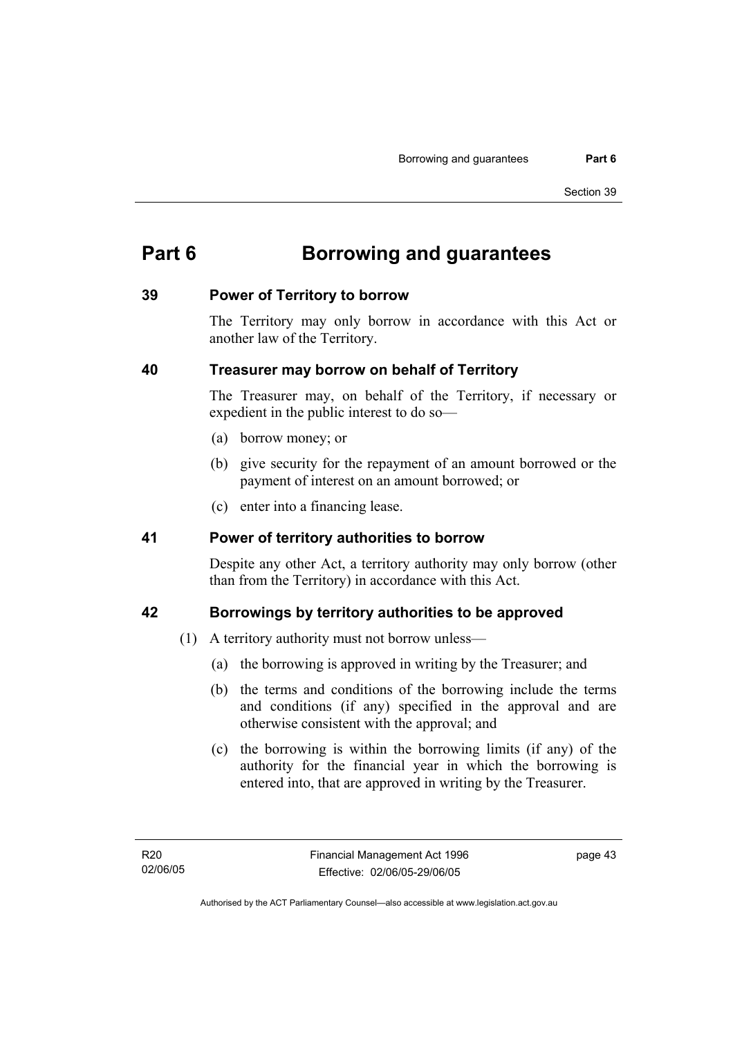# Part 6 Borrowing and guarantees

## 39 Power of Territory to borrow

The Territory may only borrow in accordance with this Act or another law of the Territory.

## 40 Treasurer may borrow on behalf of Territory

The Treasurer may, on behalf of the Territory, if necessary or expedient in the public interest to do so—

(a) borrow money; or

(b) give security for the repayment of an amount borrowed or the payment of interest on an amount borrowed; or

(c) enter into a financing lease.

## 41 Power of territory authorities to borrow

Despite any other Act, a territory authority may only borrow (other than from the Territory) in accordance with this Act.

## 42 Borrowings by territory authorities to be approved

(1) A territory authority must not borrow unless—

(a) the borrowing is approved in writing by the Treasurer; and

(b) the terms and conditions of the borrowing include the terms and conditions (if any) specified in the approval and are otherwise consistent with the approval; and

(c) the borrowing is within the borrowing limits (if any) of the authority for the financial year in which the borrowing is entered into, that are approved in writing by the Treasurer.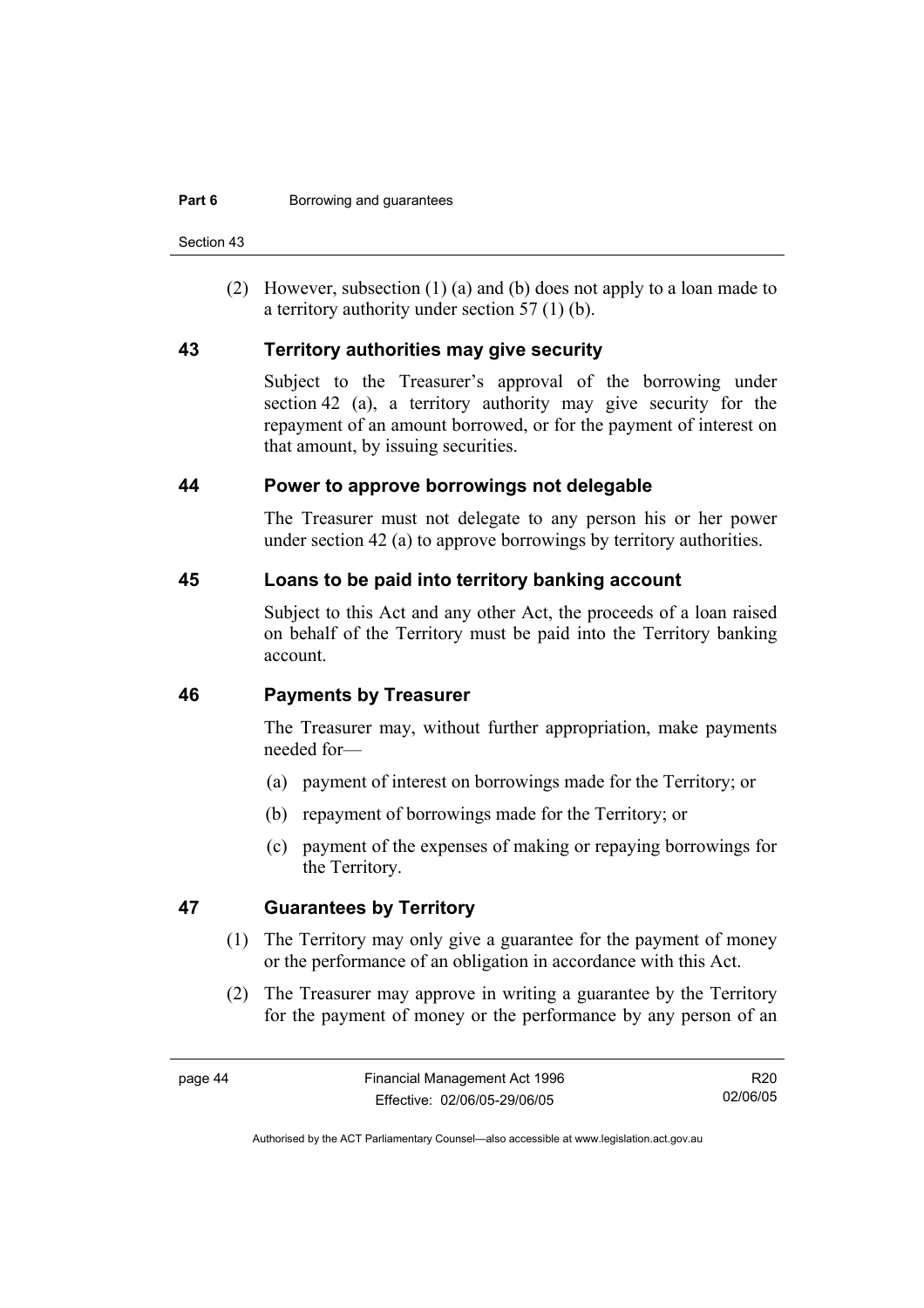(2) However, subsection (1) (a) and (b) does not apply to a loan made to a territory authority under section 57 (1) (b).

## 43 Territory authorities may give security

Subject to the Treasurer's approval of the borrowing under section 42 (a), a territory authority may give security for the repayment of an amount borrowed, or for the payment of interest on that amount, by issuing securities.

## 44 Power to approve borrowings not delegable

The Treasurer must not delegate to any person his or her power under section 42 (a) to approve borrowings by territory authorities.

## 45 Loans to be paid into territory banking account

Subject to this Act and any other Act, the proceeds of a loan raised on behalf of the Territory must be paid into the Territory banking account.

## 46 Payments by Treasurer

The Treasurer may, without further appropriation, make payments needed for—

(a) payment of interest on borrowings made for the Territory; or

(b) repayment of borrowings made for the Territory; or

(c) payment of the expenses of making or repaying borrowings for the Territory.

## 47 Guarantees by Territory

(1) The Territory may only give a guarantee for the payment of money or the performance of an obligation in accordance with this Act.

(2) The Treasurer may approve in writing a guarantee by the Territory for the payment of money or the performance by any person of an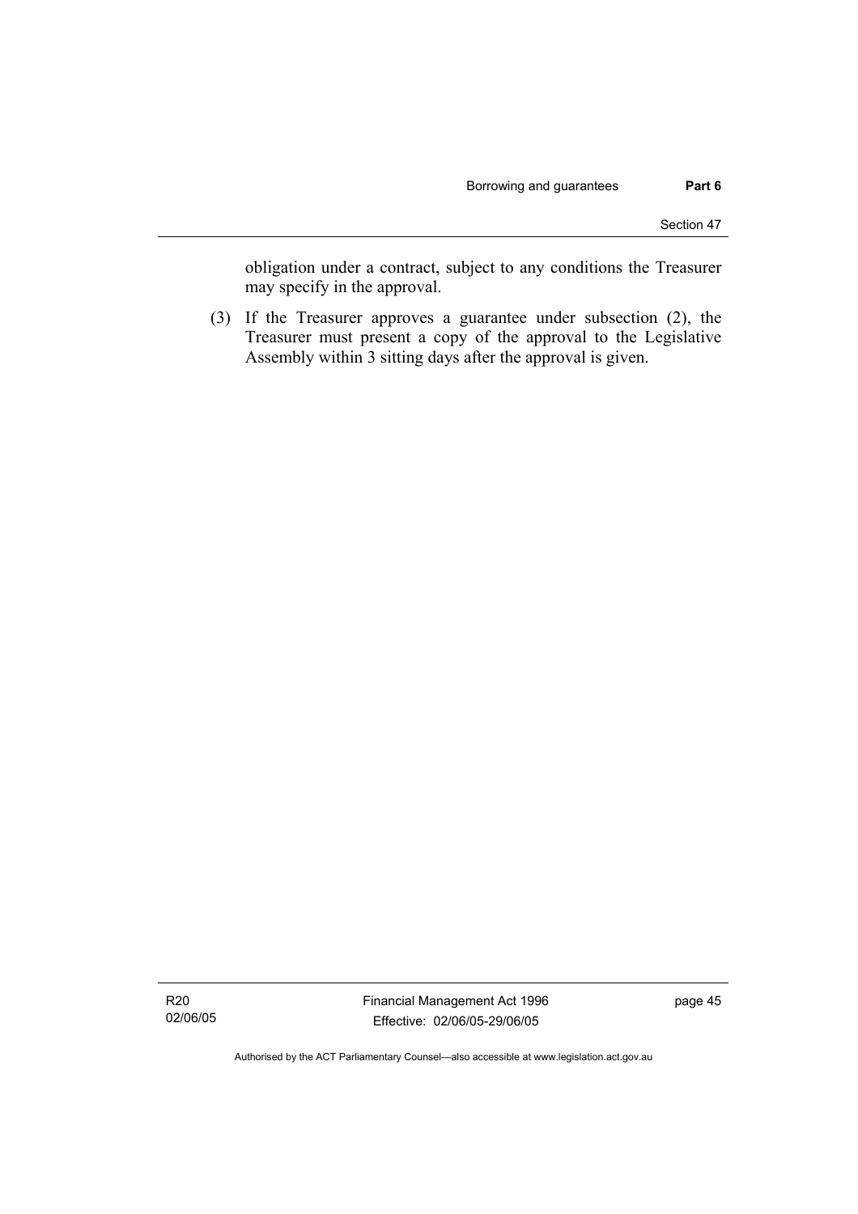obligation under a contract, subject to any conditions the Treasurer may specify in the approval.

(3) If the Treasurer approves a guarantee under subsection (2), the Treasurer must present a copy of the approval to the Legislative Assembly within 3 sitting days after the approval is given.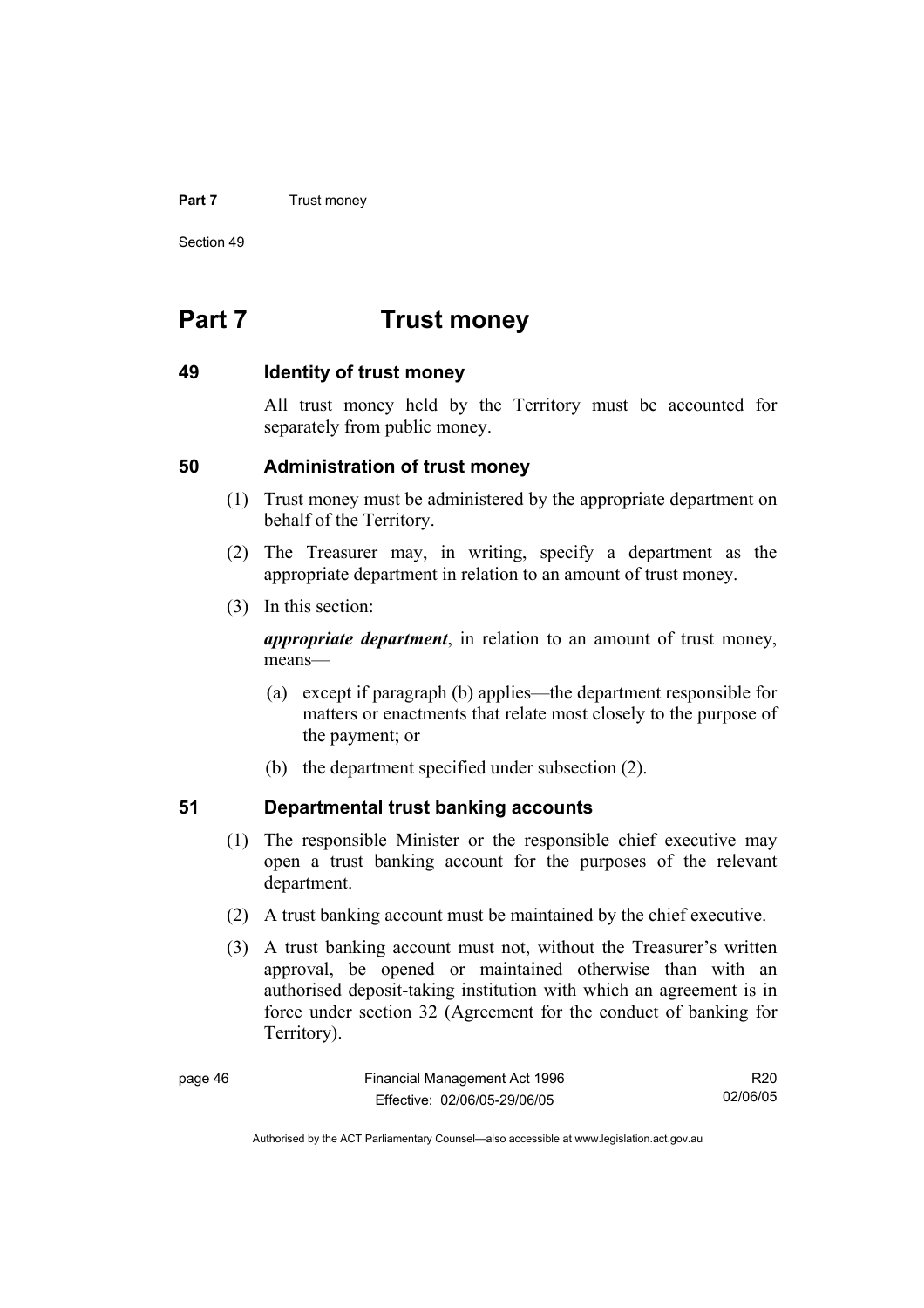# Part 7 Trust money

## 49 Identity of trust money

All trust money held by the Territory must be accounted for separately from public money.

## 50 Administration of trust money

(1) Trust money must be administered by the appropriate department on behalf of the Territory.

(2) The Treasurer may, in writing, specify a department as the appropriate department in relation to an amount of trust money.

(3) In this section:

***appropriate department***, in relation to an amount of trust money, means—

(a) except if paragraph (b) applies—the department responsible for matters or enactments that relate most closely to the purpose of the payment; or

(b) the department specified under subsection (2).

## 51 Departmental trust banking accounts

(1) The responsible Minister or the responsible chief executive may open a trust banking account for the purposes of the relevant department.

(2) A trust banking account must be maintained by the chief executive.

(3) A trust banking account must not, without the Treasurer's written approval, be opened or maintained otherwise than with an authorised deposit-taking institution with which an agreement is in force under section 32 (Agreement for the conduct of banking for Territory).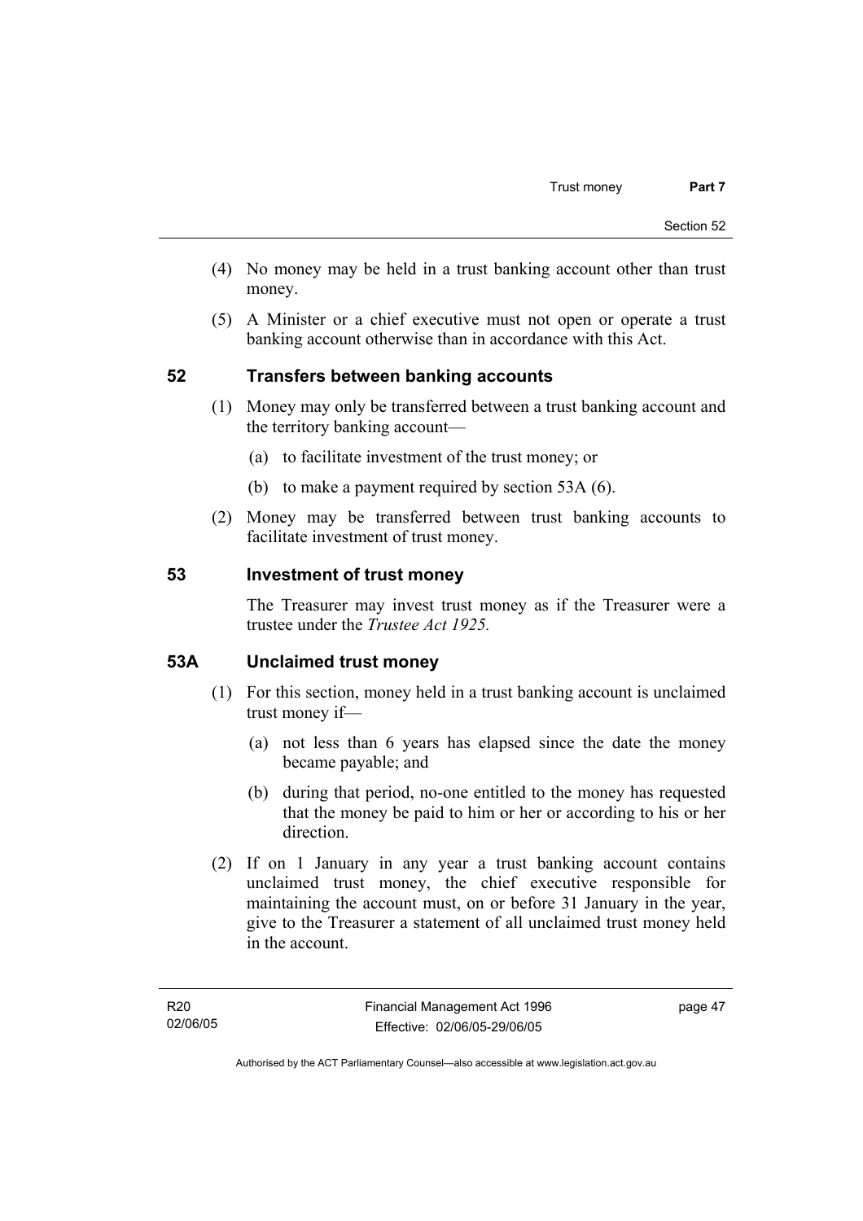(4) No money may be held in a trust banking account other than trust money.

(5) A Minister or a chief executive must not open or operate a trust banking account otherwise than in accordance with this Act.

## 52 Transfers between banking accounts

(1) Money may only be transferred between a trust banking account and the territory banking account—

(a) to facilitate investment of the trust money; or

(b) to make a payment required by section 53A (6).

(2) Money may be transferred between trust banking accounts to facilitate investment of trust money.

## 53 Investment of trust money

The Treasurer may invest trust money as if the Treasurer were a trustee under the *Trustee Act 1925.*

## 53A Unclaimed trust money

(1) For this section, money held in a trust banking account is unclaimed trust money if—

(a) not less than 6 years has elapsed since the date the money became payable; and

(b) during that period, no-one entitled to the money has requested that the money be paid to him or her or according to his or her direction.

(2) If on 1 January in any year a trust banking account contains unclaimed trust money, the chief executive responsible for maintaining the account must, on or before 31 January in the year, give to the Treasurer a statement of all unclaimed trust money held in the account.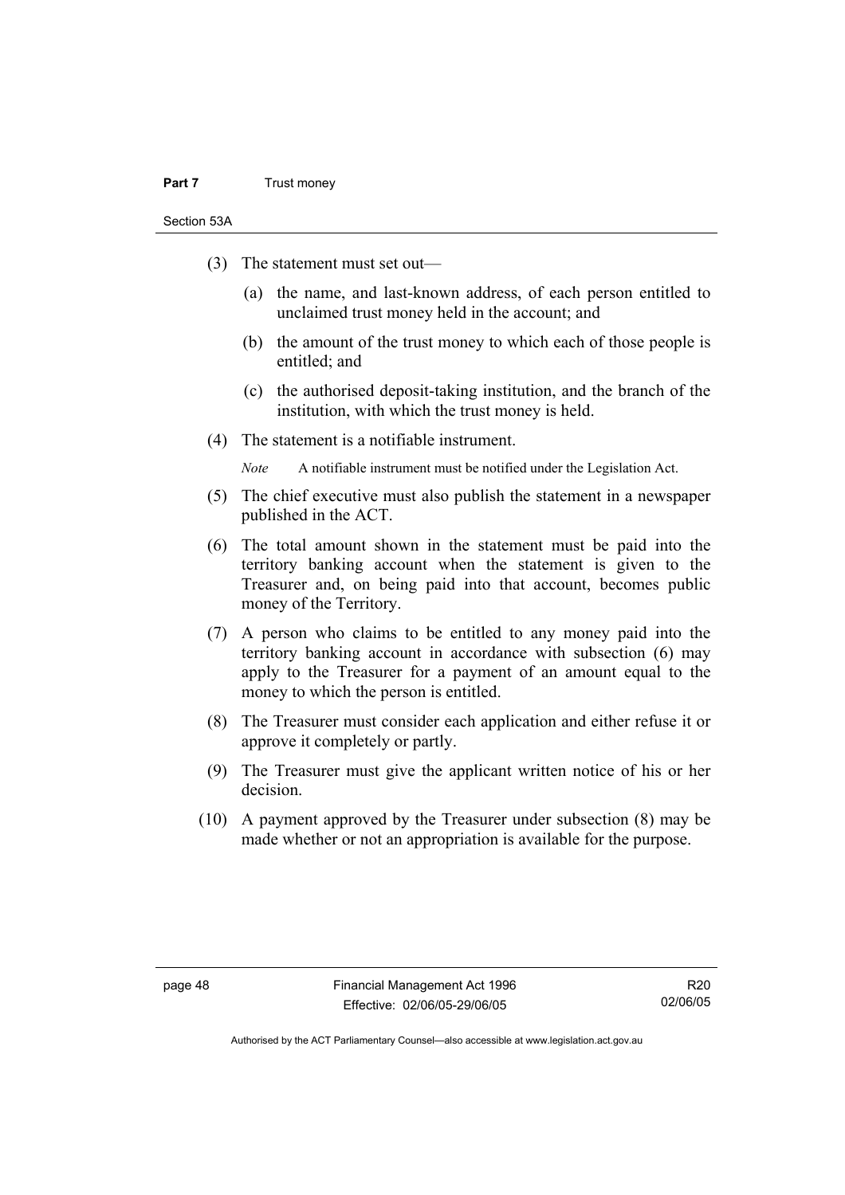(3) The statement must set out—

(a) the name, and last-known address, of each person entitled to unclaimed trust money held in the account; and

(b) the amount of the trust money to which each of those people is entitled; and

(c) the authorised deposit-taking institution, and the branch of the institution, with which the trust money is held.

(4) The statement is a notifiable instrument.

*Note* A notifiable instrument must be notified under the Legislation Act.

(5) The chief executive must also publish the statement in a newspaper published in the ACT.

(6) The total amount shown in the statement must be paid into the territory banking account when the statement is given to the Treasurer and, on being paid into that account, becomes public money of the Territory.

(7) A person who claims to be entitled to any money paid into the territory banking account in accordance with subsection (6) may apply to the Treasurer for a payment of an amount equal to the money to which the person is entitled.

(8) The Treasurer must consider each application and either refuse it or approve it completely or partly.

(9) The Treasurer must give the applicant written notice of his or her decision.

(10) A payment approved by the Treasurer under subsection (8) may be made whether or not an appropriation is available for the purpose.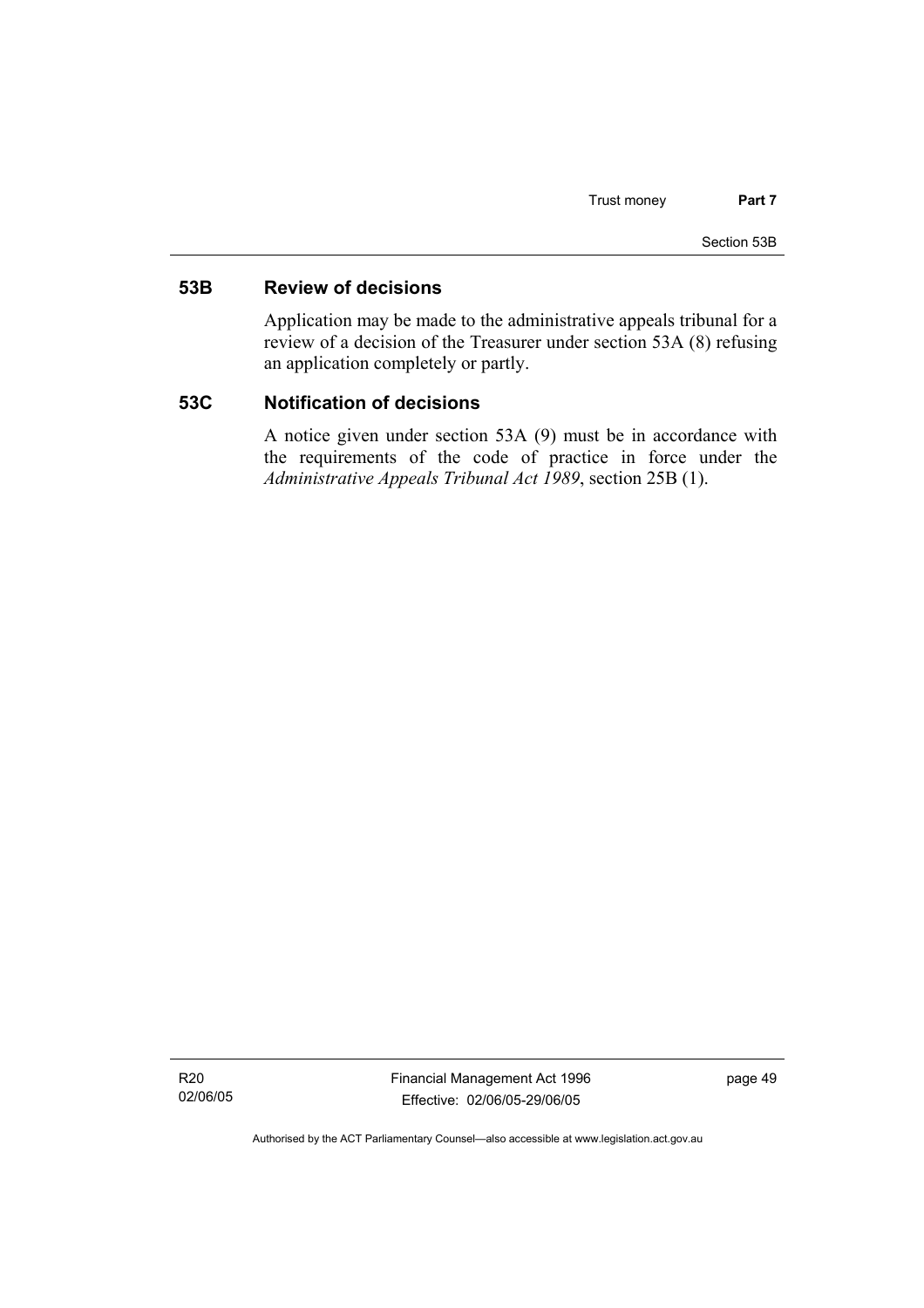## 53B Review of decisions

Application may be made to the administrative appeals tribunal for a review of a decision of the Treasurer under section 53A (8) refusing an application completely or partly.

## 53C Notification of decisions

A notice given under section 53A (9) must be in accordance with the requirements of the code of practice in force under the *Administrative Appeals Tribunal Act 1989*, section 25B (1).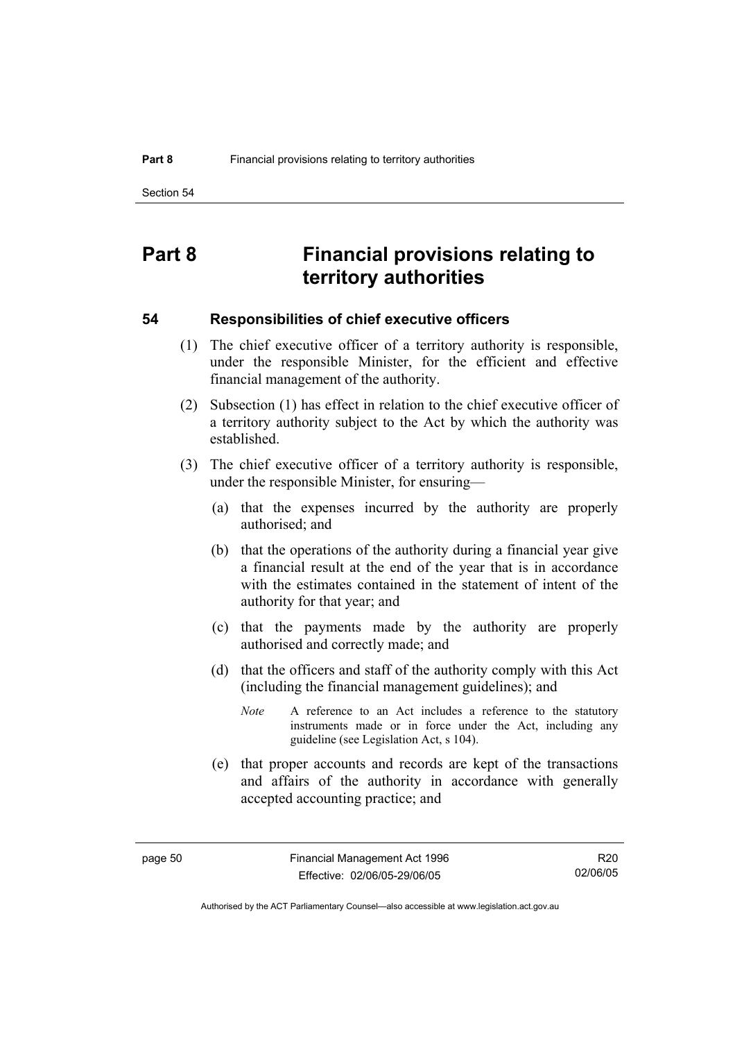# Part 8 Financial provisions relating to territory authorities

## 54 Responsibilities of chief executive officers

(1) The chief executive officer of a territory authority is responsible, under the responsible Minister, for the efficient and effective financial management of the authority.

(2) Subsection (1) has effect in relation to the chief executive officer of a territory authority subject to the Act by which the authority was established.

(3) The chief executive officer of a territory authority is responsible, under the responsible Minister, for ensuring—

(a) that the expenses incurred by the authority are properly authorised; and

(b) that the operations of the authority during a financial year give a financial result at the end of the year that is in accordance with the estimates contained in the statement of intent of the authority for that year; and

(c) that the payments made by the authority are properly authorised and correctly made; and

(d) that the officers and staff of the authority comply with this Act (including the financial management guidelines); and

*Note* A reference to an Act includes a reference to the statutory instruments made or in force under the Act, including any guideline (see Legislation Act, s 104).

(e) that proper accounts and records are kept of the transactions and affairs of the authority in accordance with generally accepted accounting practice; and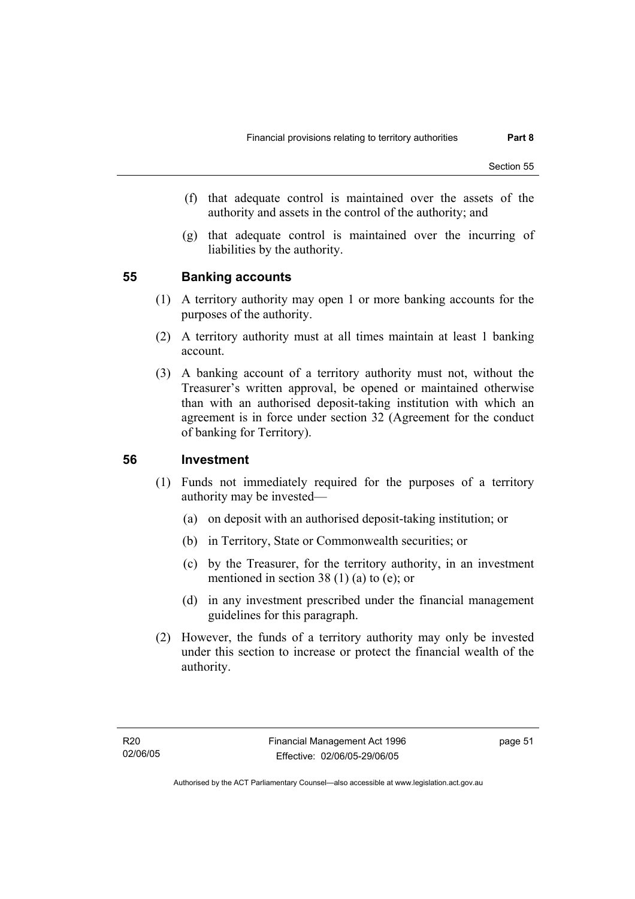(f) that adequate control is maintained over the assets of the authority and assets in the control of the authority; and

(g) that adequate control is maintained over the incurring of liabilities by the authority.

## 55 Banking accounts

(1) A territory authority may open 1 or more banking accounts for the purposes of the authority.

(2) A territory authority must at all times maintain at least 1 banking account.

(3) A banking account of a territory authority must not, without the Treasurer's written approval, be opened or maintained otherwise than with an authorised deposit-taking institution with which an agreement is in force under section 32 (Agreement for the conduct of banking for Territory).

## 56 Investment

(1) Funds not immediately required for the purposes of a territory authority may be invested—

(a) on deposit with an authorised deposit-taking institution; or

(b) in Territory, State or Commonwealth securities; or

(c) by the Treasurer, for the territory authority, in an investment mentioned in section 38 (1) (a) to (e); or

(d) in any investment prescribed under the financial management guidelines for this paragraph.

(2) However, the funds of a territory authority may only be invested under this section to increase or protect the financial wealth of the authority.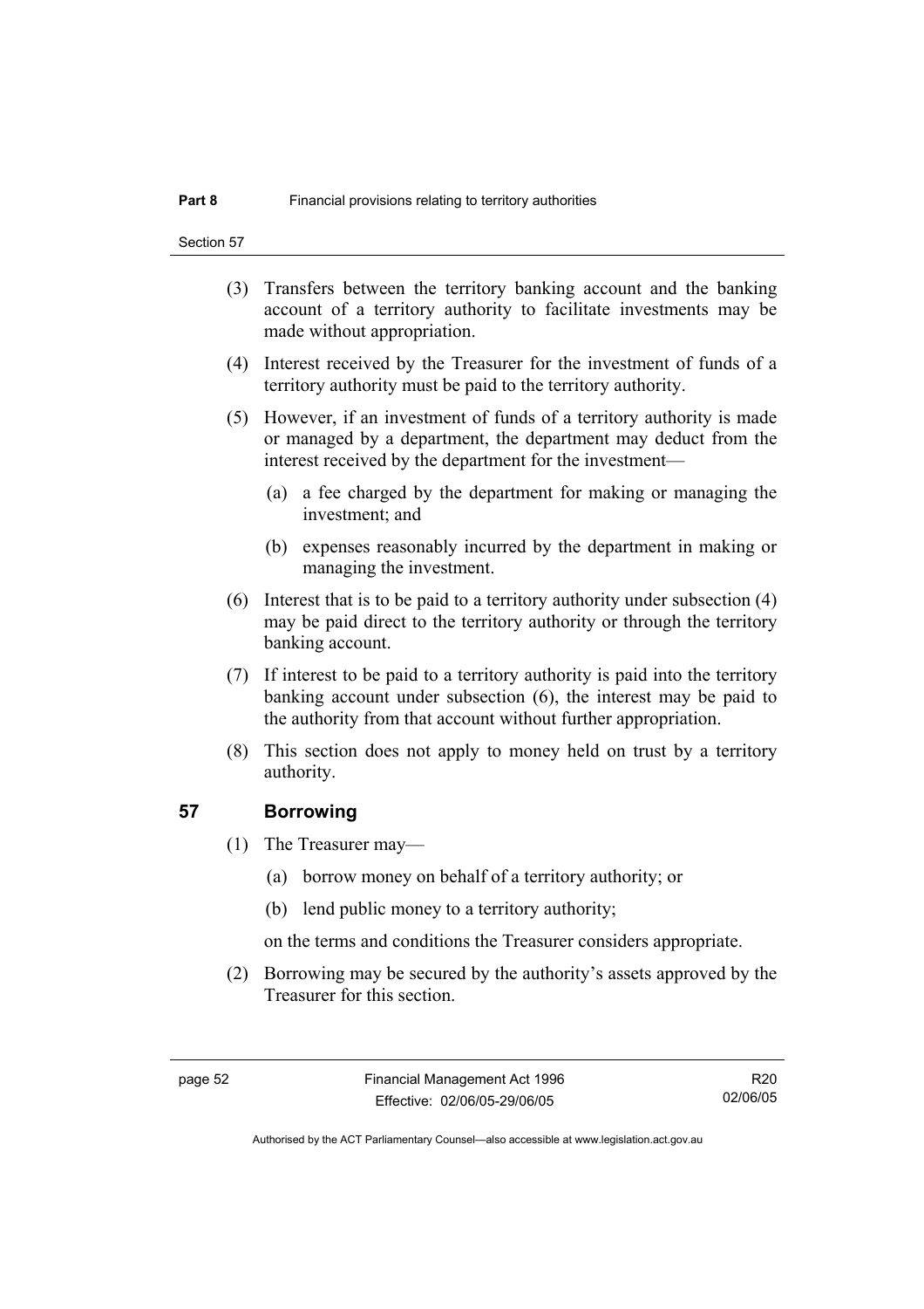(3) Transfers between the territory banking account and the banking account of a territory authority to facilitate investments may be made without appropriation.

(4) Interest received by the Treasurer for the investment of funds of a territory authority must be paid to the territory authority.

(5) However, if an investment of funds of a territory authority is made or managed by a department, the department may deduct from the interest received by the department for the investment—

(a) a fee charged by the department for making or managing the investment; and

(b) expenses reasonably incurred by the department in making or managing the investment.

(6) Interest that is to be paid to a territory authority under subsection (4) may be paid direct to the territory authority or through the territory banking account.

(7) If interest to be paid to a territory authority is paid into the territory banking account under subsection (6), the interest may be paid to the authority from that account without further appropriation.

(8) This section does not apply to money held on trust by a territory authority.

## 57 Borrowing

(1) The Treasurer may—

(a) borrow money on behalf of a territory authority; or

(b) lend public money to a territory authority;

on the terms and conditions the Treasurer considers appropriate.

(2) Borrowing may be secured by the authority's assets approved by the Treasurer for this section.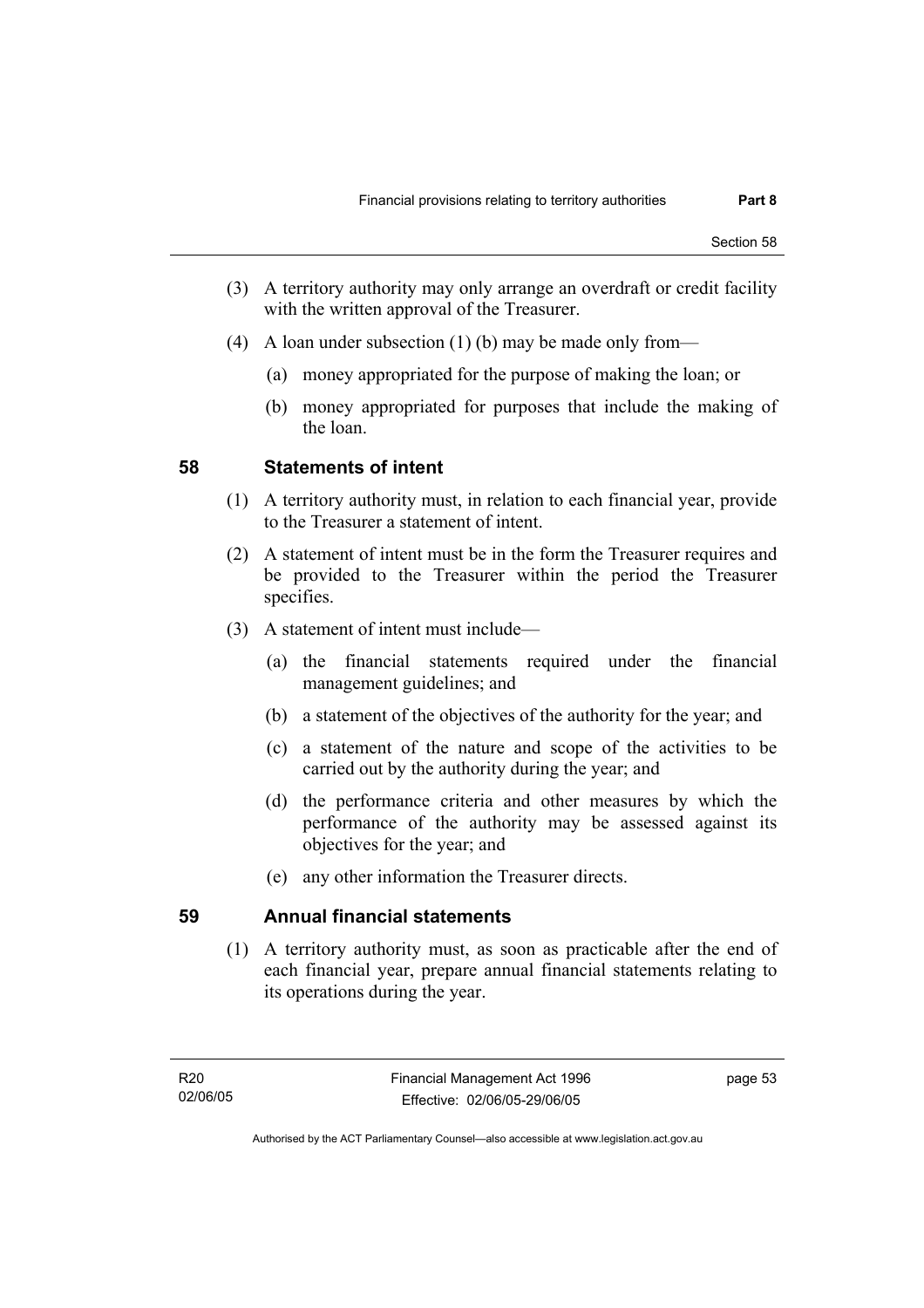(3) A territory authority may only arrange an overdraft or credit facility with the written approval of the Treasurer.

(4) A loan under subsection (1) (b) may be made only from—

(a) money appropriated for the purpose of making the loan; or

(b) money appropriated for purposes that include the making of the loan.

## 58 Statements of intent

(1) A territory authority must, in relation to each financial year, provide to the Treasurer a statement of intent.

(2) A statement of intent must be in the form the Treasurer requires and be provided to the Treasurer within the period the Treasurer specifies.

(3) A statement of intent must include—

(a) the financial statements required under the financial management guidelines; and

(b) a statement of the objectives of the authority for the year; and

(c) a statement of the nature and scope of the activities to be carried out by the authority during the year; and

(d) the performance criteria and other measures by which the performance of the authority may be assessed against its objectives for the year; and

(e) any other information the Treasurer directs.

## 59 Annual financial statements

(1) A territory authority must, as soon as practicable after the end of each financial year, prepare annual financial statements relating to its operations during the year.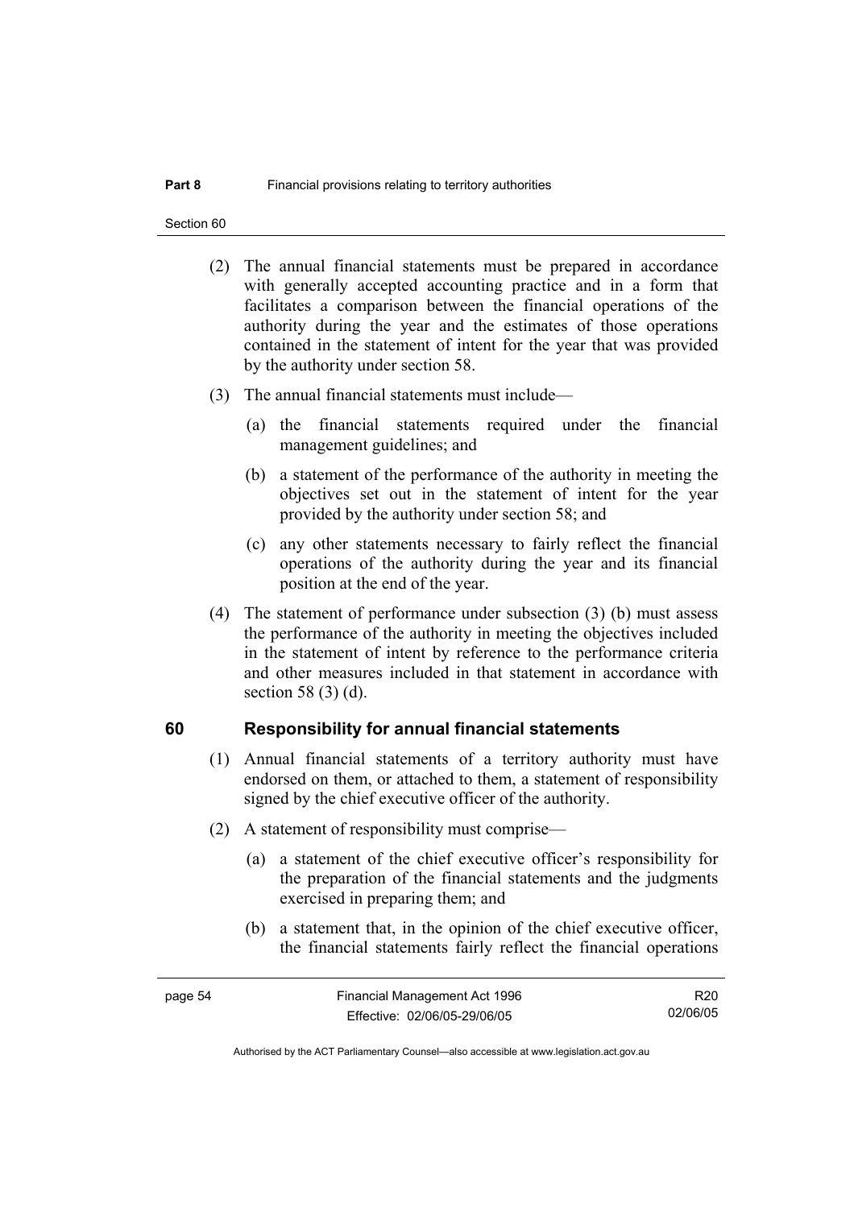(2) The annual financial statements must be prepared in accordance with generally accepted accounting practice and in a form that facilitates a comparison between the financial operations of the authority during the year and the estimates of those operations contained in the statement of intent for the year that was provided by the authority under section 58.

(3) The annual financial statements must include—

(a) the financial statements required under the financial management guidelines; and

(b) a statement of the performance of the authority in meeting the objectives set out in the statement of intent for the year provided by the authority under section 58; and

(c) any other statements necessary to fairly reflect the financial operations of the authority during the year and its financial position at the end of the year.

(4) The statement of performance under subsection (3) (b) must assess the performance of the authority in meeting the objectives included in the statement of intent by reference to the performance criteria and other measures included in that statement in accordance with section 58 (3) (d).

## 60 Responsibility for annual financial statements

(1) Annual financial statements of a territory authority must have endorsed on them, or attached to them, a statement of responsibility signed by the chief executive officer of the authority.

(2) A statement of responsibility must comprise—

(a) a statement of the chief executive officer's responsibility for the preparation of the financial statements and the judgments exercised in preparing them; and

(b) a statement that, in the opinion of the chief executive officer, the financial statements fairly reflect the financial operations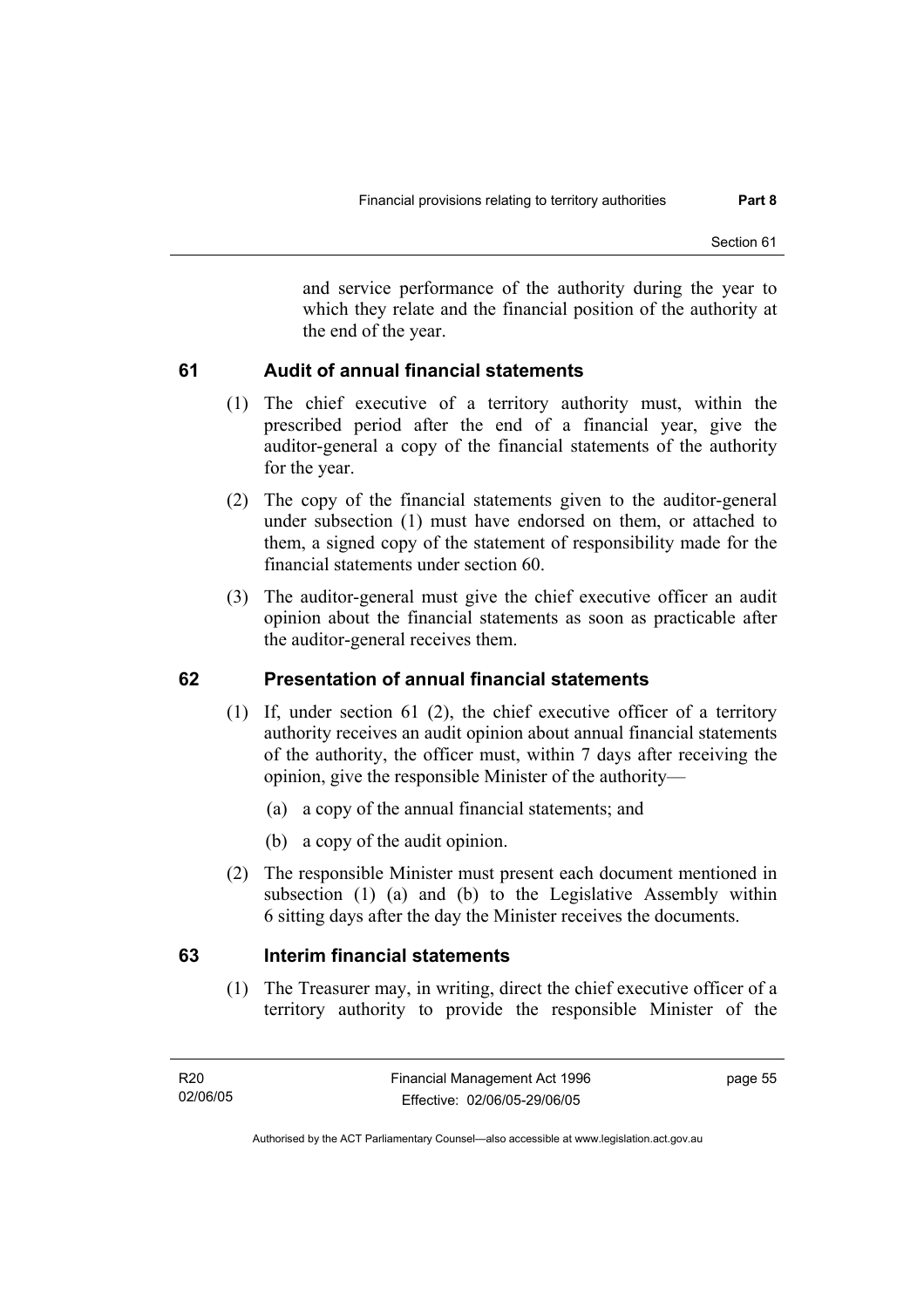and service performance of the authority during the year to which they relate and the financial position of the authority at the end of the year.

### 61 Audit of annual financial statements

(1) The chief executive of a territory authority must, within the prescribed period after the end of a financial year, give the auditor-general a copy of the financial statements of the authority for the year.

(2) The copy of the financial statements given to the auditor-general under subsection (1) must have endorsed on them, or attached to them, a signed copy of the statement of responsibility made for the financial statements under section 60.

(3) The auditor-general must give the chief executive officer an audit opinion about the financial statements as soon as practicable after the auditor-general receives them.

### 62 Presentation of annual financial statements

(1) If, under section 61 (2), the chief executive officer of a territory authority receives an audit opinion about annual financial statements of the authority, the officer must, within 7 days after receiving the opinion, give the responsible Minister of the authority—

(a) a copy of the annual financial statements; and

(b) a copy of the audit opinion.

(2) The responsible Minister must present each document mentioned in subsection (1) (a) and (b) to the Legislative Assembly within 6 sitting days after the day the Minister receives the documents.

### 63 Interim financial statements

(1) The Treasurer may, in writing, direct the chief executive officer of a territory authority to provide the responsible Minister of the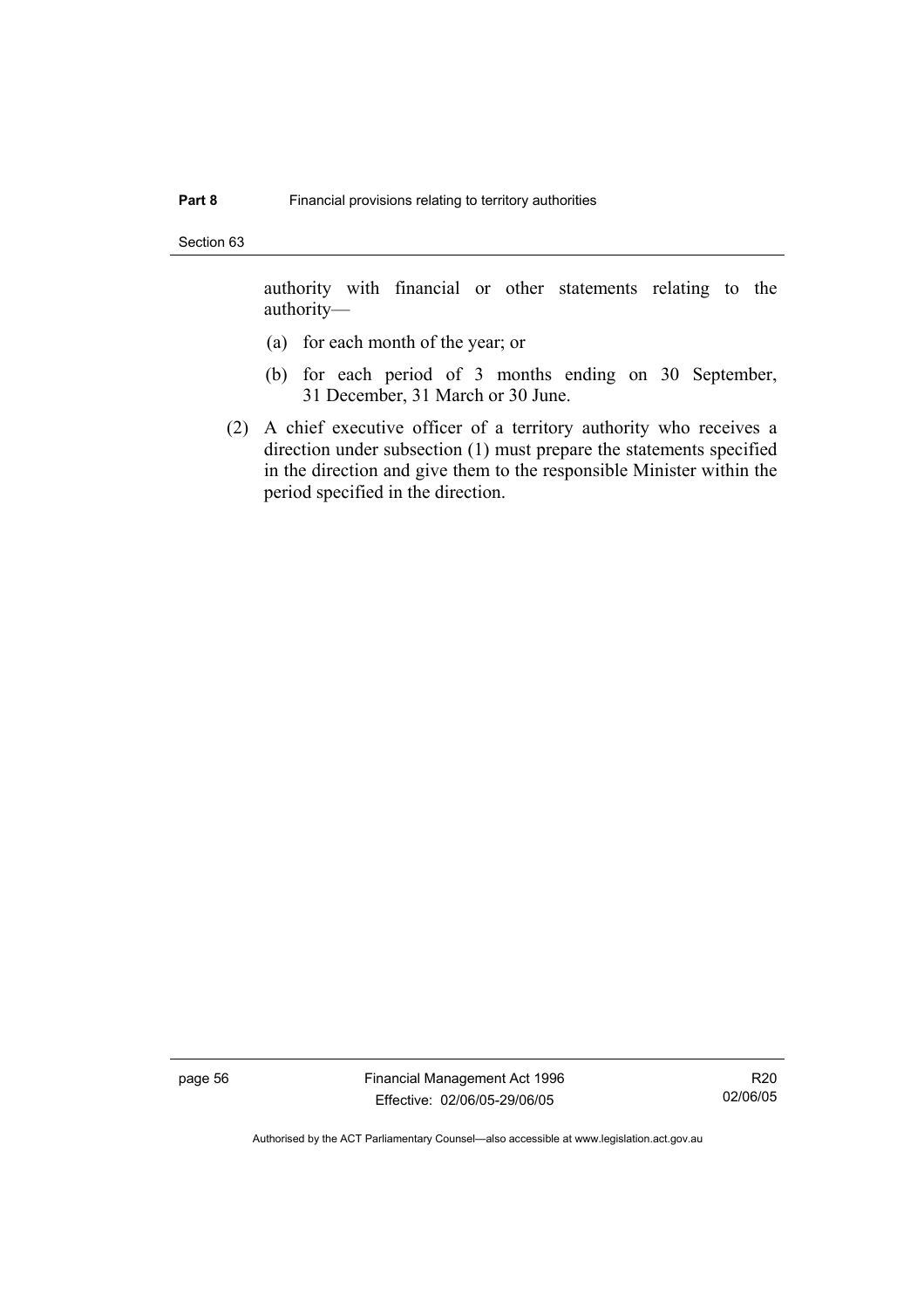authority with financial or other statements relating to the authority—

(a) for each month of the year; or

(b) for each period of 3 months ending on 30 September, 31 December, 31 March or 30 June.

(2) A chief executive officer of a territory authority who receives a direction under subsection (1) must prepare the statements specified in the direction and give them to the responsible Minister within the period specified in the direction.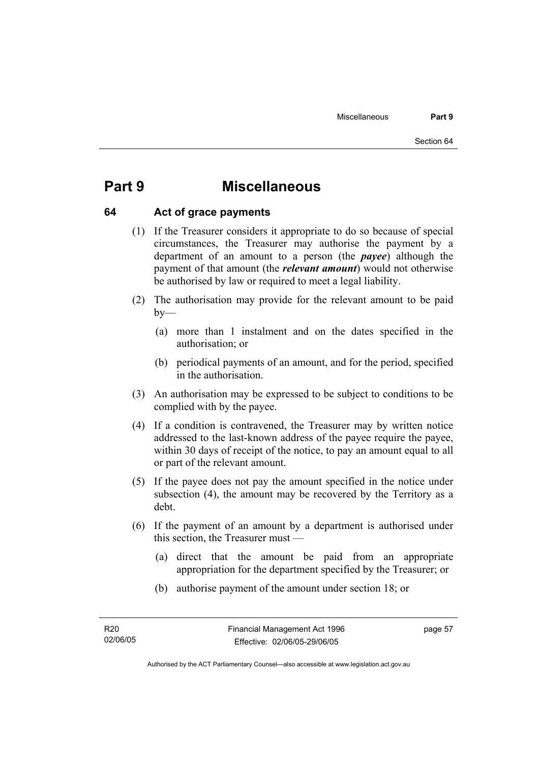# Part 9 Miscellaneous

## 64 Act of grace payments

(1) If the Treasurer considers it appropriate to do so because of special circumstances, the Treasurer may authorise the payment by a department of an amount to a person (the ***payee***) although the payment of that amount (the ***relevant amount***) would not otherwise be authorised by law or required to meet a legal liability.

(2) The authorisation may provide for the relevant amount to be paid by—

(a) more than 1 instalment and on the dates specified in the authorisation; or

(b) periodical payments of an amount, and for the period, specified in the authorisation.

(3) An authorisation may be expressed to be subject to conditions to be complied with by the payee.

(4) If a condition is contravened, the Treasurer may by written notice addressed to the last-known address of the payee require the payee, within 30 days of receipt of the notice, to pay an amount equal to all or part of the relevant amount.

(5) If the payee does not pay the amount specified in the notice under subsection (4), the amount may be recovered by the Territory as a debt.

(6) If the payment of an amount by a department is authorised under this section, the Treasurer must —

(a) direct that the amount be paid from an appropriate appropriation for the department specified by the Treasurer; or

(b) authorise payment of the amount under section 18; or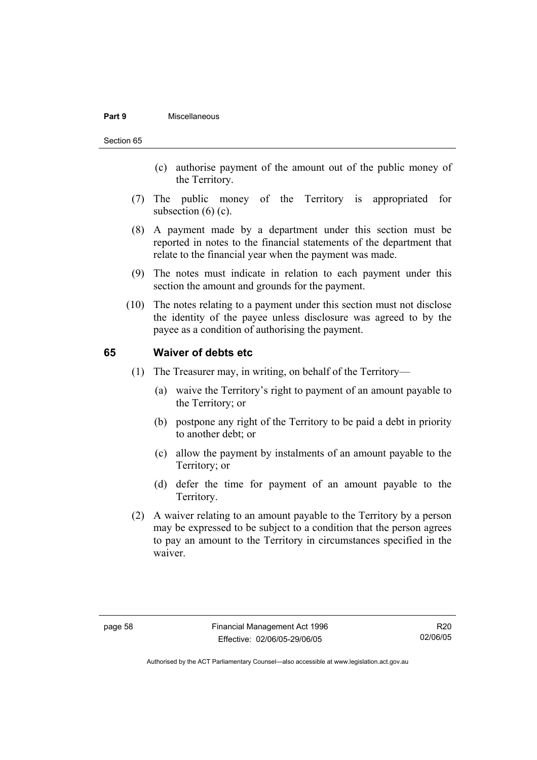(c) authorise payment of the amount out of the public money of the Territory.

(7) The public money of the Territory is appropriated for subsection (6) (c).

(8) A payment made by a department under this section must be reported in notes to the financial statements of the department that relate to the financial year when the payment was made.

(9) The notes must indicate in relation to each payment under this section the amount and grounds for the payment.

(10) The notes relating to a payment under this section must not disclose the identity of the payee unless disclosure was agreed to by the payee as a condition of authorising the payment.

## 65 Waiver of debts etc

(1) The Treasurer may, in writing, on behalf of the Territory—

(a) waive the Territory's right to payment of an amount payable to the Territory; or

(b) postpone any right of the Territory to be paid a debt in priority to another debt; or

(c) allow the payment by instalments of an amount payable to the Territory; or

(d) defer the time for payment of an amount payable to the Territory.

(2) A waiver relating to an amount payable to the Territory by a person may be expressed to be subject to a condition that the person agrees to pay an amount to the Territory in circumstances specified in the waiver.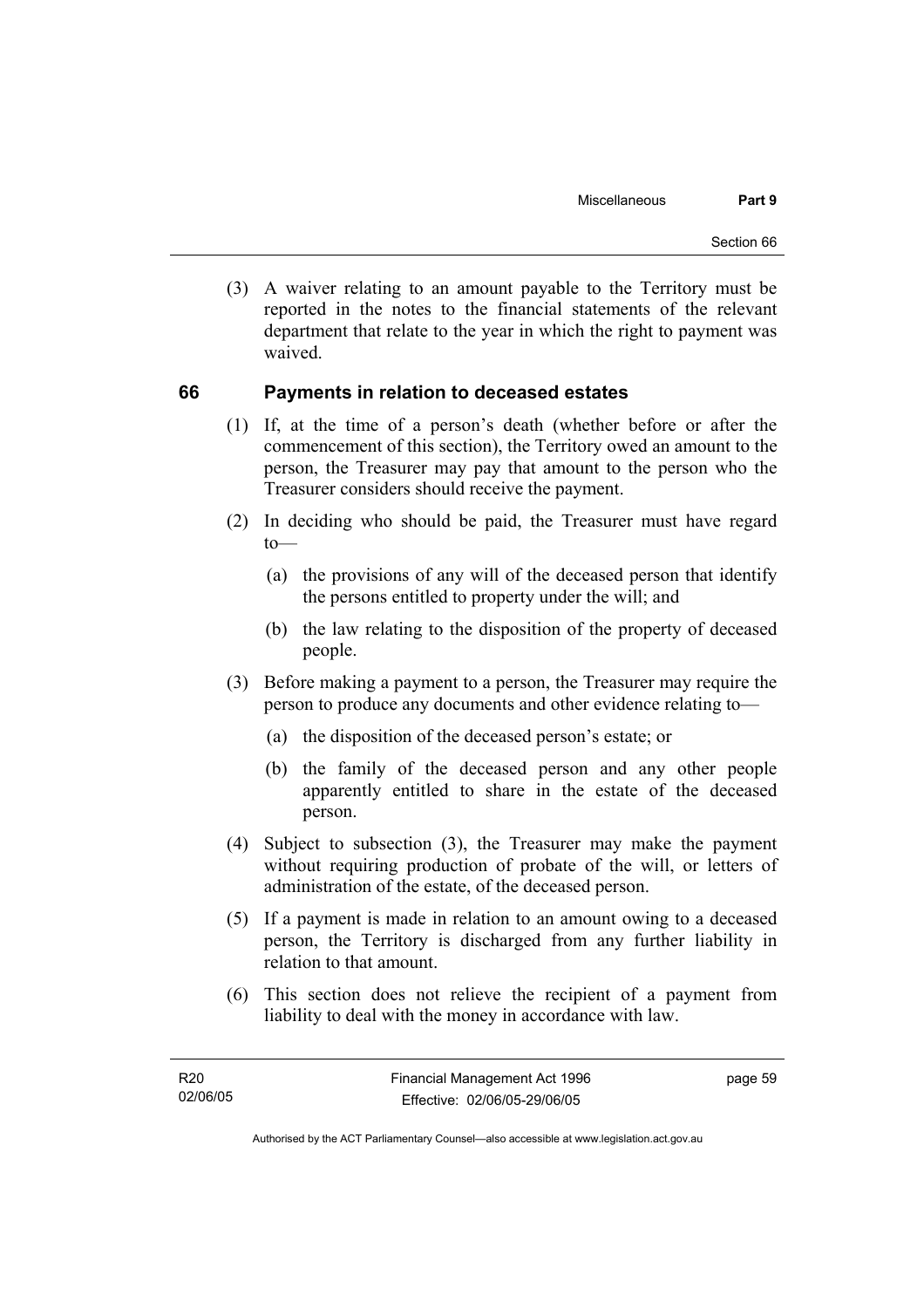(3) A waiver relating to an amount payable to the Territory must be reported in the notes to the financial statements of the relevant department that relate to the year in which the right to payment was waived.

## 66 Payments in relation to deceased estates

(1) If, at the time of a person's death (whether before or after the commencement of this section), the Territory owed an amount to the person, the Treasurer may pay that amount to the person who the Treasurer considers should receive the payment.

(2) In deciding who should be paid, the Treasurer must have regard to—

(a) the provisions of any will of the deceased person that identify the persons entitled to property under the will; and

(b) the law relating to the disposition of the property of deceased people.

(3) Before making a payment to a person, the Treasurer may require the person to produce any documents and other evidence relating to—

(a) the disposition of the deceased person's estate; or

(b) the family of the deceased person and any other people apparently entitled to share in the estate of the deceased person.

(4) Subject to subsection (3), the Treasurer may make the payment without requiring production of probate of the will, or letters of administration of the estate, of the deceased person.

(5) If a payment is made in relation to an amount owing to a deceased person, the Territory is discharged from any further liability in relation to that amount.

(6) This section does not relieve the recipient of a payment from liability to deal with the money in accordance with law.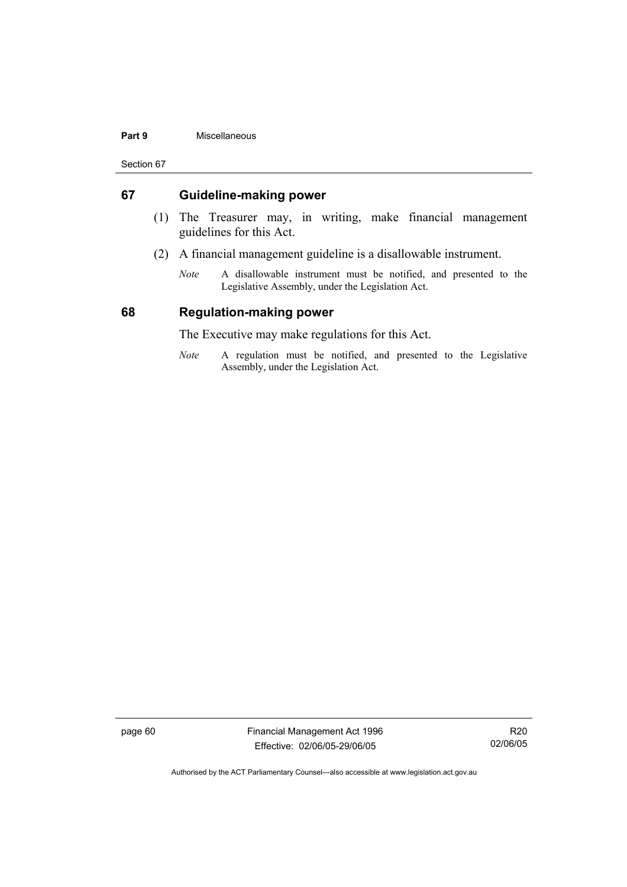## 67 Guideline-making power

(1) The Treasurer may, in writing, make financial management guidelines for this Act.

(2) A financial management guideline is a disallowable instrument.

*Note* A disallowable instrument must be notified, and presented to the Legislative Assembly, under the Legislation Act.

## 68 Regulation-making power

The Executive may make regulations for this Act.

*Note* A regulation must be notified, and presented to the Legislative Assembly, under the Legislation Act.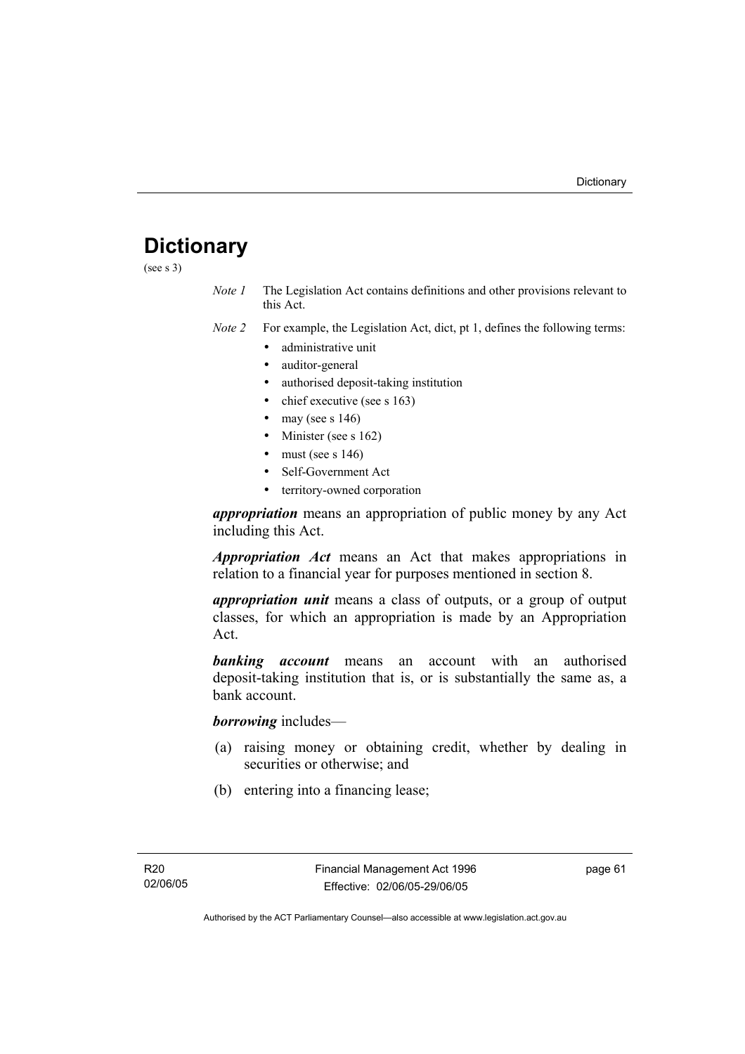# Dictionary

(see s 3)

*Note 1* The Legislation Act contains definitions and other provisions relevant to this Act.

*Note 2* For example, the Legislation Act, dict, pt 1, defines the following terms:

- administrative unit
- auditor-general
- authorised deposit-taking institution
- chief executive (see s 163)
- may (see s 146)
- Minister (see s 162)
- must (see s 146)
- Self-Government Act
- territory-owned corporation

***appropriation*** means an appropriation of public money by any Act including this Act.

***Appropriation Act*** means an Act that makes appropriations in relation to a financial year for purposes mentioned in section 8.

***appropriation unit*** means a class of outputs, or a group of output classes, for which an appropriation is made by an Appropriation Act.

***banking account*** means an account with an authorised deposit-taking institution that is, or is substantially the same as, a bank account.

***borrowing*** includes—

(a) raising money or obtaining credit, whether by dealing in securities or otherwise; and

(b) entering into a financing lease;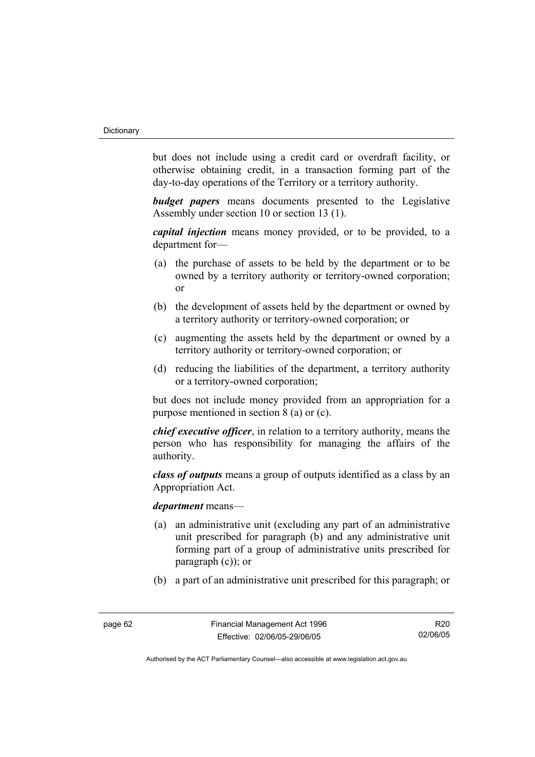but does not include using a credit card or overdraft facility, or otherwise obtaining credit, in a transaction forming part of the day-to-day operations of the Territory or a territory authority.

***budget papers*** means documents presented to the Legislative Assembly under section 10 or section 13 (1).

***capital injection*** means money provided, or to be provided, to a department for—

(a) the purchase of assets to be held by the department or to be owned by a territory authority or territory-owned corporation; or

(b) the development of assets held by the department or owned by a territory authority or territory-owned corporation; or

(c) augmenting the assets held by the department or owned by a territory authority or territory-owned corporation; or

(d) reducing the liabilities of the department, a territory authority or a territory-owned corporation;

but does not include money provided from an appropriation for a purpose mentioned in section 8 (a) or (c).

***chief executive officer***, in relation to a territory authority, means the person who has responsibility for managing the affairs of the authority.

***class of outputs*** means a group of outputs identified as a class by an Appropriation Act.

***department*** means—

(a) an administrative unit (excluding any part of an administrative unit prescribed for paragraph (b) and any administrative unit forming part of a group of administrative units prescribed for paragraph (c)); or

(b) a part of an administrative unit prescribed for this paragraph; or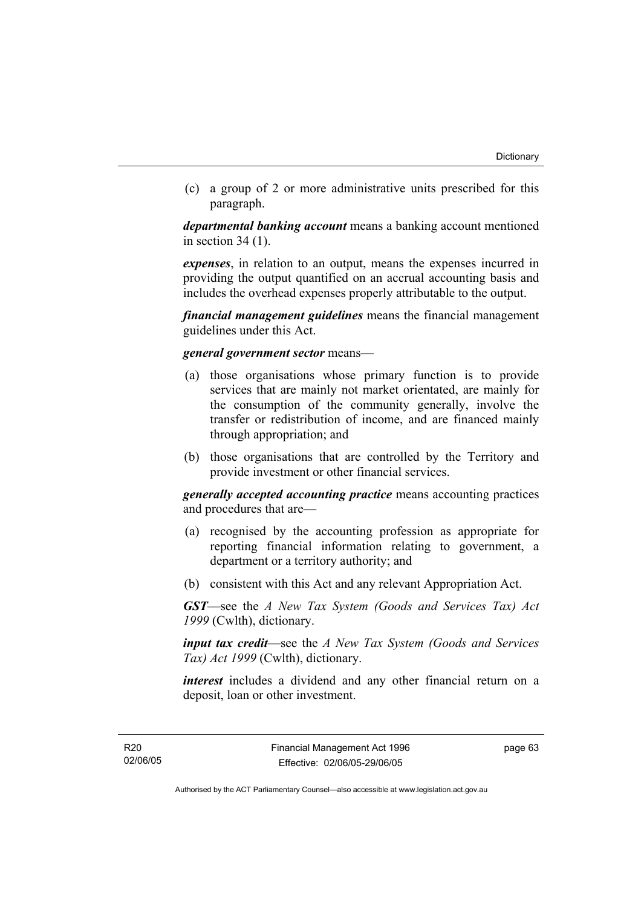(c) a group of 2 or more administrative units prescribed for this paragraph.

***departmental banking account*** means a banking account mentioned in section 34 (1).

***expenses***, in relation to an output, means the expenses incurred in providing the output quantified on an accrual accounting basis and includes the overhead expenses properly attributable to the output.

***financial management guidelines*** means the financial management guidelines under this Act.

***general government sector*** means—

(a) those organisations whose primary function is to provide services that are mainly not market orientated, are mainly for the consumption of the community generally, involve the transfer or redistribution of income, and are financed mainly through appropriation; and

(b) those organisations that are controlled by the Territory and provide investment or other financial services.

***generally accepted accounting practice*** means accounting practices and procedures that are—

(a) recognised by the accounting profession as appropriate for reporting financial information relating to government, a department or a territory authority; and

(b) consistent with this Act and any relevant Appropriation Act.

***GST***—see the *A New Tax System (Goods and Services Tax) Act 1999* (Cwlth), dictionary.

***input tax credit***—see the *A New Tax System (Goods and Services Tax) Act 1999* (Cwlth), dictionary.

***interest*** includes a dividend and any other financial return on a deposit, loan or other investment.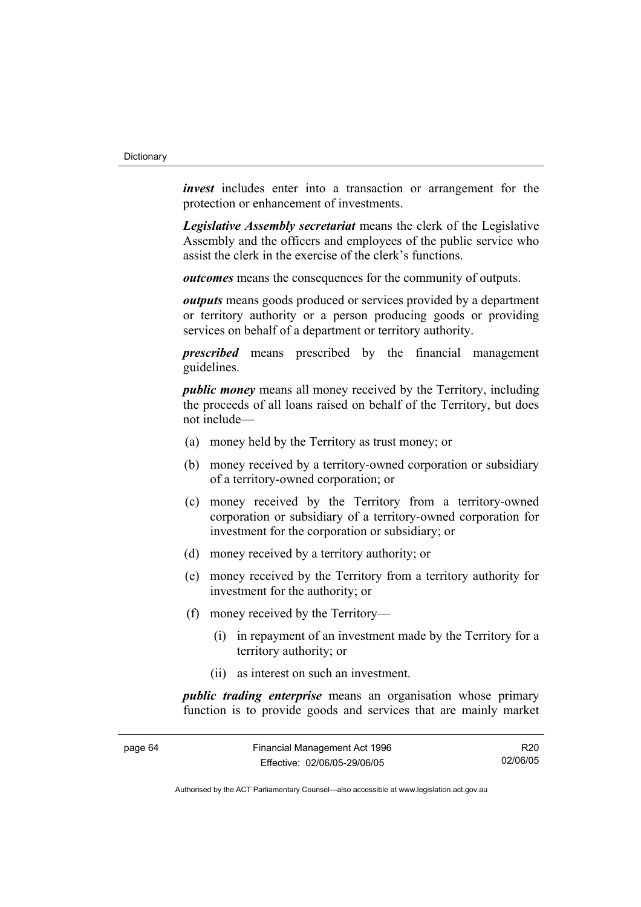***invest*** includes enter into a transaction or arrangement for the protection or enhancement of investments.

***Legislative Assembly secretariat*** means the clerk of the Legislative Assembly and the officers and employees of the public service who assist the clerk in the exercise of the clerk's functions.

***outcomes*** means the consequences for the community of outputs.

***outputs*** means goods produced or services provided by a department or territory authority or a person producing goods or providing services on behalf of a department or territory authority.

***prescribed*** means prescribed by the financial management guidelines.

***public money*** means all money received by the Territory, including the proceeds of all loans raised on behalf of the Territory, but does not include—

(a) money held by the Territory as trust money; or

(b) money received by a territory-owned corporation or subsidiary of a territory-owned corporation; or

(c) money received by the Territory from a territory-owned corporation or subsidiary of a territory-owned corporation for investment for the corporation or subsidiary; or

(d) money received by a territory authority; or

(e) money received by the Territory from a territory authority for investment for the authority; or

(f) money received by the Territory—

  (i) in repayment of an investment made by the Territory for a territory authority; or

  (ii) as interest on such an investment.

***public trading enterprise*** means an organisation whose primary function is to provide goods and services that are mainly market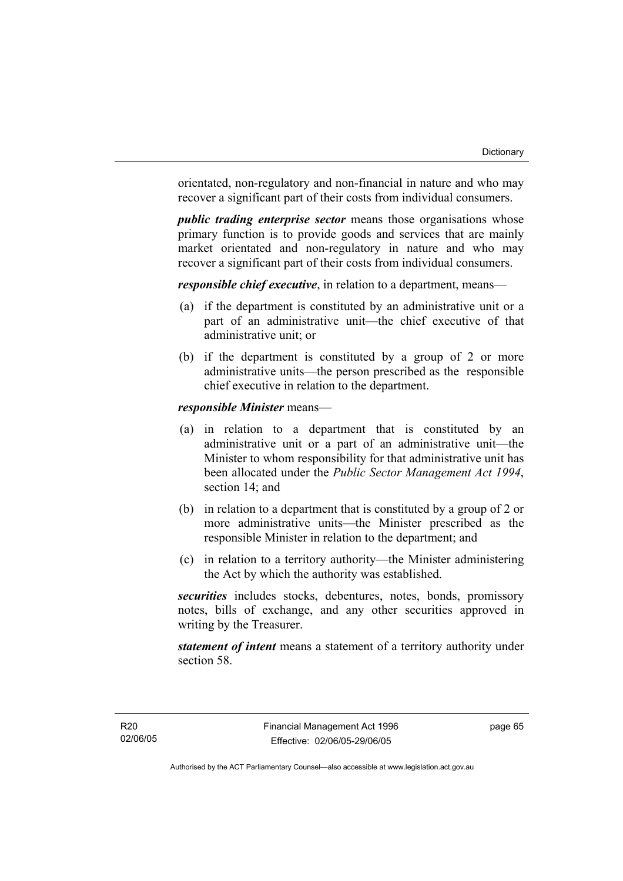orientated, non-regulatory and non-financial in nature and who may recover a significant part of their costs from individual consumers.

***public trading enterprise sector*** means those organisations whose primary function is to provide goods and services that are mainly market orientated and non-regulatory in nature and who may recover a significant part of their costs from individual consumers.

***responsible chief executive***, in relation to a department, means—

(a) if the department is constituted by an administrative unit or a part of an administrative unit—the chief executive of that administrative unit; or

(b) if the department is constituted by a group of 2 or more administrative units—the person prescribed as the responsible chief executive in relation to the department.

***responsible Minister*** means—

(a) in relation to a department that is constituted by an administrative unit or a part of an administrative unit—the Minister to whom responsibility for that administrative unit has been allocated under the *Public Sector Management Act 1994*, section 14; and

(b) in relation to a department that is constituted by a group of 2 or more administrative units—the Minister prescribed as the responsible Minister in relation to the department; and

(c) in relation to a territory authority—the Minister administering the Act by which the authority was established.

***securities*** includes stocks, debentures, notes, bonds, promissory notes, bills of exchange, and any other securities approved in writing by the Treasurer.

***statement of intent*** means a statement of a territory authority under section 58.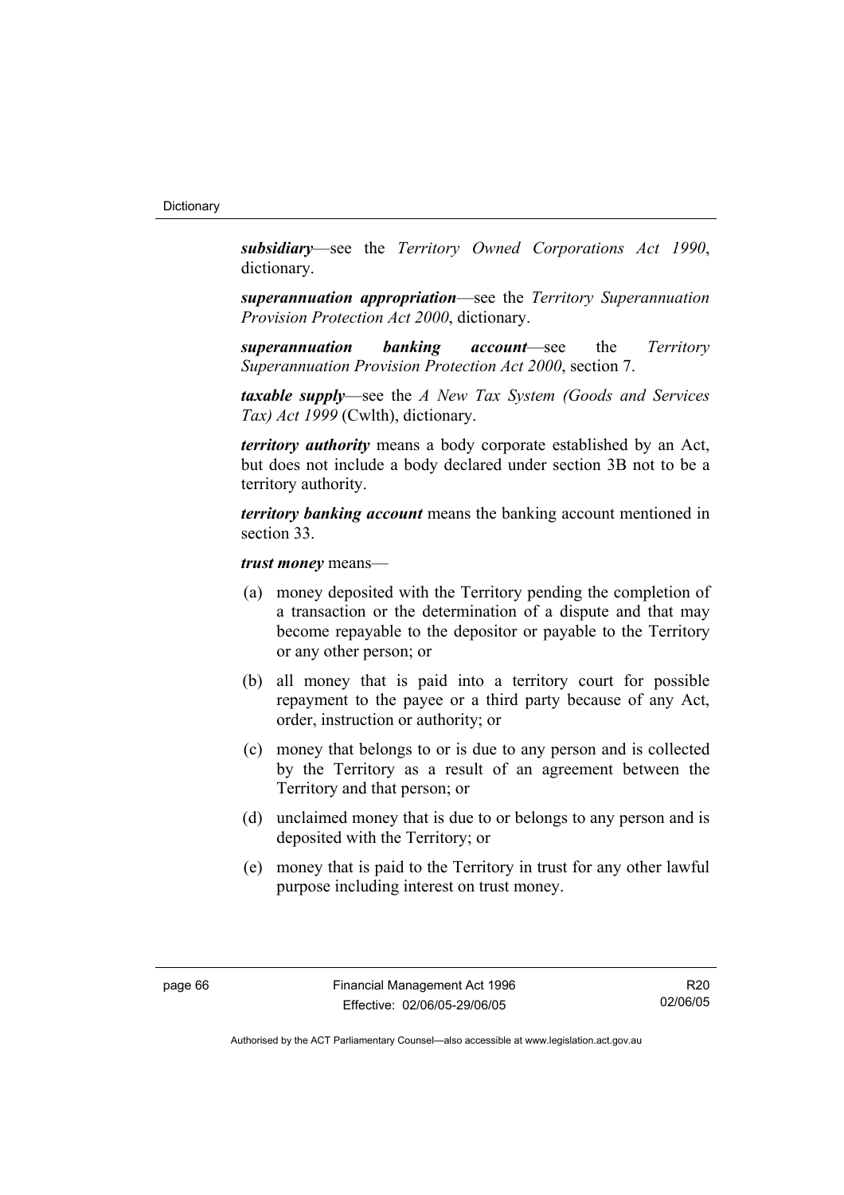***subsidiary***—see the *Territory Owned Corporations Act 1990*, dictionary.

***superannuation appropriation***—see the *Territory Superannuation Provision Protection Act 2000*, dictionary.

***superannuation banking account***—see the *Territory Superannuation Provision Protection Act 2000*, section 7.

***taxable supply***—see the *A New Tax System (Goods and Services Tax) Act 1999* (Cwlth), dictionary.

***territory authority*** means a body corporate established by an Act, but does not include a body declared under section 3B not to be a territory authority.

***territory banking account*** means the banking account mentioned in section 33.

***trust money*** means—

(a) money deposited with the Territory pending the completion of a transaction or the determination of a dispute and that may become repayable to the depositor or payable to the Territory or any other person; or

(b) all money that is paid into a territory court for possible repayment to the payee or a third party because of any Act, order, instruction or authority; or

(c) money that belongs to or is due to any person and is collected by the Territory as a result of an agreement between the Territory and that person; or

(d) unclaimed money that is due to or belongs to any person and is deposited with the Territory; or

(e) money that is paid to the Territory in trust for any other lawful purpose including interest on trust money.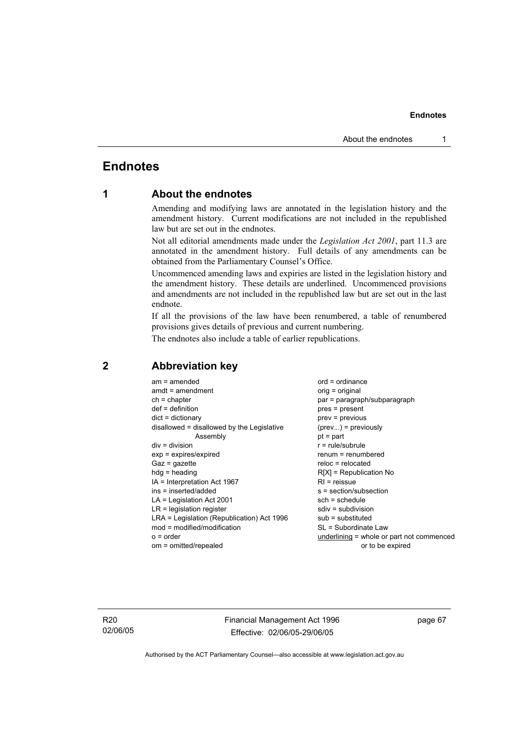# Endnotes

## 1 About the endnotes

Amending and modifying laws are annotated in the legislation history and the amendment history. Current modifications are not included in the republished law but are set out in the endnotes.

Not all editorial amendments made under the *Legislation Act 2001*, part 11.3 are annotated in the amendment history. Full details of any amendments can be obtained from the Parliamentary Counsel's Office.

Uncommenced amending laws and expiries are listed in the legislation history and the amendment history. These details are underlined. Uncommenced provisions and amendments are not included in the republished law but are set out in the last endnote.

If all the provisions of the law have been renumbered, a table of renumbered provisions gives details of previous and current numbering.

The endnotes also include a table of earlier republications.

## 2 Abbreviation key

am = amended
amdt = amendment
ch = chapter
def = definition
dict = dictionary
disallowed = disallowed by the Legislative Assembly
div = division
exp = expires/expired
Gaz = gazette
hdg = heading
IA = Interpretation Act 1967
ins = inserted/added
LA = Legislation Act 2001
LR = legislation register
LRA = Legislation (Republication) Act 1996
mod = modified/modification
o = order
om = omitted/repealed
ord = ordinance
orig = original
par = paragraph/subparagraph
pres = present
prev = previous
(prev...) = previously
pt = part
r = rule/subrule
renum = renumbered
reloc = relocated
R[X] = Republication No
RI = reissue
s = section/subsection
sch = schedule
sdiv = subdivision
sub = substituted
SL = Subordinate Law
<u>underlining</u> = whole or part not commenced or to be expired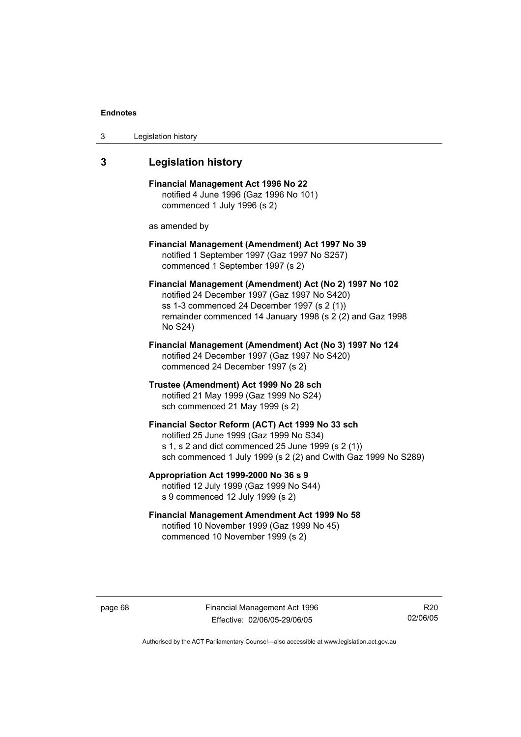## 3 Legislation history

**Financial Management Act 1996 No 22**
notified 4 June 1996 (Gaz 1996 No 101)
commenced 1 July 1996 (s 2)

as amended by

**Financial Management (Amendment) Act 1997 No 39**
notified 1 September 1997 (Gaz 1997 No S257)
commenced 1 September 1997 (s 2)

**Financial Management (Amendment) Act (No 2) 1997 No 102**
notified 24 December 1997 (Gaz 1997 No S420)
ss 1-3 commenced 24 December 1997 (s 2 (1))
remainder commenced 14 January 1998 (s 2 (2) and Gaz 1998 No S24)

**Financial Management (Amendment) Act (No 3) 1997 No 124**
notified 24 December 1997 (Gaz 1997 No S420)
commenced 24 December 1997 (s 2)

**Trustee (Amendment) Act 1999 No 28 sch**
notified 21 May 1999 (Gaz 1999 No S24)
sch commenced 21 May 1999 (s 2)

**Financial Sector Reform (ACT) Act 1999 No 33 sch**
notified 25 June 1999 (Gaz 1999 No S34)
s 1, s 2 and dict commenced 25 June 1999 (s 2 (1))
sch commenced 1 July 1999 (s 2 (2) and Cwlth Gaz 1999 No S289)

**Appropriation Act 1999-2000 No 36 s 9**
notified 12 July 1999 (Gaz 1999 No S44)
s 9 commenced 12 July 1999 (s 2)

**Financial Management Amendment Act 1999 No 58**
notified 10 November 1999 (Gaz 1999 No 45)
commenced 10 November 1999 (s 2)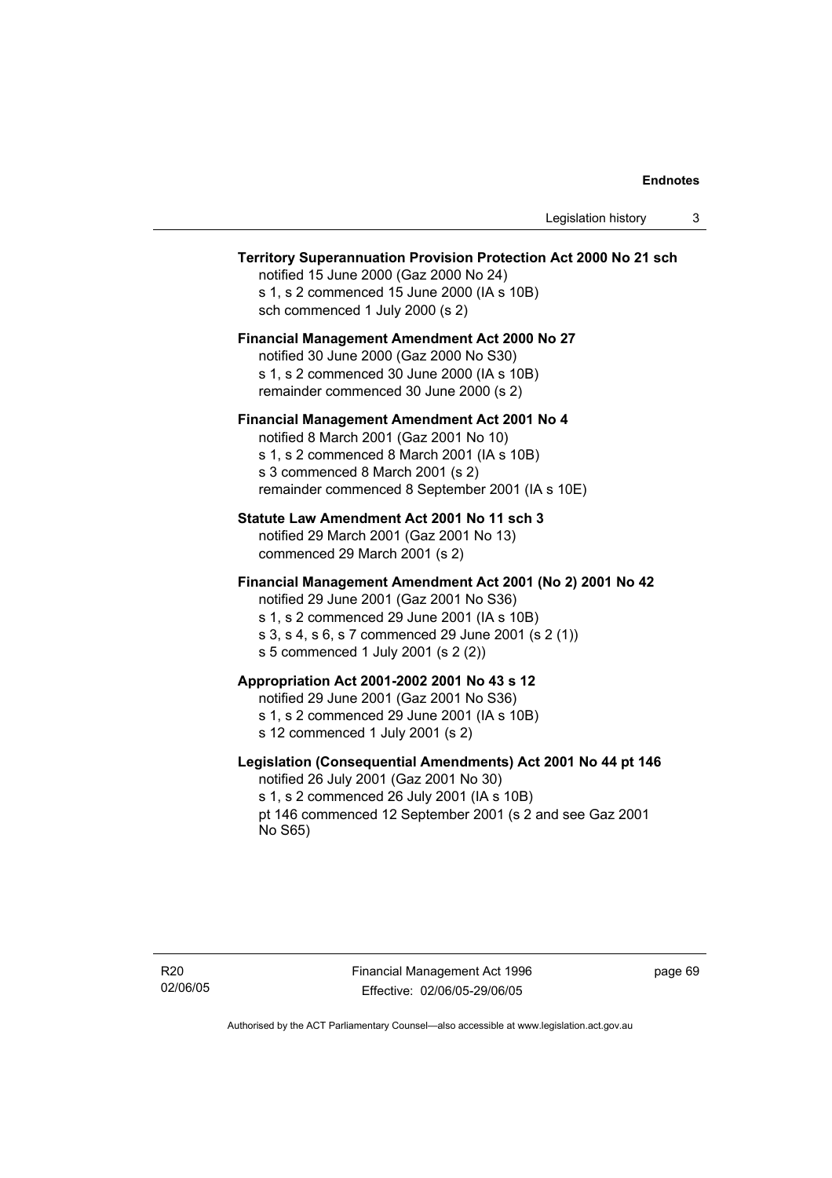**Territory Superannuation Provision Protection Act 2000 No 21 sch**

notified 15 June 2000 (Gaz 2000 No 24)
s 1, s 2 commenced 15 June 2000 (IA s 10B)
sch commenced 1 July 2000 (s 2)

**Financial Management Amendment Act 2000 No 27**

notified 30 June 2000 (Gaz 2000 No S30)
s 1, s 2 commenced 30 June 2000 (IA s 10B)
remainder commenced 30 June 2000 (s 2)

**Financial Management Amendment Act 2001 No 4**

notified 8 March 2001 (Gaz 2001 No 10)
s 1, s 2 commenced 8 March 2001 (IA s 10B)
s 3 commenced 8 March 2001 (s 2)
remainder commenced 8 September 2001 (IA s 10E)

**Statute Law Amendment Act 2001 No 11 sch 3**

notified 29 March 2001 (Gaz 2001 No 13)
commenced 29 March 2001 (s 2)

**Financial Management Amendment Act 2001 (No 2) 2001 No 42**

notified 29 June 2001 (Gaz 2001 No S36)
s 1, s 2 commenced 29 June 2001 (IA s 10B)
s 3, s 4, s 6, s 7 commenced 29 June 2001 (s 2 (1))
s 5 commenced 1 July 2001 (s 2 (2))

**Appropriation Act 2001-2002 2001 No 43 s 12**

notified 29 June 2001 (Gaz 2001 No S36)
s 1, s 2 commenced 29 June 2001 (IA s 10B)
s 12 commenced 1 July 2001 (s 2)

**Legislation (Consequential Amendments) Act 2001 No 44 pt 146**

notified 26 July 2001 (Gaz 2001 No 30)
s 1, s 2 commenced 26 July 2001 (IA s 10B)
pt 146 commenced 12 September 2001 (s 2 and see Gaz 2001 No S65)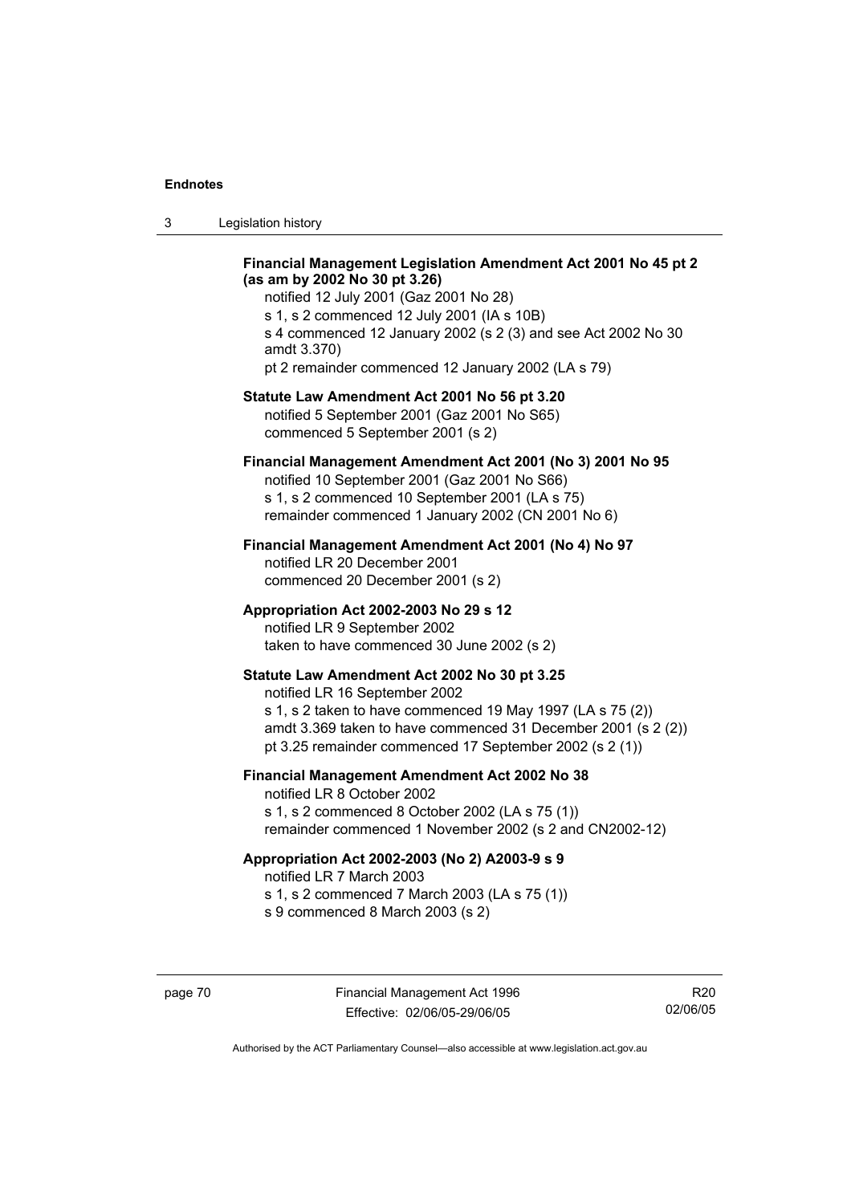**Financial Management Legislation Amendment Act 2001 No 45 pt 2 (as am by 2002 No 30 pt 3.26)**

notified 12 July 2001 (Gaz 2001 No 28)
s 1, s 2 commenced 12 July 2001 (IA s 10B)
s 4 commenced 12 January 2002 (s 2 (3) and see Act 2002 No 30 amdt 3.370)
pt 2 remainder commenced 12 January 2002 (LA s 79)

**Statute Law Amendment Act 2001 No 56 pt 3.20**

notified 5 September 2001 (Gaz 2001 No S65)
commenced 5 September 2001 (s 2)

**Financial Management Amendment Act 2001 (No 3) 2001 No 95**

notified 10 September 2001 (Gaz 2001 No S66)
s 1, s 2 commenced 10 September 2001 (LA s 75)
remainder commenced 1 January 2002 (CN 2001 No 6)

**Financial Management Amendment Act 2001 (No 4) No 97**

notified LR 20 December 2001
commenced 20 December 2001 (s 2)

**Appropriation Act 2002-2003 No 29 s 12**

notified LR 9 September 2002
taken to have commenced 30 June 2002 (s 2)

**Statute Law Amendment Act 2002 No 30 pt 3.25**

notified LR 16 September 2002
s 1, s 2 taken to have commenced 19 May 1997 (LA s 75 (2))
amdt 3.369 taken to have commenced 31 December 2001 (s 2 (2))
pt 3.25 remainder commenced 17 September 2002 (s 2 (1))

**Financial Management Amendment Act 2002 No 38**

notified LR 8 October 2002
s 1, s 2 commenced 8 October 2002 (LA s 75 (1))
remainder commenced 1 November 2002 (s 2 and CN2002-12)

**Appropriation Act 2002-2003 (No 2) A2003-9 s 9**

notified LR 7 March 2003
s 1, s 2 commenced 7 March 2003 (LA s 75 (1))
s 9 commenced 8 March 2003 (s 2)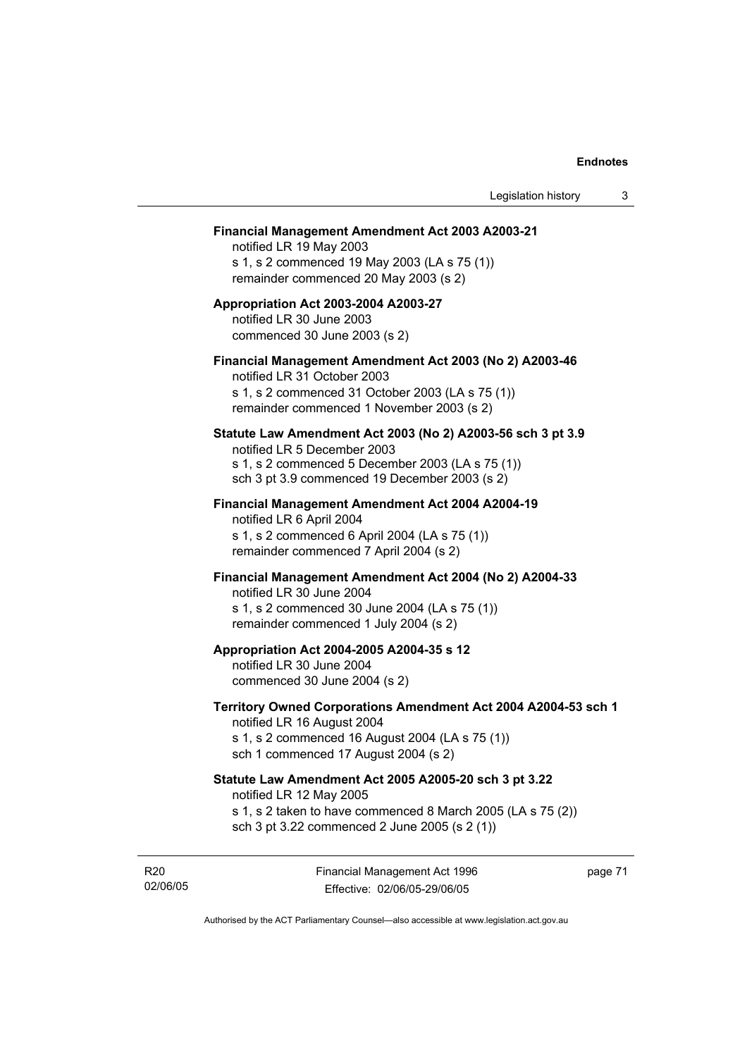**Financial Management Amendment Act 2003 A2003-21**

notified LR 19 May 2003

s 1, s 2 commenced 19 May 2003 (LA s 75 (1))

remainder commenced 20 May 2003 (s 2)

**Appropriation Act 2003-2004 A2003-27**

notified LR 30 June 2003

commenced 30 June 2003 (s 2)

**Financial Management Amendment Act 2003 (No 2) A2003-46**

notified LR 31 October 2003

s 1, s 2 commenced 31 October 2003 (LA s 75 (1))

remainder commenced 1 November 2003 (s 2)

**Statute Law Amendment Act 2003 (No 2) A2003-56 sch 3 pt 3.9**

notified LR 5 December 2003

s 1, s 2 commenced 5 December 2003 (LA s 75 (1))

sch 3 pt 3.9 commenced 19 December 2003 (s 2)

**Financial Management Amendment Act 2004 A2004-19**

notified LR 6 April 2004

s 1, s 2 commenced 6 April 2004 (LA s 75 (1))

remainder commenced 7 April 2004 (s 2)

**Financial Management Amendment Act 2004 (No 2) A2004-33**

notified LR 30 June 2004

s 1, s 2 commenced 30 June 2004 (LA s 75 (1))

remainder commenced 1 July 2004 (s 2)

**Appropriation Act 2004-2005 A2004-35 s 12**

notified LR 30 June 2004

commenced 30 June 2004 (s 2)

**Territory Owned Corporations Amendment Act 2004 A2004-53 sch 1**

notified LR 16 August 2004

s 1, s 2 commenced 16 August 2004 (LA s 75 (1))

sch 1 commenced 17 August 2004 (s 2)

**Statute Law Amendment Act 2005 A2005-20 sch 3 pt 3.22**

notified LR 12 May 2005

s 1, s 2 taken to have commenced 8 March 2005 (LA s 75 (2))

sch 3 pt 3.22 commenced 2 June 2005 (s 2 (1))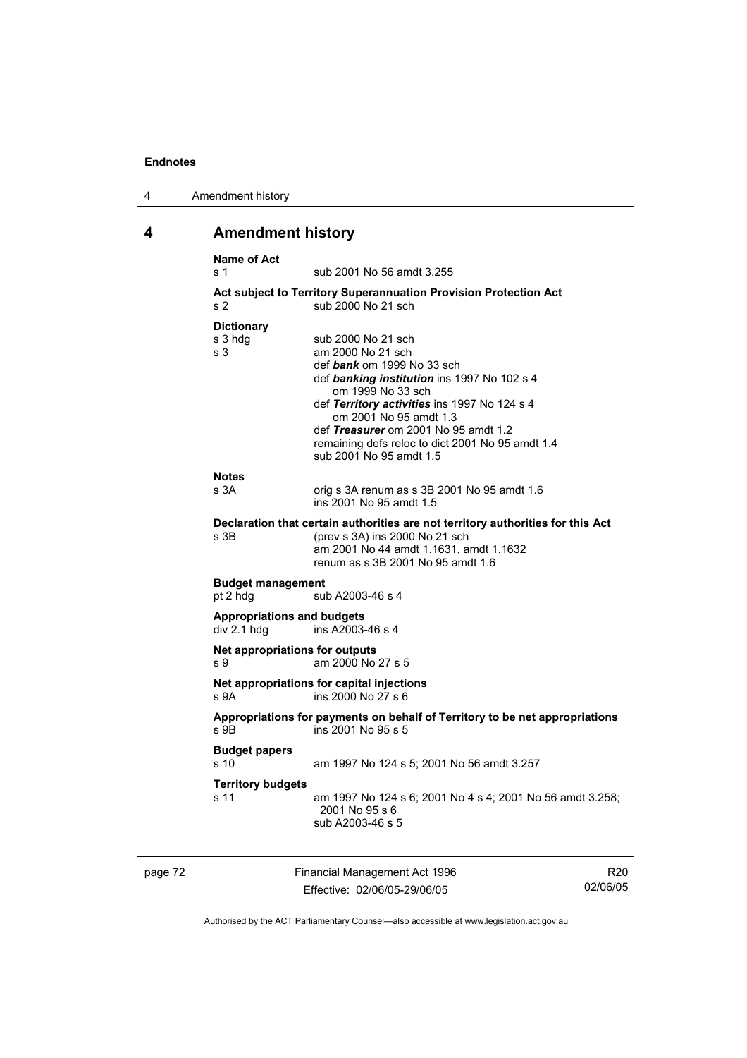## 4 Amendment history

**Name of Act**

s 1 sub 2001 No 56 amdt 3.255

**Act subject to Territory Superannuation Provision Protection Act**

s 2 sub 2000 No 21 sch

**Dictionary**

s 3 hdg sub 2000 No 21 sch

s 3 am 2000 No 21 sch
def ***bank*** om 1999 No 33 sch
def ***banking institution*** ins 1997 No 102 s 4
om 1999 No 33 sch
def ***Territory activities*** ins 1997 No 124 s 4
om 2001 No 95 amdt 1.3
def ***Treasurer*** om 2001 No 95 amdt 1.2
remaining defs reloc to dict 2001 No 95 amdt 1.4
sub 2001 No 95 amdt 1.5

**Notes**

s 3A orig s 3A renum as s 3B 2001 No 95 amdt 1.6
ins 2001 No 95 amdt 1.5

**Declaration that certain authorities are not territory authorities for this Act**

s 3B (prev s 3A) ins 2000 No 21 sch
am 2001 No 44 amdt 1.1631, amdt 1.1632
renum as s 3B 2001 No 95 amdt 1.6

**Budget management**

pt 2 hdg sub A2003-46 s 4

**Appropriations and budgets**

div 2.1 hdg ins A2003-46 s 4

**Net appropriations for outputs**

s 9 am 2000 No 27 s 5

**Net appropriations for capital injections**

s 9A ins 2000 No 27 s 6

**Appropriations for payments on behalf of Territory to be net appropriations**

s 9B ins 2001 No 95 s 5

**Budget papers**

s 10 am 1997 No 124 s 5; 2001 No 56 amdt 3.257

**Territory budgets**

s 11 am 1997 No 124 s 6; 2001 No 4 s 4; 2001 No 56 amdt 3.258; 2001 No 95 s 6
sub A2003-46 s 5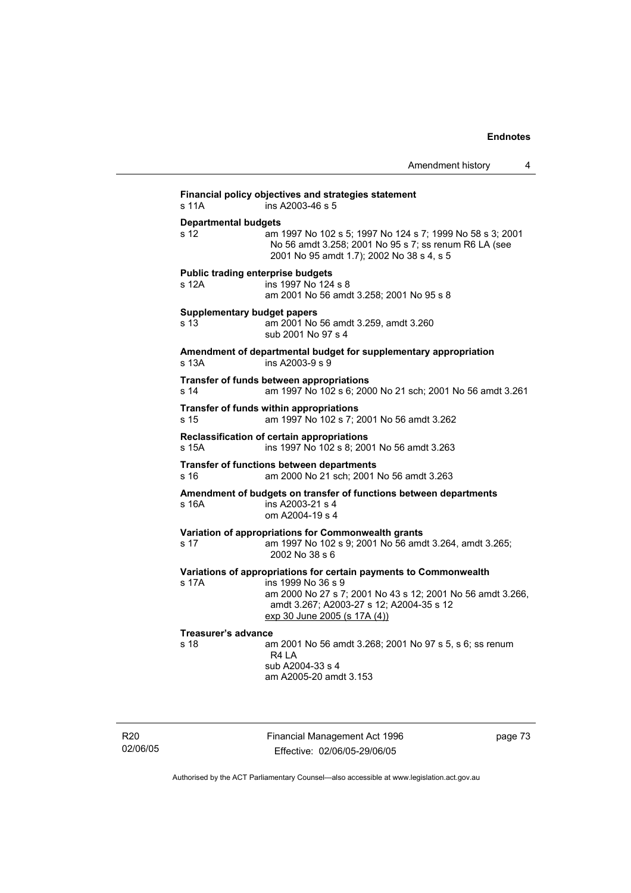**Financial policy objectives and strategies statement**
s 11A ins A2003-46 s 5

**Departmental budgets**
s 12 am 1997 No 102 s 5; 1997 No 124 s 7; 1999 No 58 s 3; 2001 No 56 amdt 3.258; 2001 No 95 s 7; ss renum R6 LA (see 2001 No 95 amdt 1.7); 2002 No 38 s 4, s 5

**Public trading enterprise budgets**
s 12A ins 1997 No 124 s 8
am 2001 No 56 amdt 3.258; 2001 No 95 s 8

**Supplementary budget papers**
s 13 am 2001 No 56 amdt 3.259, amdt 3.260
sub 2001 No 97 s 4

**Amendment of departmental budget for supplementary appropriation**
s 13A ins A2003-9 s 9

**Transfer of funds between appropriations**
s 14 am 1997 No 102 s 6; 2000 No 21 sch; 2001 No 56 amdt 3.261

**Transfer of funds within appropriations**
s 15 am 1997 No 102 s 7; 2001 No 56 amdt 3.262

**Reclassification of certain appropriations**
s 15A ins 1997 No 102 s 8; 2001 No 56 amdt 3.263

**Transfer of functions between departments**
s 16 am 2000 No 21 sch; 2001 No 56 amdt 3.263

**Amendment of budgets on transfer of functions between departments**
s 16A ins A2003-21 s 4
om A2004-19 s 4

**Variation of appropriations for Commonwealth grants**
s 17 am 1997 No 102 s 9; 2001 No 56 amdt 3.264, amdt 3.265; 2002 No 38 s 6

**Variations of appropriations for certain payments to Commonwealth**
s 17A ins 1999 No 36 s 9
am 2000 No 27 s 7; 2001 No 43 s 12; 2001 No 56 amdt 3.266, amdt 3.267; A2003-27 s 12; A2004-35 s 12
exp 30 June 2005 (s 17A (4))

**Treasurer's advance**
s 18 am 2001 No 56 amdt 3.268; 2001 No 97 s 5, s 6; ss renum R4 LA
sub A2004-33 s 4
am A2005-20 amdt 3.153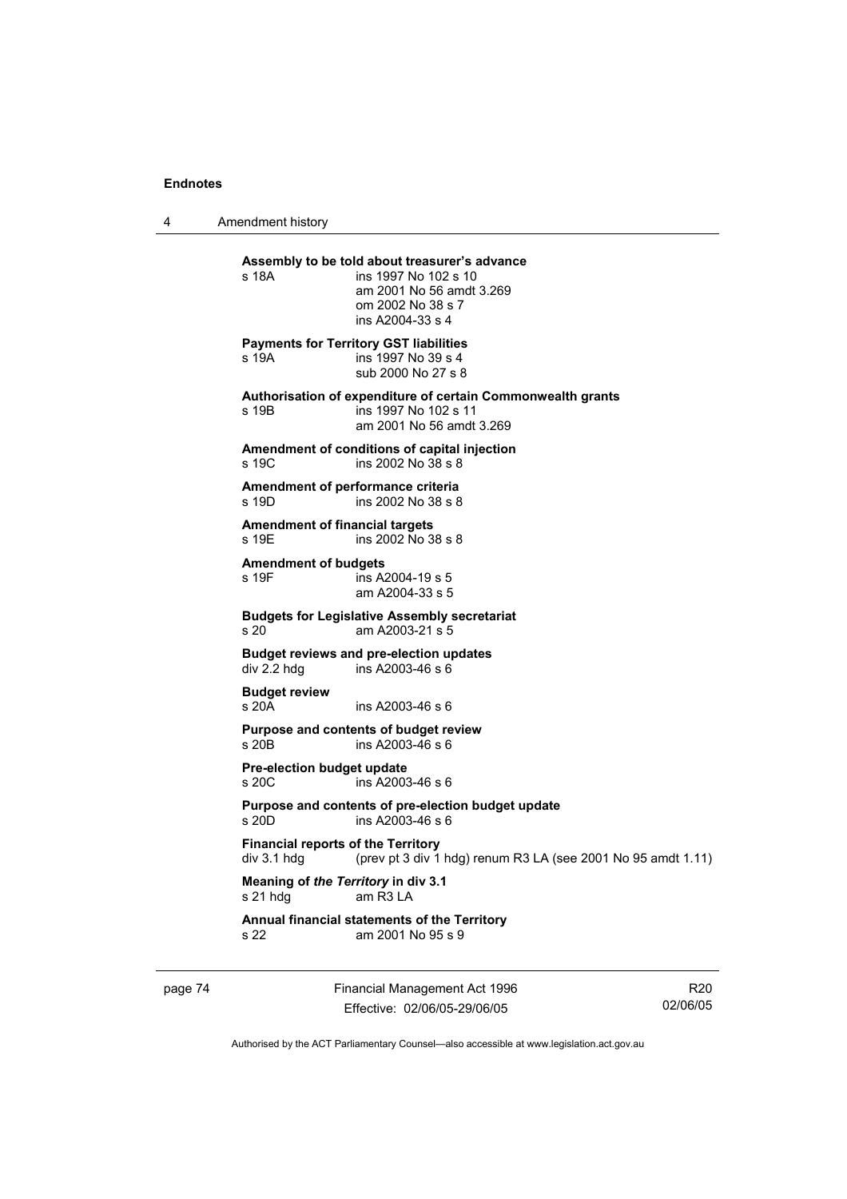**Assembly to be told about treasurer's advance**

s 18A ins 1997 No 102 s 10
am 2001 No 56 amdt 3.269
om 2002 No 38 s 7
ins A2004-33 s 4

**Payments for Territory GST liabilities**

s 19A ins 1997 No 39 s 4
sub 2000 No 27 s 8

**Authorisation of expenditure of certain Commonwealth grants**

s 19B ins 1997 No 102 s 11
am 2001 No 56 amdt 3.269

**Amendment of conditions of capital injection**

s 19C ins 2002 No 38 s 8

**Amendment of performance criteria**

s 19D ins 2002 No 38 s 8

**Amendment of financial targets**

s 19E ins 2002 No 38 s 8

**Amendment of budgets**

s 19F ins A2004-19 s 5
am A2004-33 s 5

**Budgets for Legislative Assembly secretariat**

s 20 am A2003-21 s 5

**Budget reviews and pre-election updates**

div 2.2 hdg ins A2003-46 s 6

**Budget review**

s 20A ins A2003-46 s 6

**Purpose and contents of budget review**

s 20B ins A2003-46 s 6

**Pre-election budget update**

s 20C ins A2003-46 s 6

**Purpose and contents of pre-election budget update**

s 20D ins A2003-46 s 6

**Financial reports of the Territory**

div 3.1 hdg (prev pt 3 div 1 hdg) renum R3 LA (see 2001 No 95 amdt 1.11)

**Meaning of *the Territory* in div 3.1**

s 21 hdg am R3 LA

**Annual financial statements of the Territory**

s 22 am 2001 No 95 s 9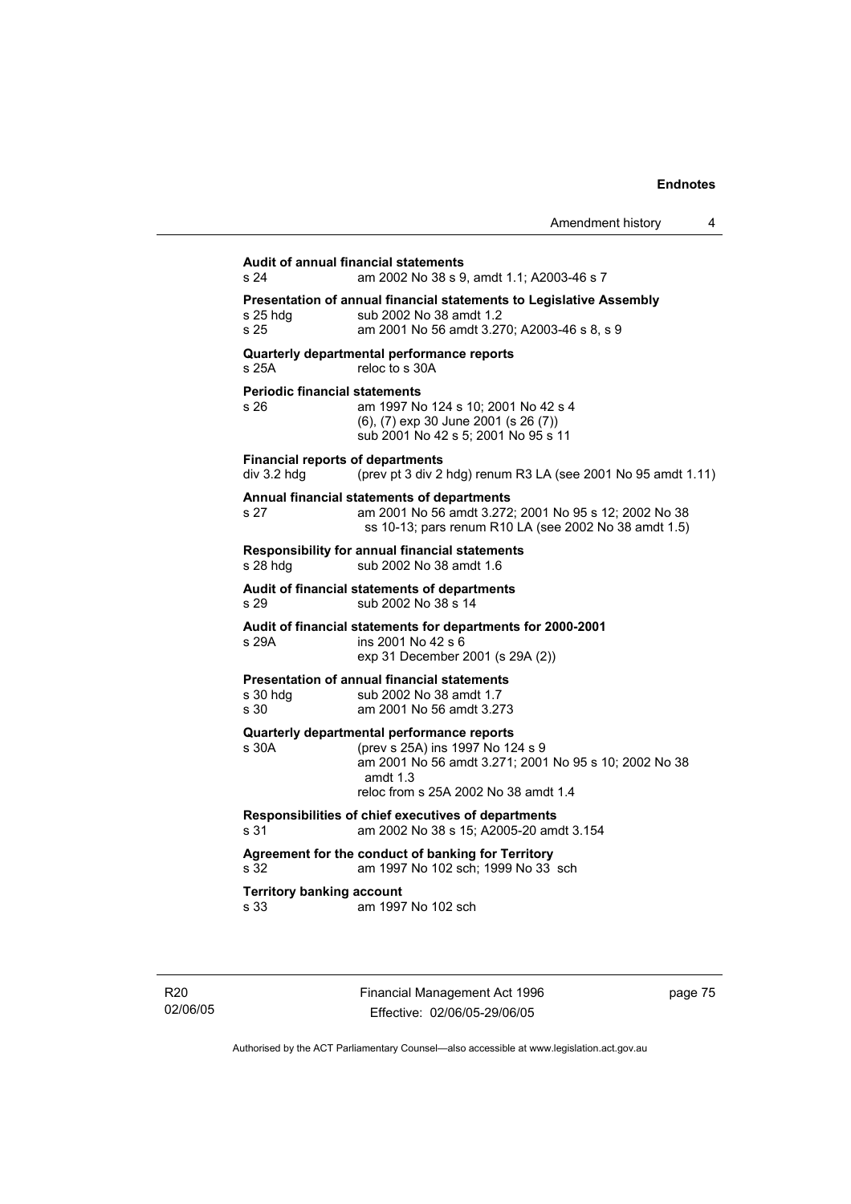**Audit of annual financial statements**

s 24 am 2002 No 38 s 9, amdt 1.1; A2003-46 s 7

**Presentation of annual financial statements to Legislative Assembly**

s 25 hdg sub 2002 No 38 amdt 1.2
s 25 am 2001 No 56 amdt 3.270; A2003-46 s 8, s 9

**Quarterly departmental performance reports**

s 25A reloc to s 30A

**Periodic financial statements**

s 26 am 1997 No 124 s 10; 2001 No 42 s 4
(6), (7) exp 30 June 2001 (s 26 (7))
sub 2001 No 42 s 5; 2001 No 95 s 11

**Financial reports of departments**

div 3.2 hdg (prev pt 3 div 2 hdg) renum R3 LA (see 2001 No 95 amdt 1.11)

**Annual financial statements of departments**

s 27 am 2001 No 56 amdt 3.272; 2001 No 95 s 12; 2002 No 38 ss 10-13; pars renum R10 LA (see 2002 No 38 amdt 1.5)

**Responsibility for annual financial statements**

s 28 hdg sub 2002 No 38 amdt 1.6

**Audit of financial statements of departments**

s 29 sub 2002 No 38 s 14

**Audit of financial statements for departments for 2000-2001**

s 29A ins 2001 No 42 s 6
exp 31 December 2001 (s 29A (2))

**Presentation of annual financial statements**

s 30 hdg sub 2002 No 38 amdt 1.7
s 30 am 2001 No 56 amdt 3.273

**Quarterly departmental performance reports**

s 30A (prev s 25A) ins 1997 No 124 s 9
am 2001 No 56 amdt 3.271; 2001 No 95 s 10; 2002 No 38 amdt 1.3
reloc from s 25A 2002 No 38 amdt 1.4

**Responsibilities of chief executives of departments**

s 31 am 2002 No 38 s 15; A2005-20 amdt 3.154

**Agreement for the conduct of banking for Territory**

s 32 am 1997 No 102 sch; 1999 No 33 sch

**Territory banking account**

s 33 am 1997 No 102 sch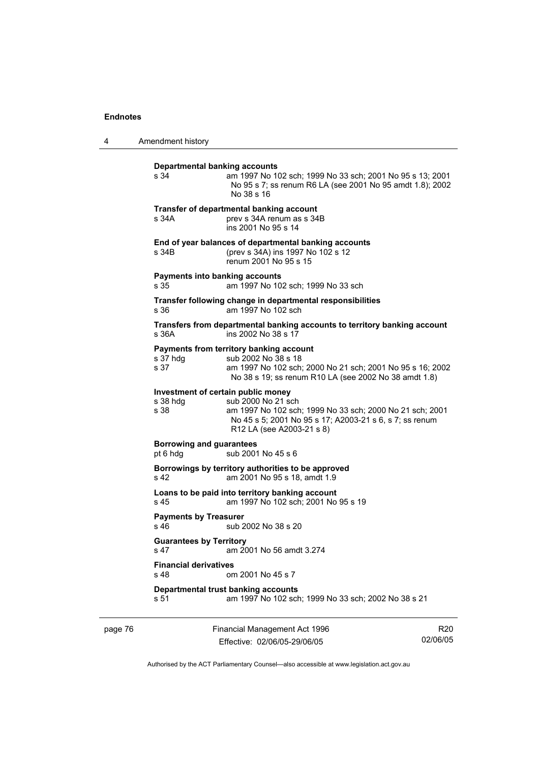**Departmental banking accounts**

s 34 am 1997 No 102 sch; 1999 No 33 sch; 2001 No 95 s 13; 2001 No 95 s 7; ss renum R6 LA (see 2001 No 95 amdt 1.8); 2002 No 38 s 16

**Transfer of departmental banking account**

s 34A prev s 34A renum as s 34B
ins 2001 No 95 s 14

**End of year balances of departmental banking accounts**

s 34B (prev s 34A) ins 1997 No 102 s 12
renum 2001 No 95 s 15

**Payments into banking accounts**

s 35 am 1997 No 102 sch; 1999 No 33 sch

**Transfer following change in departmental responsibilities**

s 36 am 1997 No 102 sch

**Transfers from departmental banking accounts to territory banking account**

s 36A ins 2002 No 38 s 17

**Payments from territory banking account**

s 37 hdg sub 2002 No 38 s 18
s 37 am 1997 No 102 sch; 2000 No 21 sch; 2001 No 95 s 16; 2002 No 38 s 19; ss renum R10 LA (see 2002 No 38 amdt 1.8)

**Investment of certain public money**

s 38 hdg sub 2000 No 21 sch
s 38 am 1997 No 102 sch; 1999 No 33 sch; 2000 No 21 sch; 2001 No 45 s 5; 2001 No 95 s 17; A2003-21 s 6, s 7; ss renum R12 LA (see A2003-21 s 8)

**Borrowing and guarantees**

pt 6 hdg sub 2001 No 45 s 6

**Borrowings by territory authorities to be approved**

s 42 am 2001 No 95 s 18, amdt 1.9

**Loans to be paid into territory banking account**

s 45 am 1997 No 102 sch; 2001 No 95 s 19

**Payments by Treasurer**

s 46 sub 2002 No 38 s 20

**Guarantees by Territory**

s 47 am 2001 No 56 amdt 3.274

**Financial derivatives**

s 48 om 2001 No 45 s 7

**Departmental trust banking accounts**

s 51 am 1997 No 102 sch; 1999 No 33 sch; 2002 No 38 s 21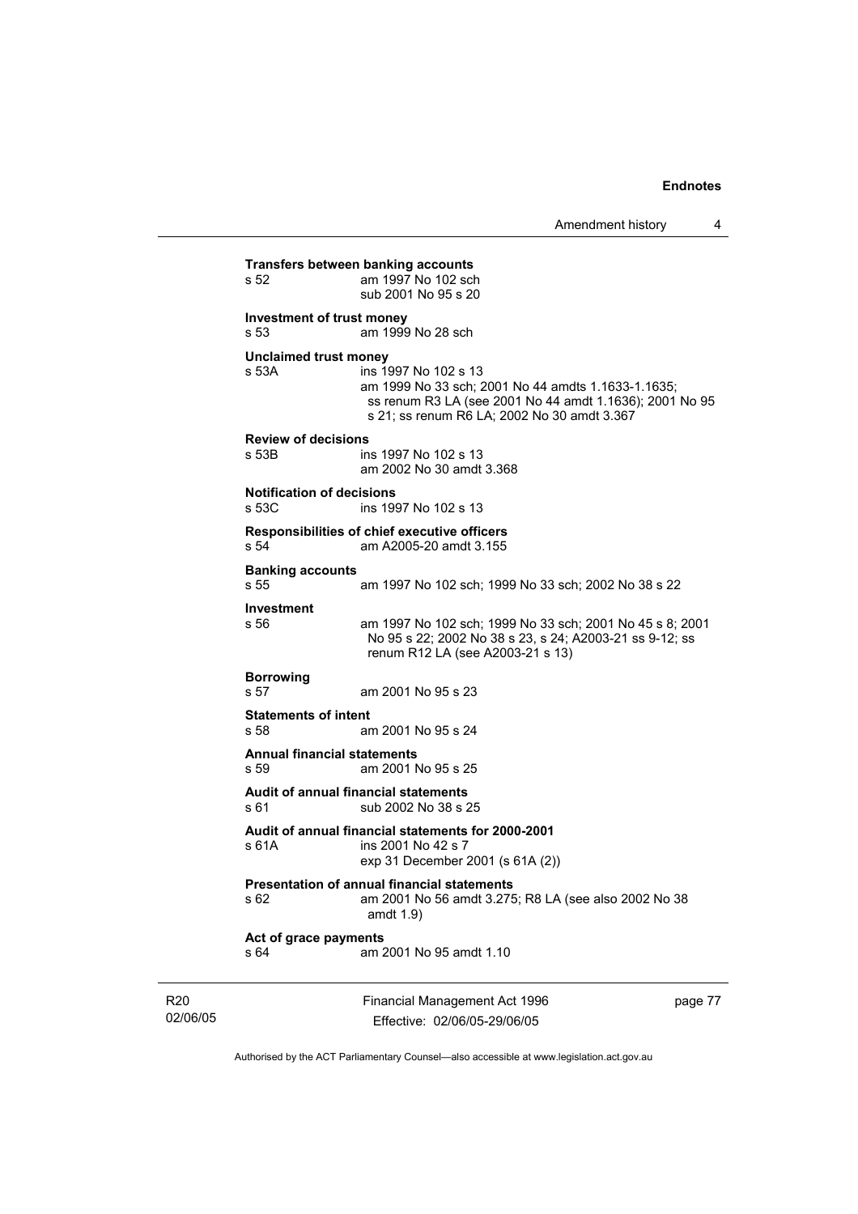**Transfers between banking accounts**

s 52 am 1997 No 102 sch
sub 2001 No 95 s 20

**Investment of trust money**

s 53 am 1999 No 28 sch

**Unclaimed trust money**

s 53A ins 1997 No 102 s 13
am 1999 No 33 sch; 2001 No 44 amdts 1.1633-1.1635; ss renum R3 LA (see 2001 No 44 amdt 1.1636); 2001 No 95 s 21; ss renum R6 LA; 2002 No 30 amdt 3.367

**Review of decisions**

s 53B ins 1997 No 102 s 13
am 2002 No 30 amdt 3.368

**Notification of decisions**

s 53C ins 1997 No 102 s 13

**Responsibilities of chief executive officers**

s 54 am A2005-20 amdt 3.155

**Banking accounts**

s 55 am 1997 No 102 sch; 1999 No 33 sch; 2002 No 38 s 22

**Investment**

s 56 am 1997 No 102 sch; 1999 No 33 sch; 2001 No 45 s 8; 2001 No 95 s 22; 2002 No 38 s 23, s 24; A2003-21 ss 9-12; ss renum R12 LA (see A2003-21 s 13)

**Borrowing**

s 57 am 2001 No 95 s 23

**Statements of intent**

s 58 am 2001 No 95 s 24

**Annual financial statements**

s 59 am 2001 No 95 s 25

**Audit of annual financial statements**

s 61 sub 2002 No 38 s 25

**Audit of annual financial statements for 2000-2001**

s 61A ins 2001 No 42 s 7
exp 31 December 2001 (s 61A (2))

**Presentation of annual financial statements**

s 62 am 2001 No 56 amdt 3.275; R8 LA (see also 2002 No 38 amdt 1.9)

**Act of grace payments**

s 64 am 2001 No 95 amdt 1.10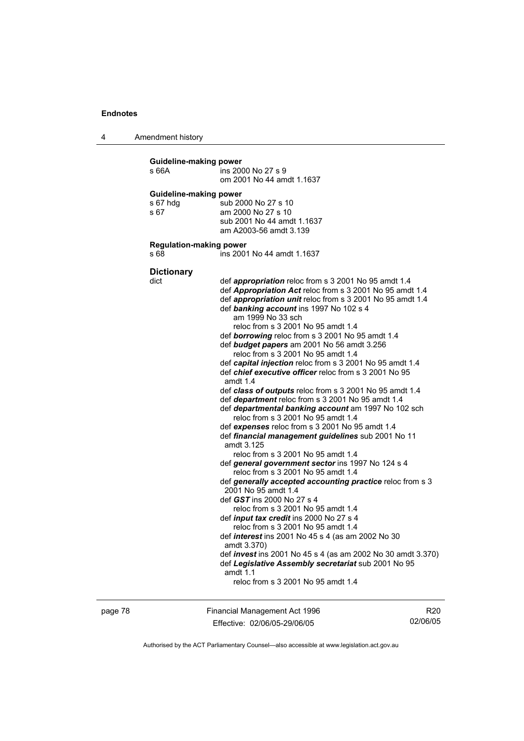**Guideline-making power**

s 66A ins 2000 No 27 s 9
om 2001 No 44 amdt 1.1637

**Guideline-making power**

s 67 hdg sub 2000 No 27 s 10
s 67 am 2000 No 27 s 10
sub 2001 No 44 amdt 1.1637
am A2003-56 amdt 3.139

**Regulation-making power**

s 68 ins 2001 No 44 amdt 1.1637

**Dictionary**

dict def ***appropriation*** reloc from s 3 2001 No 95 amdt 1.4
def ***Appropriation Act*** reloc from s 3 2001 No 95 amdt 1.4
def ***appropriation unit*** reloc from s 3 2001 No 95 amdt 1.4
def ***banking account*** ins 1997 No 102 s 4
am 1999 No 33 sch
reloc from s 3 2001 No 95 amdt 1.4
def ***borrowing*** reloc from s 3 2001 No 95 amdt 1.4
def ***budget papers*** am 2001 No 56 amdt 3.256
reloc from s 3 2001 No 95 amdt 1.4
def ***capital injection*** reloc from s 3 2001 No 95 amdt 1.4
def ***chief executive officer*** reloc from s 3 2001 No 95 amdt 1.4
def ***class of outputs*** reloc from s 3 2001 No 95 amdt 1.4
def ***department*** reloc from s 3 2001 No 95 amdt 1.4
def ***departmental banking account*** am 1997 No 102 sch
reloc from s 3 2001 No 95 amdt 1.4
def ***expenses*** reloc from s 3 2001 No 95 amdt 1.4
def ***financial management guidelines*** sub 2001 No 11 amdt 3.125
reloc from s 3 2001 No 95 amdt 1.4
def ***general government sector*** ins 1997 No 124 s 4
reloc from s 3 2001 No 95 amdt 1.4
def ***generally accepted accounting practice*** reloc from s 3 2001 No 95 amdt 1.4
def ***GST*** ins 2000 No 27 s 4
reloc from s 3 2001 No 95 amdt 1.4
def ***input tax credit*** ins 2000 No 27 s 4
reloc from s 3 2001 No 95 amdt 1.4
def ***interest*** ins 2001 No 45 s 4 (as am 2002 No 30 amdt 3.370)
def ***invest*** ins 2001 No 45 s 4 (as am 2002 No 30 amdt 3.370)
def ***Legislative Assembly secretariat*** sub 2001 No 95 amdt 1.1
reloc from s 3 2001 No 95 amdt 1.4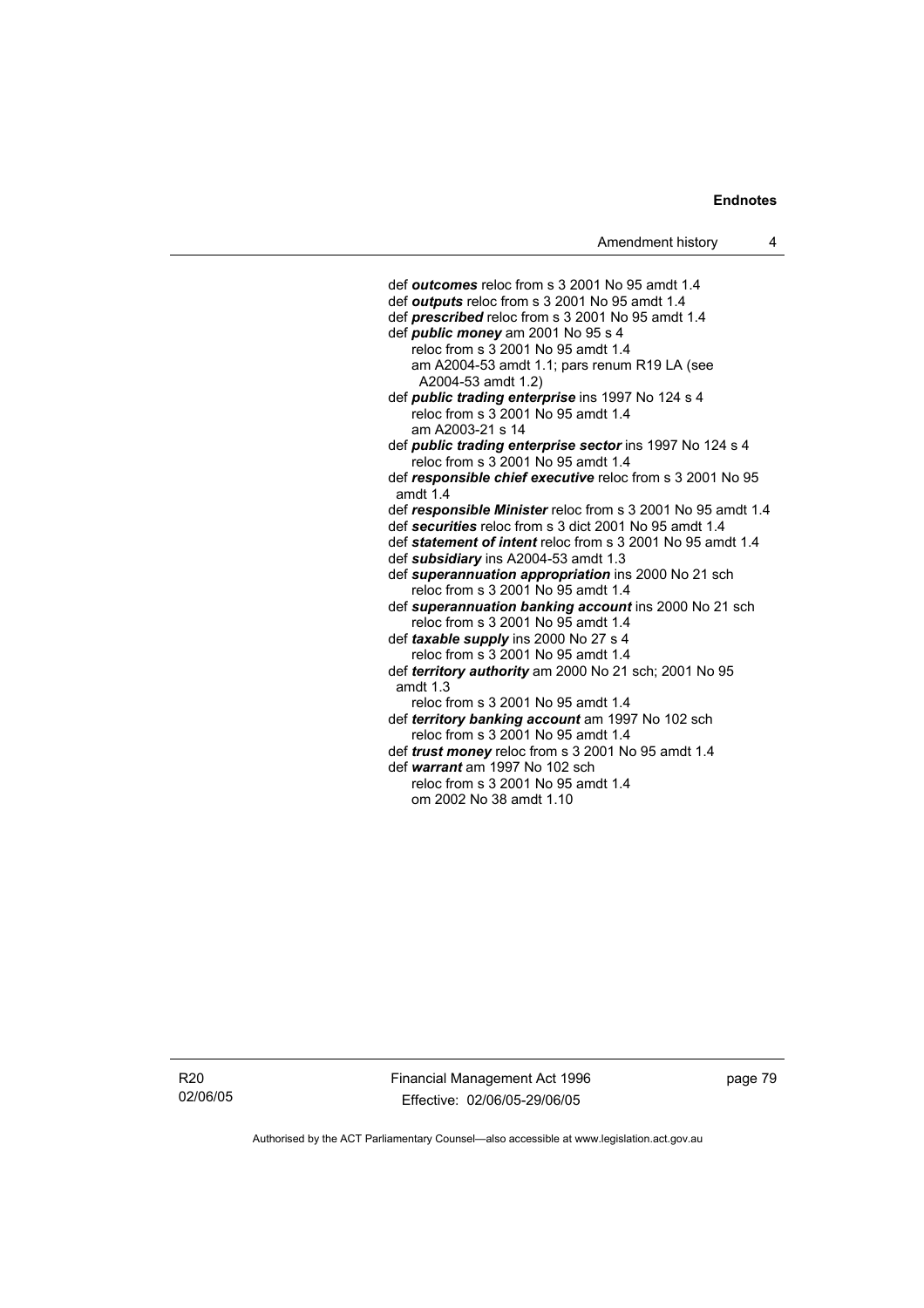def ***outcomes*** reloc from s 3 2001 No 95 amdt 1.4
def ***outputs*** reloc from s 3 2001 No 95 amdt 1.4
def ***prescribed*** reloc from s 3 2001 No 95 amdt 1.4
def ***public money*** am 2001 No 95 s 4
reloc from s 3 2001 No 95 amdt 1.4
am A2004-53 amdt 1.1; pars renum R19 LA (see A2004-53 amdt 1.2)
def ***public trading enterprise*** ins 1997 No 124 s 4
reloc from s 3 2001 No 95 amdt 1.4
am A2003-21 s 14
def ***public trading enterprise sector*** ins 1997 No 124 s 4
reloc from s 3 2001 No 95 amdt 1.4
def ***responsible chief executive*** reloc from s 3 2001 No 95 amdt 1.4
def ***responsible Minister*** reloc from s 3 2001 No 95 amdt 1.4
def ***securities*** reloc from s 3 dict 2001 No 95 amdt 1.4
def ***statement of intent*** reloc from s 3 2001 No 95 amdt 1.4
def ***subsidiary*** ins A2004-53 amdt 1.3
def ***superannuation appropriation*** ins 2000 No 21 sch
reloc from s 3 2001 No 95 amdt 1.4
def ***superannuation banking account*** ins 2000 No 21 sch
reloc from s 3 2001 No 95 amdt 1.4
def ***taxable supply*** ins 2000 No 27 s 4
reloc from s 3 2001 No 95 amdt 1.4
def ***territory authority*** am 2000 No 21 sch; 2001 No 95 amdt 1.3
reloc from s 3 2001 No 95 amdt 1.4
def ***territory banking account*** am 1997 No 102 sch
reloc from s 3 2001 No 95 amdt 1.4
def ***trust money*** reloc from s 3 2001 No 95 amdt 1.4
def ***warrant*** am 1997 No 102 sch
reloc from s 3 2001 No 95 amdt 1.4
om 2002 No 38 amdt 1.10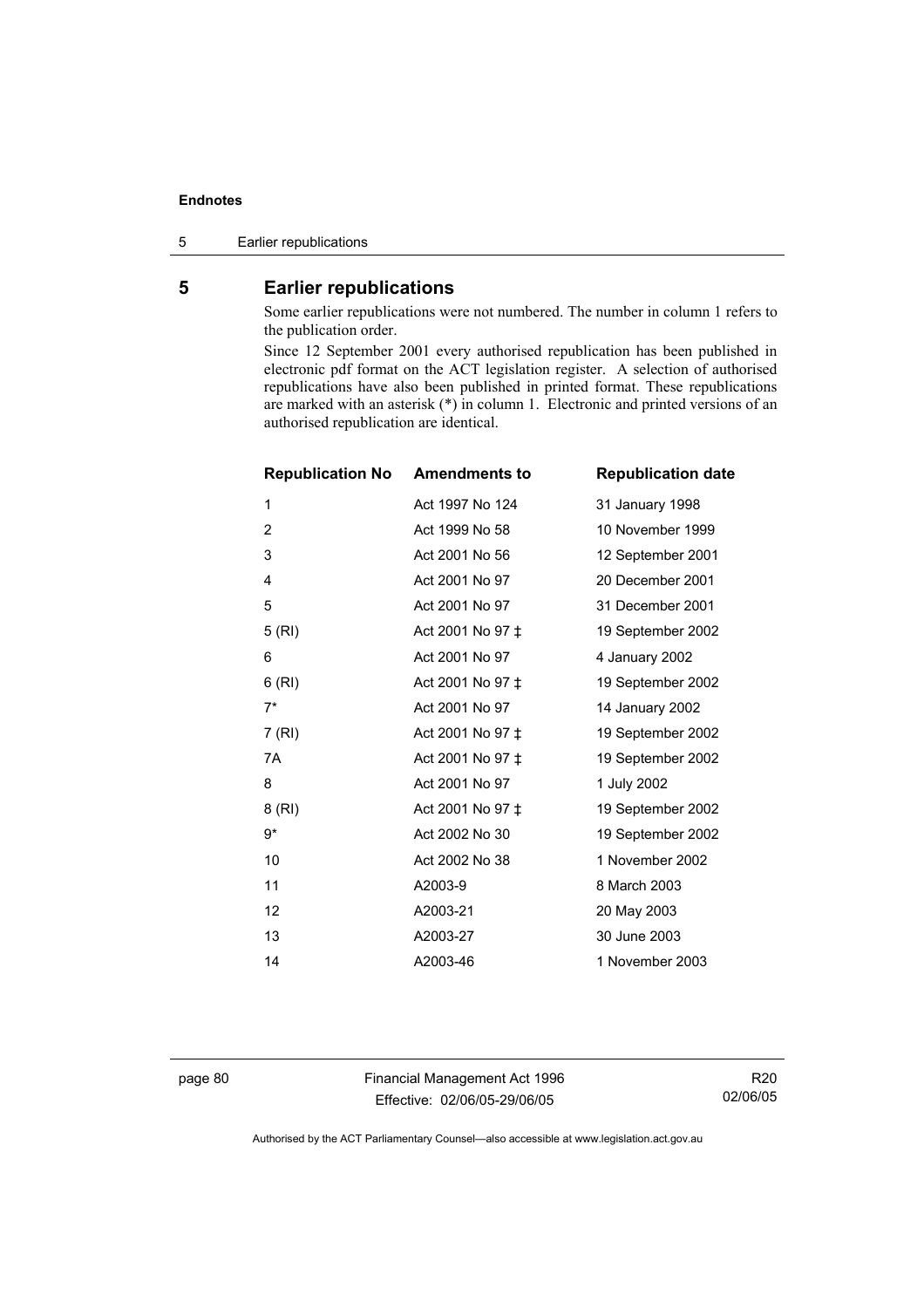## 5 Earlier republications

Some earlier republications were not numbered. The number in column 1 refers to the publication order.

Since 12 September 2001 every authorised republication has been published in electronic pdf format on the ACT legislation register. A selection of authorised republications have also been published in printed format. These republications are marked with an asterisk (*) in column 1. Electronic and printed versions of an authorised republication are identical.

| Republication No | Amendments to | Republication date |
|---|---|---|
| 1 | Act 1997 No 124 | 31 January 1998 |
| 2 | Act 1999 No 58 | 10 November 1999 |
| 3 | Act 2001 No 56 | 12 September 2001 |
| 4 | Act 2001 No 97 | 20 December 2001 |
| 5 | Act 2001 No 97 | 31 December 2001 |
| 5 (RI) | Act 2001 No 97 ‡ | 19 September 2002 |
| 6 | Act 2001 No 97 | 4 January 2002 |
| 6 (RI) | Act 2001 No 97 ‡ | 19 September 2002 |
| 7* | Act 2001 No 97 | 14 January 2002 |
| 7 (RI) | Act 2001 No 97 ‡ | 19 September 2002 |
| 7A | Act 2001 No 97 ‡ | 19 September 2002 |
| 8 | Act 2001 No 97 | 1 July 2002 |
| 8 (RI) | Act 2001 No 97 ‡ | 19 September 2002 |
| 9* | Act 2002 No 30 | 19 September 2002 |
| 10 | Act 2002 No 38 | 1 November 2002 |
| 11 | A2003-9 | 8 March 2003 |
| 12 | A2003-21 | 20 May 2003 |
| 13 | A2003-27 | 30 June 2003 |
| 14 | A2003-46 | 1 November 2003 |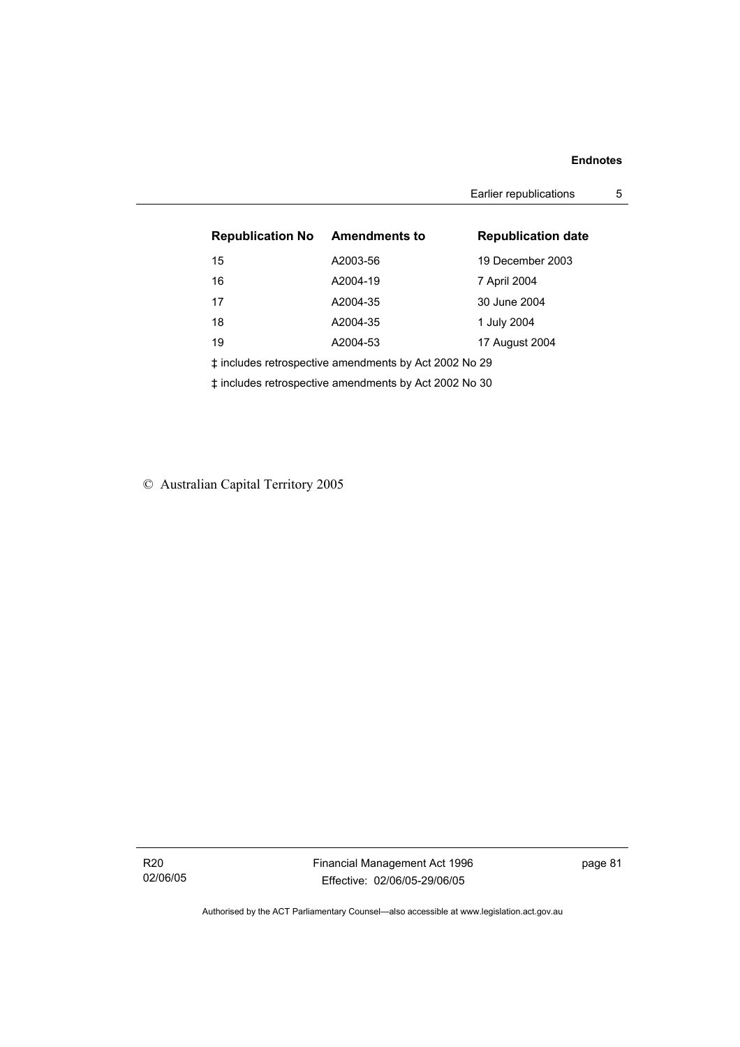| Republication No | Amendments to | Republication date |
|---|---|---|
| 15 | A2003-56 | 19 December 2003 |
| 16 | A2004-19 | 7 April 2004 |
| 17 | A2004-35 | 30 June 2004 |
| 18 | A2004-35 | 1 July 2004 |
| 19 | A2004-53 | 17 August 2004 |

‡ includes retrospective amendments by Act 2002 No 29

‡ includes retrospective amendments by Act 2002 No 30

© Australian Capital Territory 2005